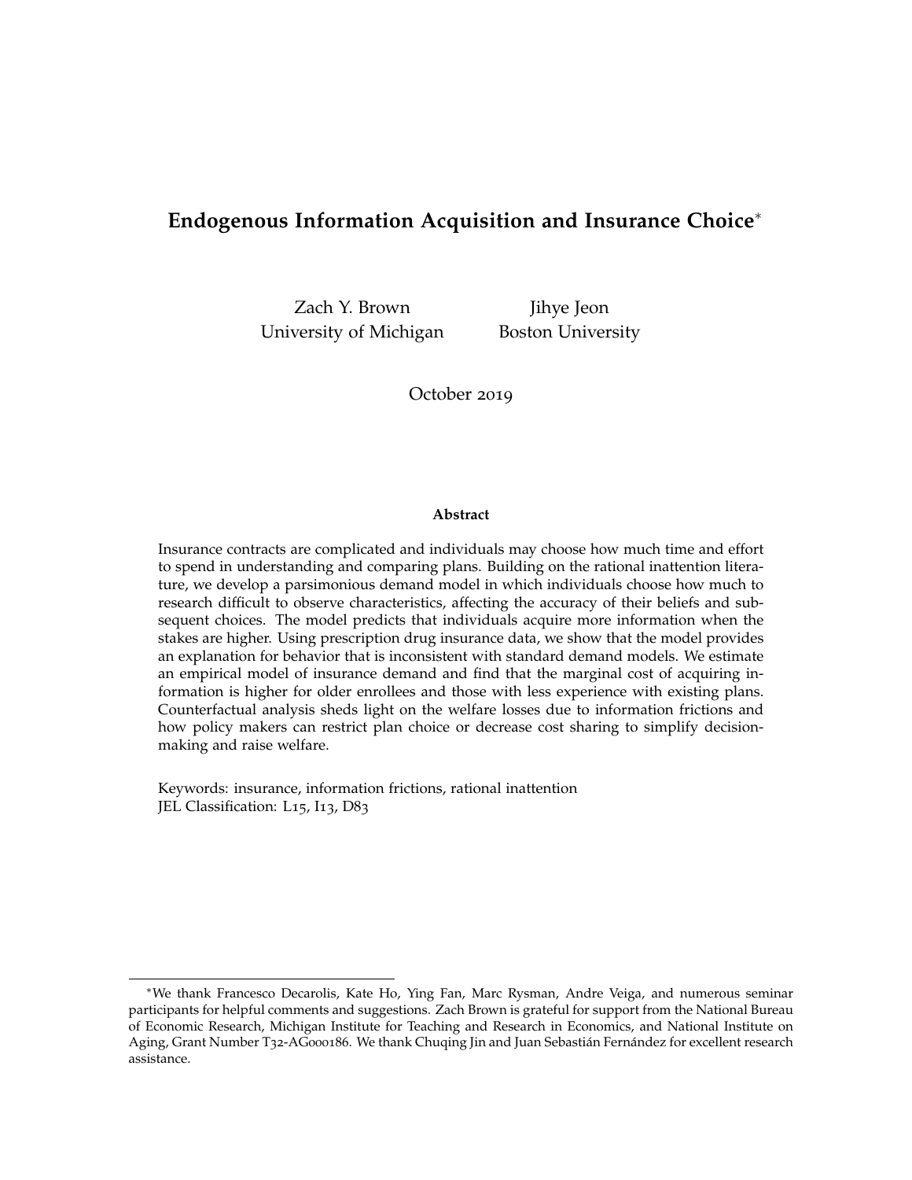# Endogenous Information Acquisition and Insurance Choice*

Zach Y. Brown
University of Michigan

Jihye Jeon
Boston University

October 2019

**Abstract**

Insurance contracts are complicated and individuals may choose how much time and effort to spend in understanding and comparing plans. Building on the rational inattention literature, we develop a parsimonious demand model in which individuals choose how much to research difficult to observe characteristics, affecting the accuracy of their beliefs and subsequent choices. The model predicts that individuals acquire more information when the stakes are higher. Using prescription drug insurance data, we show that the model provides an explanation for behavior that is inconsistent with standard demand models. We estimate an empirical model of insurance demand and find that the marginal cost of acquiring information is higher for older enrollees and those with less experience with existing plans. Counterfactual analysis sheds light on the welfare losses due to information frictions and how policy makers can restrict plan choice or decrease cost sharing to simplify decision-making and raise welfare.

Keywords: insurance, information frictions, rational inattention
JEL Classification: L15, I13, D83

*We thank Francesco Decarolis, Kate Ho, Ying Fan, Marc Rysman, Andre Veiga, and numerous seminar participants for helpful comments and suggestions. Zach Brown is grateful for support from the National Bureau of Economic Research, Michigan Institute for Teaching and Research in Economics, and National Institute on Aging, Grant Number T32-AG000186. We thank Chuqing Jin and Juan Sebastián Fernández for excellent research assistance.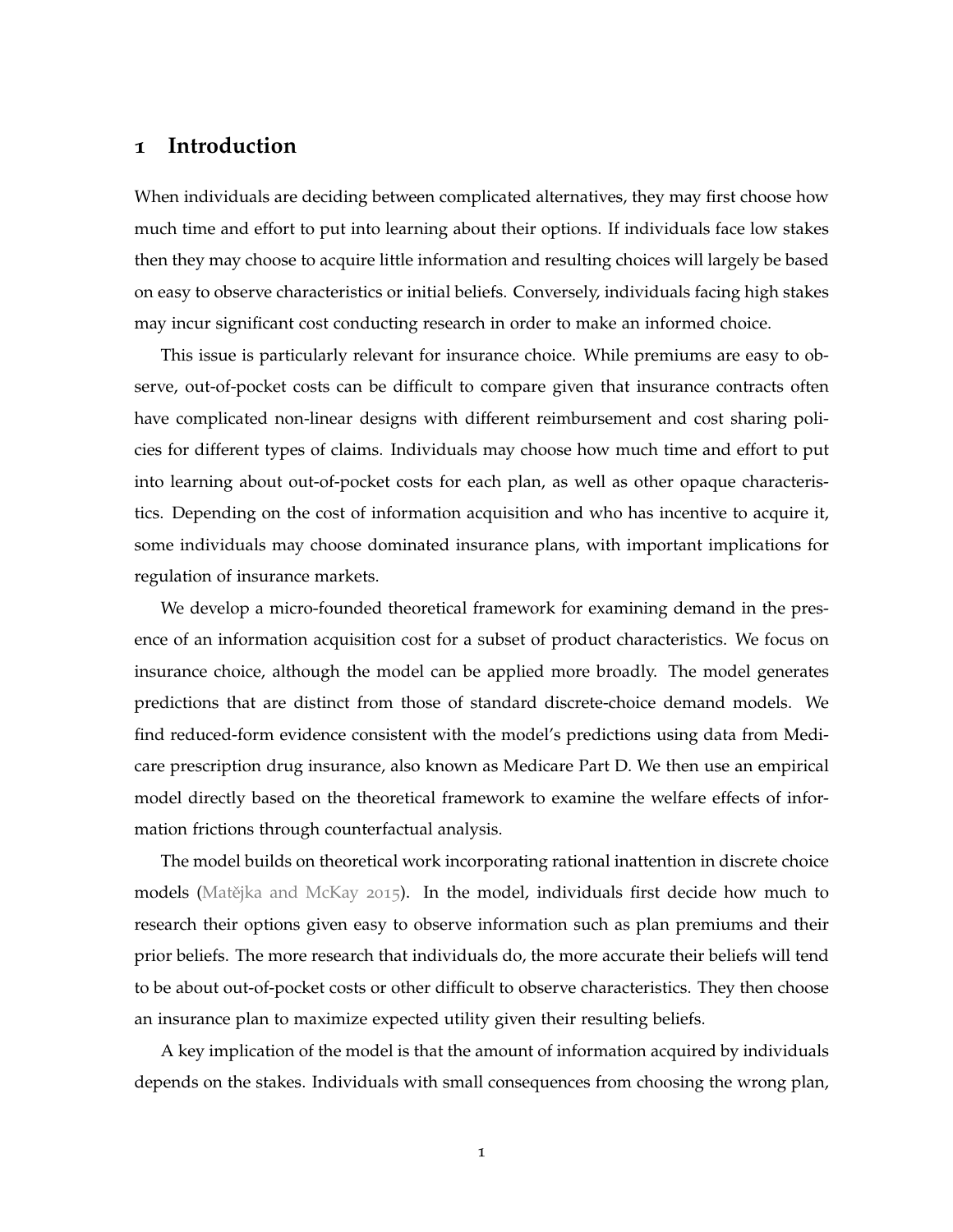# 1 Introduction

When individuals are deciding between complicated alternatives, they may first choose how much time and effort to put into learning about their options. If individuals face low stakes then they may choose to acquire little information and resulting choices will largely be based on easy to observe characteristics or initial beliefs. Conversely, individuals facing high stakes may incur significant cost conducting research in order to make an informed choice.

This issue is particularly relevant for insurance choice. While premiums are easy to observe, out-of-pocket costs can be difficult to compare given that insurance contracts often have complicated non-linear designs with different reimbursement and cost sharing policies for different types of claims. Individuals may choose how much time and effort to put into learning about out-of-pocket costs for each plan, as well as other opaque characteristics. Depending on the cost of information acquisition and who has incentive to acquire it, some individuals may choose dominated insurance plans, with important implications for regulation of insurance markets.

We develop a micro-founded theoretical framework for examining demand in the presence of an information acquisition cost for a subset of product characteristics. We focus on insurance choice, although the model can be applied more broadly. The model generates predictions that are distinct from those of standard discrete-choice demand models. We find reduced-form evidence consistent with the model's predictions using data from Medicare prescription drug insurance, also known as Medicare Part D. We then use an empirical model directly based on the theoretical framework to examine the welfare effects of information frictions through counterfactual analysis.

The model builds on theoretical work incorporating rational inattention in discrete choice models (Matějka and McKay 2015). In the model, individuals first decide how much to research their options given easy to observe information such as plan premiums and their prior beliefs. The more research that individuals do, the more accurate their beliefs will tend to be about out-of-pocket costs or other difficult to observe characteristics. They then choose an insurance plan to maximize expected utility given their resulting beliefs.

A key implication of the model is that the amount of information acquired by individuals depends on the stakes. Individuals with small consequences from choosing the wrong plan,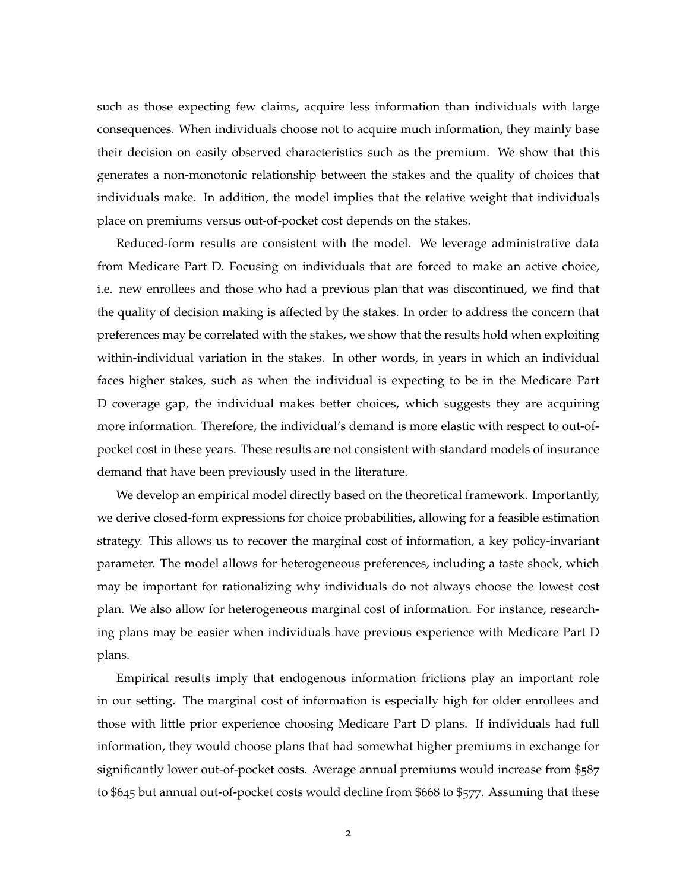such as those expecting few claims, acquire less information than individuals with large consequences. When individuals choose not to acquire much information, they mainly base their decision on easily observed characteristics such as the premium. We show that this generates a non-monotonic relationship between the stakes and the quality of choices that individuals make. In addition, the model implies that the relative weight that individuals place on premiums versus out-of-pocket cost depends on the stakes.

Reduced-form results are consistent with the model. We leverage administrative data from Medicare Part D. Focusing on individuals that are forced to make an active choice, i.e. new enrollees and those who had a previous plan that was discontinued, we find that the quality of decision making is affected by the stakes. In order to address the concern that preferences may be correlated with the stakes, we show that the results hold when exploiting within-individual variation in the stakes. In other words, in years in which an individual faces higher stakes, such as when the individual is expecting to be in the Medicare Part D coverage gap, the individual makes better choices, which suggests they are acquiring more information. Therefore, the individual's demand is more elastic with respect to out-of-pocket cost in these years. These results are not consistent with standard models of insurance demand that have been previously used in the literature.

We develop an empirical model directly based on the theoretical framework. Importantly, we derive closed-form expressions for choice probabilities, allowing for a feasible estimation strategy. This allows us to recover the marginal cost of information, a key policy-invariant parameter. The model allows for heterogeneous preferences, including a taste shock, which may be important for rationalizing why individuals do not always choose the lowest cost plan. We also allow for heterogeneous marginal cost of information. For instance, researching plans may be easier when individuals have previous experience with Medicare Part D plans.

Empirical results imply that endogenous information frictions play an important role in our setting. The marginal cost of information is especially high for older enrollees and those with little prior experience choosing Medicare Part D plans. If individuals had full information, they would choose plans that had somewhat higher premiums in exchange for significantly lower out-of-pocket costs. Average annual premiums would increase from \$587 to \$645 but annual out-of-pocket costs would decline from \$668 to \$577. Assuming that these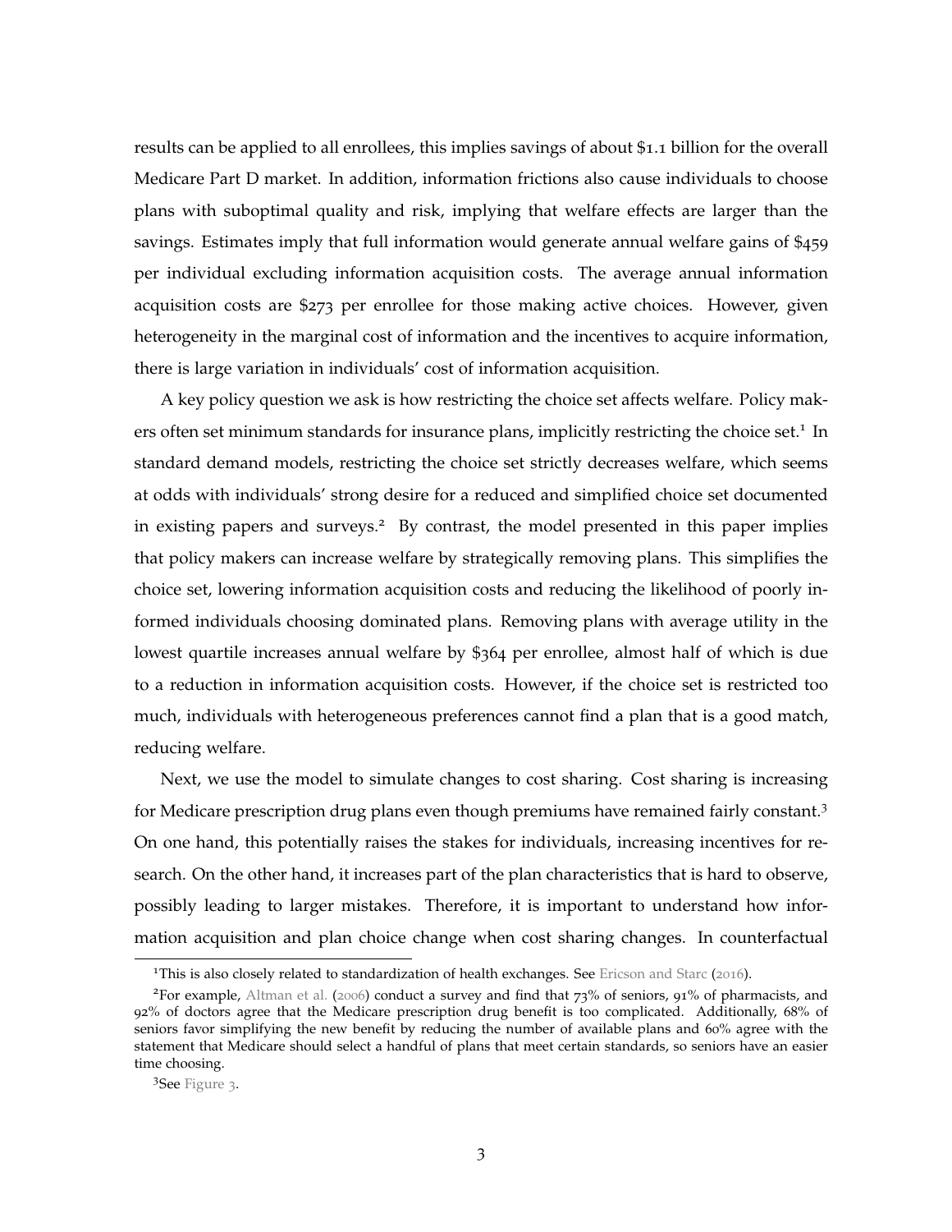results can be applied to all enrollees, this implies savings of about $1.1 billion for the overall Medicare Part D market. In addition, information frictions also cause individuals to choose plans with suboptimal quality and risk, implying that welfare effects are larger than the savings. Estimates imply that full information would generate annual welfare gains of $459 per individual excluding information acquisition costs. The average annual information acquisition costs are $273 per enrollee for those making active choices. However, given heterogeneity in the marginal cost of information and the incentives to acquire information, there is large variation in individuals' cost of information acquisition.

A key policy question we ask is how restricting the choice set affects welfare. Policy makers often set minimum standards for insurance plans, implicitly restricting the choice set.[1] In standard demand models, restricting the choice set strictly decreases welfare, which seems at odds with individuals' strong desire for a reduced and simplified choice set documented in existing papers and surveys.[2] By contrast, the model presented in this paper implies that policy makers can increase welfare by strategically removing plans. This simplifies the choice set, lowering information acquisition costs and reducing the likelihood of poorly informed individuals choosing dominated plans. Removing plans with average utility in the lowest quartile increases annual welfare by $364 per enrollee, almost half of which is due to a reduction in information acquisition costs. However, if the choice set is restricted too much, individuals with heterogeneous preferences cannot find a plan that is a good match, reducing welfare.

Next, we use the model to simulate changes to cost sharing. Cost sharing is increasing for Medicare prescription drug plans even though premiums have remained fairly constant.[3] On one hand, this potentially raises the stakes for individuals, increasing incentives for research. On the other hand, it increases part of the plan characteristics that is hard to observe, possibly leading to larger mistakes. Therefore, it is important to understand how information acquisition and plan choice change when cost sharing changes. In counterfactual

[1] This is also closely related to standardization of health exchanges. See Ericson and Starc (2016).

[2] For example, Altman et al. (2006) conduct a survey and find that 73% of seniors, 91% of pharmacists, and 92% of doctors agree that the Medicare prescription drug benefit is too complicated. Additionally, 68% of seniors favor simplifying the new benefit by reducing the number of available plans and 60% agree with the statement that Medicare should select a handful of plans that meet certain standards, so seniors have an easier time choosing.

[3] See Figure 3.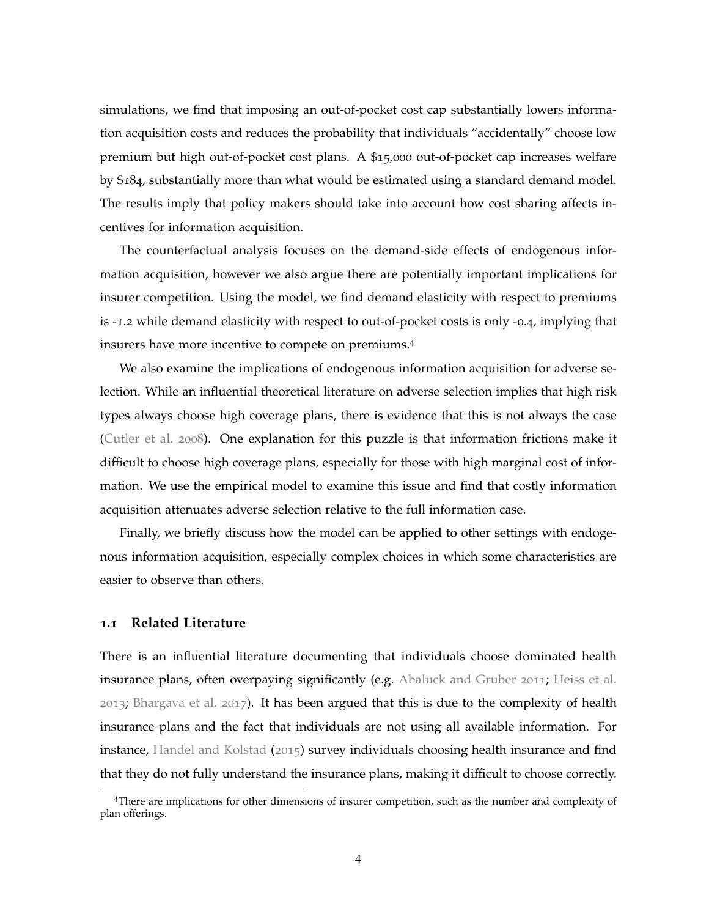simulations, we find that imposing an out-of-pocket cost cap substantially lowers information acquisition costs and reduces the probability that individuals "accidentally" choose low premium but high out-of-pocket cost plans. A $15,000 out-of-pocket cap increases welfare by $184, substantially more than what would be estimated using a standard demand model. The results imply that policy makers should take into account how cost sharing affects incentives for information acquisition.

The counterfactual analysis focuses on the demand-side effects of endogenous information acquisition, however we also argue there are potentially important implications for insurer competition. Using the model, we find demand elasticity with respect to premiums is -1.2 while demand elasticity with respect to out-of-pocket costs is only -0.4, implying that insurers have more incentive to compete on premiums.[4]

We also examine the implications of endogenous information acquisition for adverse selection. While an influential theoretical literature on adverse selection implies that high risk types always choose high coverage plans, there is evidence that this is not always the case (Cutler et al. 2008). One explanation for this puzzle is that information frictions make it difficult to choose high coverage plans, especially for those with high marginal cost of information. We use the empirical model to examine this issue and find that costly information acquisition attenuates adverse selection relative to the full information case.

Finally, we briefly discuss how the model can be applied to other settings with endogenous information acquisition, especially complex choices in which some characteristics are easier to observe than others.

## 1.1 Related Literature

There is an influential literature documenting that individuals choose dominated health insurance plans, often overpaying significantly (e.g. Abaluck and Gruber 2011; Heiss et al. 2013; Bhargava et al. 2017). It has been argued that this is due to the complexity of health insurance plans and the fact that individuals are not using all available information. For instance, Handel and Kolstad (2015) survey individuals choosing health insurance and find that they do not fully understand the insurance plans, making it difficult to choose correctly.

[4] There are implications for other dimensions of insurer competition, such as the number and complexity of plan offerings.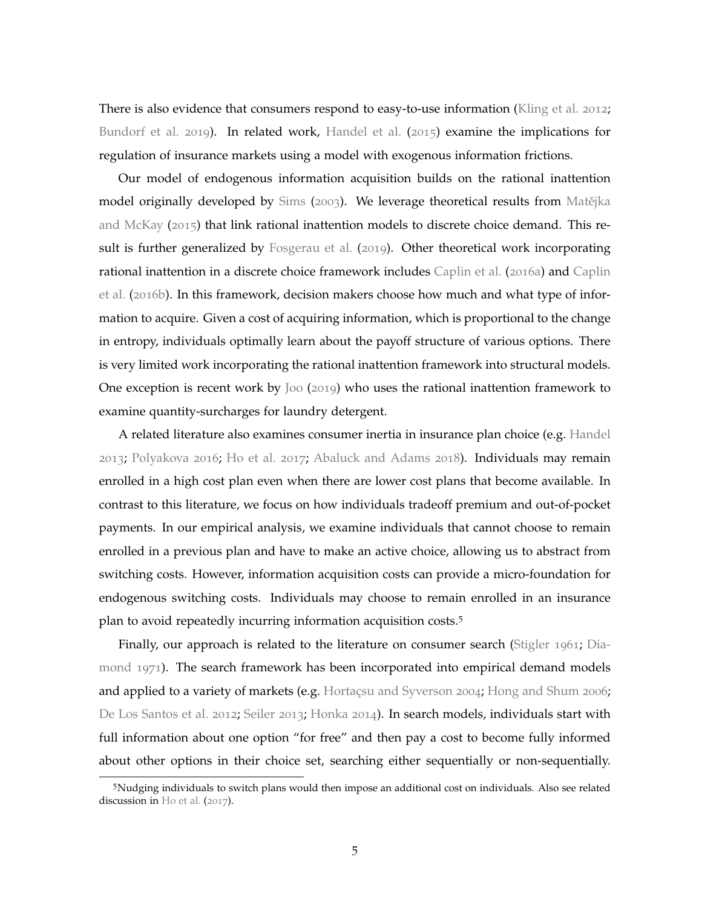There is also evidence that consumers respond to easy-to-use information (Kling et al. 2012; Bundorf et al. 2019). In related work, Handel et al. (2015) examine the implications for regulation of insurance markets using a model with exogenous information frictions.

Our model of endogenous information acquisition builds on the rational inattention model originally developed by Sims (2003). We leverage theoretical results from Matějka and McKay (2015) that link rational inattention models to discrete choice demand. This result is further generalized by Fosgerau et al. (2019). Other theoretical work incorporating rational inattention in a discrete choice framework includes Caplin et al. (2016a) and Caplin et al. (2016b). In this framework, decision makers choose how much and what type of information to acquire. Given a cost of acquiring information, which is proportional to the change in entropy, individuals optimally learn about the payoff structure of various options. There is very limited work incorporating the rational inattention framework into structural models. One exception is recent work by Joo (2019) who uses the rational inattention framework to examine quantity-surcharges for laundry detergent.

A related literature also examines consumer inertia in insurance plan choice (e.g. Handel 2013; Polyakova 2016; Ho et al. 2017; Abaluck and Adams 2018). Individuals may remain enrolled in a high cost plan even when there are lower cost plans that become available. In contrast to this literature, we focus on how individuals tradeoff premium and out-of-pocket payments. In our empirical analysis, we examine individuals that cannot choose to remain enrolled in a previous plan and have to make an active choice, allowing us to abstract from switching costs. However, information acquisition costs can provide a micro-foundation for endogenous switching costs. Individuals may choose to remain enrolled in an insurance plan to avoid repeatedly incurring information acquisition costs.[5]

Finally, our approach is related to the literature on consumer search (Stigler 1961; Diamond 1971). The search framework has been incorporated into empirical demand models and applied to a variety of markets (e.g. Hortaçsu and Syverson 2004; Hong and Shum 2006; De Los Santos et al. 2012; Seiler 2013; Honka 2014). In search models, individuals start with full information about one option "for free" and then pay a cost to become fully informed about other options in their choice set, searching either sequentially or non-sequentially.

[5] Nudging individuals to switch plans would then impose an additional cost on individuals. Also see related discussion in Ho et al. (2017).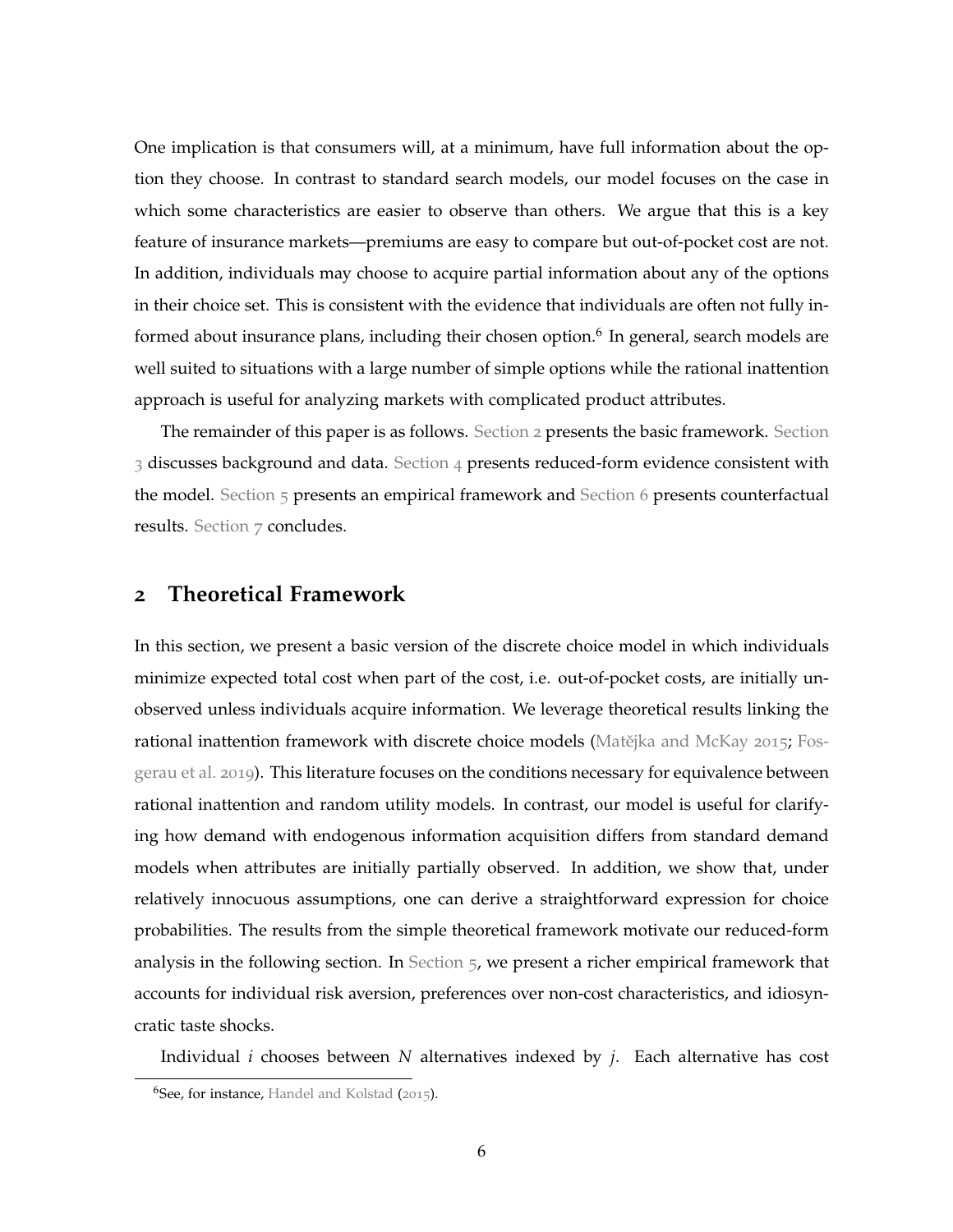One implication is that consumers will, at a minimum, have full information about the option they choose. In contrast to standard search models, our model focuses on the case in which some characteristics are easier to observe than others. We argue that this is a key feature of insurance markets—premiums are easy to compare but out-of-pocket cost are not. In addition, individuals may choose to acquire partial information about any of the options in their choice set. This is consistent with the evidence that individuals are often not fully informed about insurance plans, including their chosen option.[6] In general, search models are well suited to situations with a large number of simple options while the rational inattention approach is useful for analyzing markets with complicated product attributes.

The remainder of this paper is as follows. Section 2 presents the basic framework. Section 3 discusses background and data. Section 4 presents reduced-form evidence consistent with the model. Section 5 presents an empirical framework and Section 6 presents counterfactual results. Section 7 concludes.

## 2 Theoretical Framework

In this section, we present a basic version of the discrete choice model in which individuals minimize expected total cost when part of the cost, i.e. out-of-pocket costs, are initially unobserved unless individuals acquire information. We leverage theoretical results linking the rational inattention framework with discrete choice models (Matějka and McKay 2015; Fosgerau et al. 2019). This literature focuses on the conditions necessary for equivalence between rational inattention and random utility models. In contrast, our model is useful for clarifying how demand with endogenous information acquisition differs from standard demand models when attributes are initially partially observed. In addition, we show that, under relatively innocuous assumptions, one can derive a straightforward expression for choice probabilities. The results from the simple theoretical framework motivate our reduced-form analysis in the following section. In Section 5, we present a richer empirical framework that accounts for individual risk aversion, preferences over non-cost characteristics, and idiosyncratic taste shocks.

Individual $i$ chooses between $N$ alternatives indexed by $j$. Each alternative has cost

[6] See, for instance, Handel and Kolstad (2015).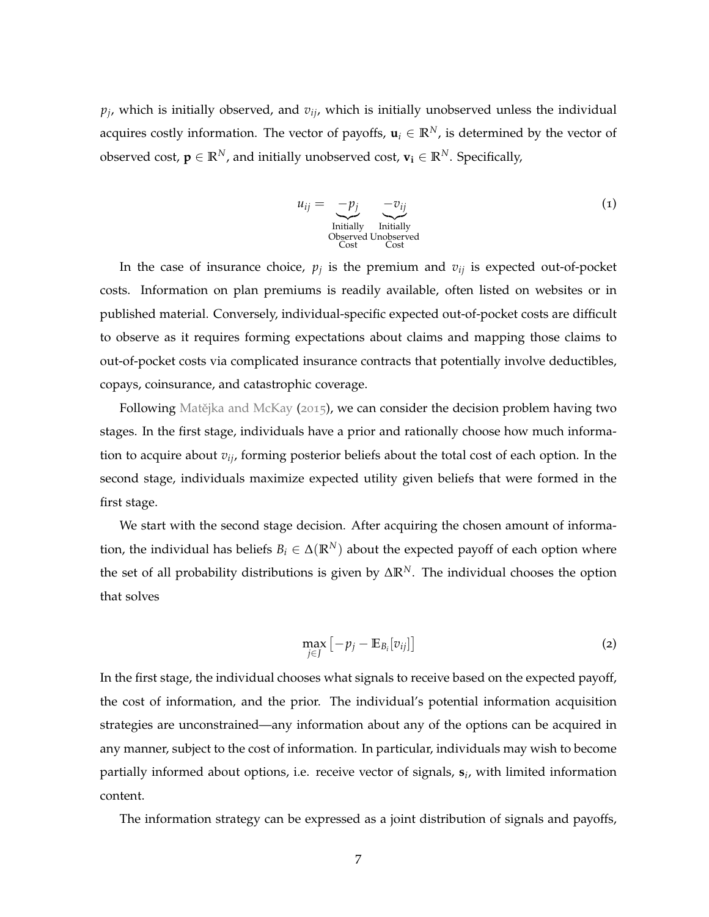$p_j$, which is initially observed, and $v_{ij}$, which is initially unobserved unless the individual acquires costly information. The vector of payoffs, $\mathbf{u}_i \in \mathbb{R}^N$, is determined by the vector of observed cost, $\mathbf{p} \in \mathbb{R}^N$, and initially unobserved cost, $\mathbf{v_i} \in \mathbb{R}^N$. Specifically,

$$u_{ij} = \underbrace{-p_j}_{\substack{\text{Initially} \\ \text{Observed} \\ \text{Cost}}} \quad \underbrace{-v_{ij}}_{\substack{\text{Initially} \\ \text{Unobserved} \\ \text{Cost}}} \tag{1}$$

In the case of insurance choice, $p_j$ is the premium and $v_{ij}$ is expected out-of-pocket costs. Information on plan premiums is readily available, often listed on websites or in published material. Conversely, individual-specific expected out-of-pocket costs are difficult to observe as it requires forming expectations about claims and mapping those claims to out-of-pocket costs via complicated insurance contracts that potentially involve deductibles, copays, coinsurance, and catastrophic coverage.

Following Matějka and McKay (2015), we can consider the decision problem having two stages. In the first stage, individuals have a prior and rationally choose how much information to acquire about $v_{ij}$, forming posterior beliefs about the total cost of each option. In the second stage, individuals maximize expected utility given beliefs that were formed in the first stage.

We start with the second stage decision. After acquiring the chosen amount of information, the individual has beliefs $B_i \in \Delta(\mathbb{R}^N)$ about the expected payoff of each option where the set of all probability distributions is given by $\Delta\mathbb{R}^N$. The individual chooses the option that solves

$$\max_{j \in J} \left[ -p_j - \mathbb{E}_{B_i}[v_{ij}] \right] \tag{2}$$

In the first stage, the individual chooses what signals to receive based on the expected payoff, the cost of information, and the prior. The individual's potential information acquisition strategies are unconstrained—any information about any of the options can be acquired in any manner, subject to the cost of information. In particular, individuals may wish to become partially informed about options, i.e. receive vector of signals, $\mathbf{s}_i$, with limited information content.

The information strategy can be expressed as a joint distribution of signals and payoffs,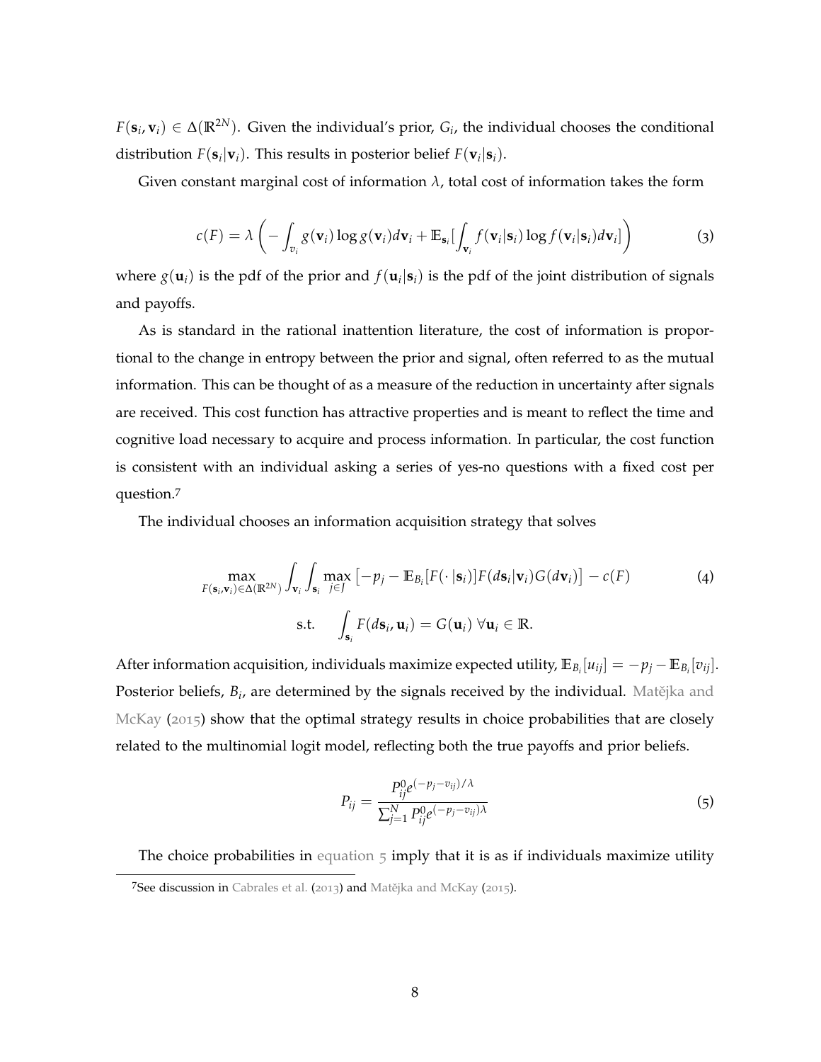$F(\mathbf{s}_i, \mathbf{v}_i) \in \Delta(\mathbb{R}^{2N})$. Given the individual's prior, $G_i$, the individual chooses the conditional distribution $F(\mathbf{s}_i|\mathbf{v}_i)$. This results in posterior belief $F(\mathbf{v}_i|\mathbf{s}_i)$.

Given constant marginal cost of information $\lambda$, total cost of information takes the form

$$c(F) = \lambda \left( -\int_{v_i} g(\mathbf{v}_i) \log g(\mathbf{v}_i) d\mathbf{v}_i + \mathbb{E}_{\mathbf{s}_i}\Big[\int_{\mathbf{v}_i} f(\mathbf{v}_i|\mathbf{s}_i) \log f(\mathbf{v}_i|\mathbf{s}_i) d\mathbf{v}_i\Big] \right) \tag{3}$$

where $g(\mathbf{u}_i)$ is the pdf of the prior and $f(\mathbf{u}_i|\mathbf{s}_i)$ is the pdf of the joint distribution of signals and payoffs.

As is standard in the rational inattention literature, the cost of information is proportional to the change in entropy between the prior and signal, often referred to as the mutual information. This can be thought of as a measure of the reduction in uncertainty after signals are received. This cost function has attractive properties and is meant to reflect the time and cognitive load necessary to acquire and process information. In particular, the cost function is consistent with an individual asking a series of yes-no questions with a fixed cost per question.[7]

The individual chooses an information acquisition strategy that solves

$$\max_{F(\mathbf{s}_i, \mathbf{v}_i) \in \Delta(\mathbb{R}^{2N})} \int_{\mathbf{v}_i} \int_{\mathbf{s}_i} \max_{j \in J} \left[ -p_j - \mathbb{E}_{B_i}[F(\cdot|\mathbf{s}_i)] F(d\mathbf{s}_i|\mathbf{v}_i) G(d\mathbf{v}_i) \right] - c(F) \tag{4}$$

$$\text{s.t.} \quad \int_{\mathbf{s}_i} F(d\mathbf{s}_i, \mathbf{u}_i) = G(\mathbf{u}_i) \; \forall \mathbf{u}_i \in \mathbb{R}.$$

After information acquisition, individuals maximize expected utility, $\mathbb{E}_{B_i}[u_{ij}] = -p_j - \mathbb{E}_{B_i}[v_{ij}]$. Posterior beliefs, $B_i$, are determined by the signals received by the individual. Matějka and McKay (2015) show that the optimal strategy results in choice probabilities that are closely related to the multinomial logit model, reflecting both the true payoffs and prior beliefs.

$$P_{ij} = \frac{P_{ij}^0 e^{(-p_j - v_{ij})/\lambda}}{\sum_{j=1}^N P_{ij}^0 e^{(-p_j - v_{ij})\lambda}} \tag{5}$$

The choice probabilities in equation 5 imply that it is as if individuals maximize utility

[7] See discussion in Cabrales et al. (2013) and Matějka and McKay (2015).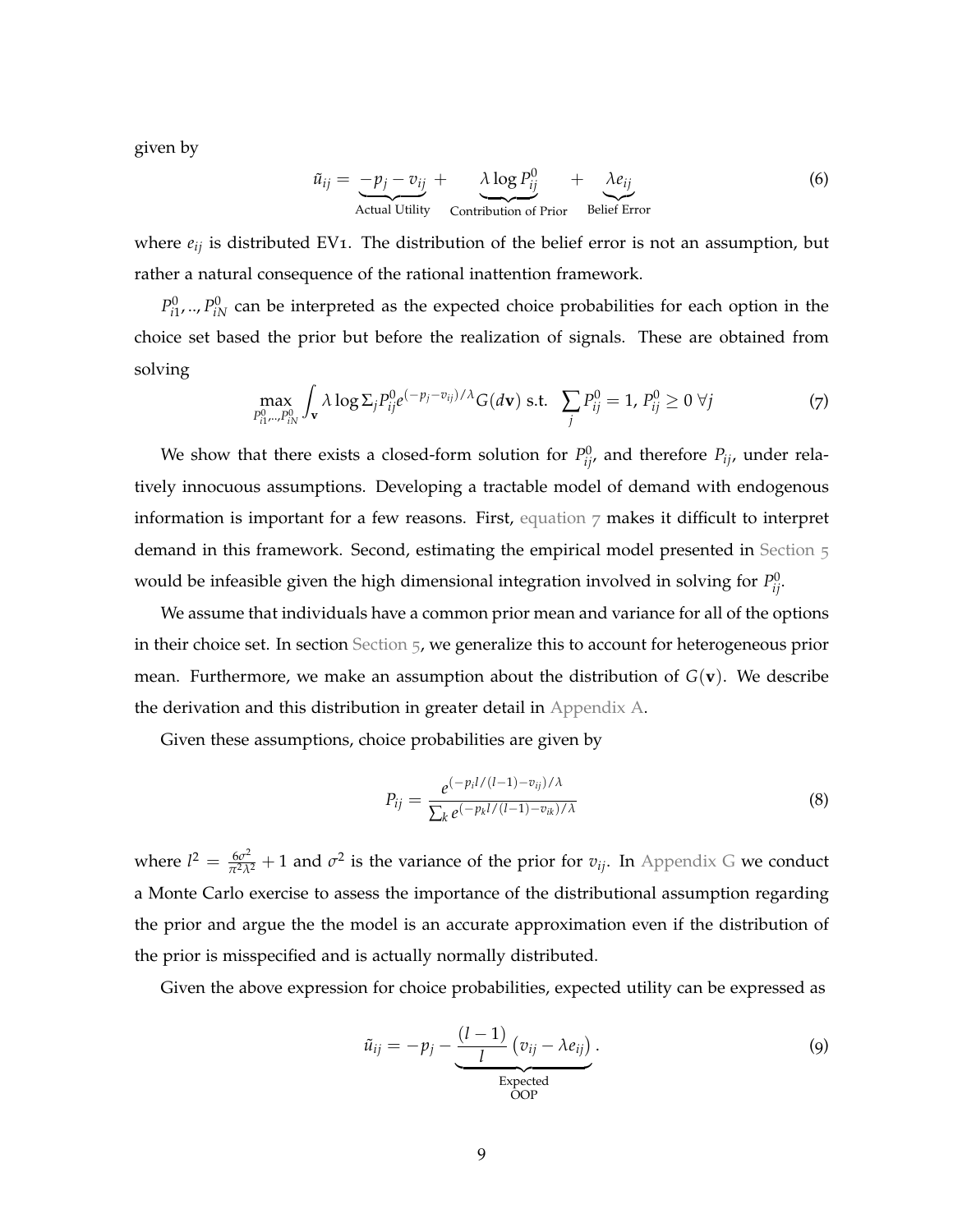given by

$$\tilde{u}_{ij} = \underbrace{-p_j - v_{ij}}_{\text{Actual Utility}} + \underbrace{\lambda \log P^0_{ij}}_{\text{Contribution of Prior}} + \underbrace{\lambda e_{ij}}_{\text{Belief Error}} \tag{6}$$

where $e_{ij}$ is distributed EV1. The distribution of the belief error is not an assumption, but rather a natural consequence of the rational inattention framework.

$P^0_{i1}, .., P^0_{iN}$ can be interpreted as the expected choice probabilities for each option in the choice set based the prior but before the realization of signals. These are obtained from solving

$$\max_{P^0_{i1},..,P^0_{iN}} \int_{\mathbf{v}} \lambda \log \Sigma_j P^0_{ij} e^{(-p_j - v_{ij})/\lambda} G(d\mathbf{v}) \text{ s.t. } \sum_j P^0_{ij} = 1,\, P^0_{ij} \geq 0\ \forall j \tag{7}$$

We show that there exists a closed-form solution for $P^0_{ij}$, and therefore $P_{ij}$, under relatively innocuous assumptions. Developing a tractable model of demand with endogenous information is important for a few reasons. First, equation 7 makes it difficult to interpret demand in this framework. Second, estimating the empirical model presented in Section 5 would be infeasible given the high dimensional integration involved in solving for $P^0_{ij}$.

We assume that individuals have a common prior mean and variance for all of the options in their choice set. In section Section 5, we generalize this to account for heterogeneous prior mean. Furthermore, we make an assumption about the distribution of $G(\mathbf{v})$. We describe the derivation and this distribution in greater detail in Appendix A.

Given these assumptions, choice probabilities are given by

$$P_{ij} = \frac{e^{(-p_i l/(l-1) - v_{ij})/\lambda}}{\sum_k e^{(-p_k l/(l-1) - v_{ik})/\lambda}} \tag{8}$$

where $l^2 = \frac{6\sigma^2}{\pi^2 \lambda^2} + 1$ and $\sigma^2$ is the variance of the prior for $v_{ij}$. In Appendix G we conduct a Monte Carlo exercise to assess the importance of the distributional assumption regarding the prior and argue the the model is an accurate approximation even if the distribution of the prior is misspecified and is actually normally distributed.

Given the above expression for choice probabilities, expected utility can be expressed as

$$\tilde{u}_{ij} = -p_j - \underbrace{\frac{(l-1)}{l}\left(v_{ij} - \lambda e_{ij}\right)}_{\substack{\text{Expected} \\ \text{OOP}}}. \tag{9}$$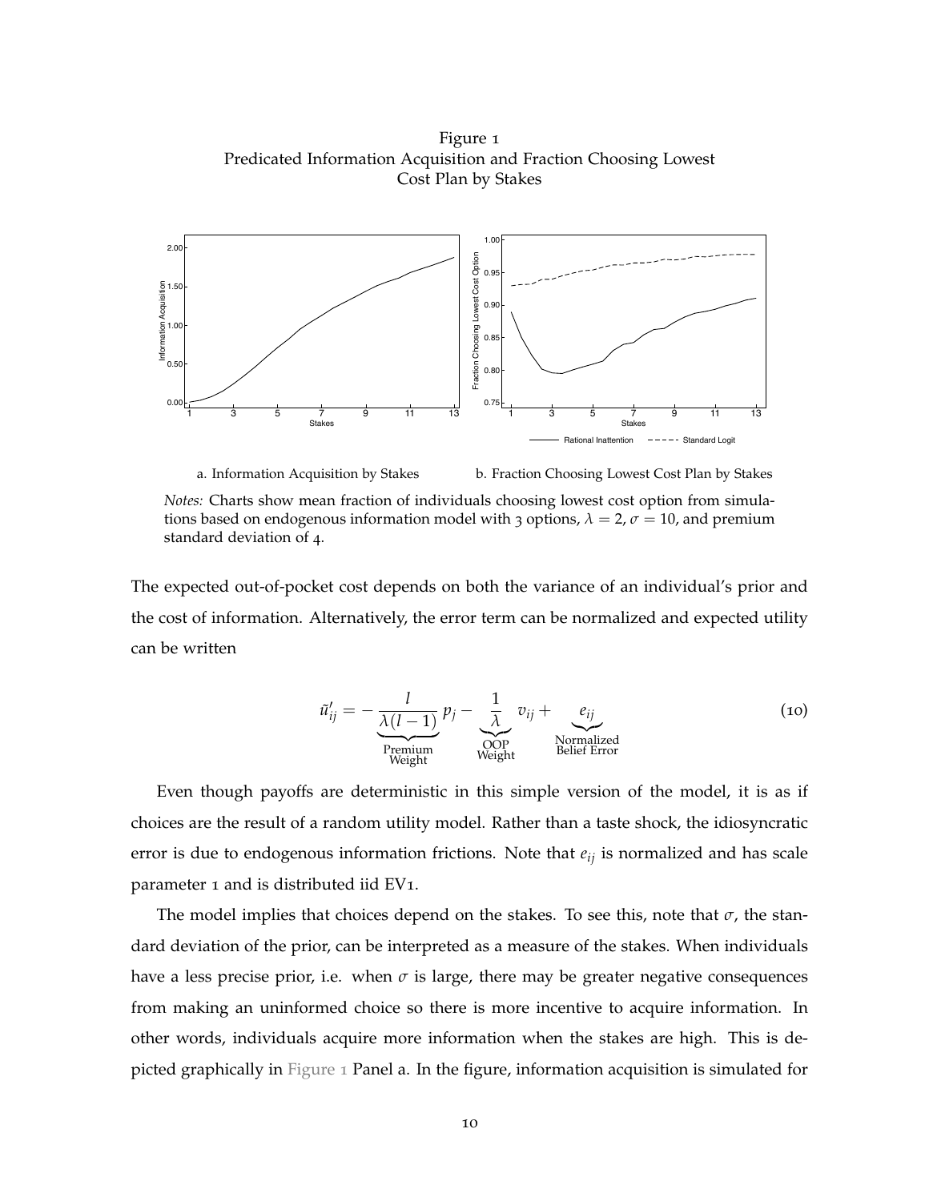Figure 1
Predicated Information Acquisition and Fraction Choosing Lowest Cost Plan by Stakes

a. Information Acquisition by Stakes

b. Fraction Choosing Lowest Cost Plan by Stakes

*Notes:* Charts show mean fraction of individuals choosing lowest cost option from simulations based on endogenous information model with 3 options, $\lambda = 2$, $\sigma = 10$, and premium standard deviation of 4.

The expected out-of-pocket cost depends on both the variance of an individual's prior and the cost of information. Alternatively, the error term can be normalized and expected utility can be written

$$\tilde{u}'_{ij} = -\underbrace{\frac{l}{\lambda(l-1)}}_{\substack{\text{Premium}\\\text{Weight}}} p_j - \underbrace{\frac{1}{\lambda}}_{\substack{\text{OOP}\\\text{Weight}}} v_{ij} + \underbrace{e_{ij}}_{\substack{\text{Normalized}\\\text{Belief Error}}} \tag{10}$$

Even though payoffs are deterministic in this simple version of the model, it is as if choices are the result of a random utility model. Rather than a taste shock, the idiosyncratic error is due to endogenous information frictions. Note that $e_{ij}$ is normalized and has scale parameter 1 and is distributed iid EV1.

The model implies that choices depend on the stakes. To see this, note that $\sigma$, the standard deviation of the prior, can be interpreted as a measure of the stakes. When individuals have a less precise prior, i.e. when $\sigma$ is large, there may be greater negative consequences from making an uninformed choice so there is more incentive to acquire information. In other words, individuals acquire more information when the stakes are high. This is depicted graphically in Figure 1 Panel a. In the figure, information acquisition is simulated for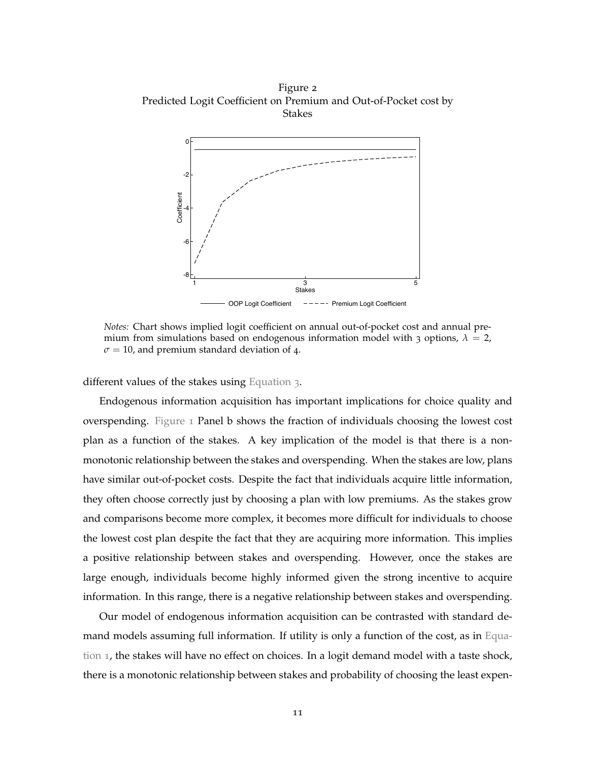Figure 2
Predicted Logit Coefficient on Premium and Out-of-Pocket cost by Stakes

*Notes:* Chart shows implied logit coefficient on annual out-of-pocket cost and annual premium from simulations based on endogenous information model with 3 options, $\lambda = 2$, $\sigma = 10$, and premium standard deviation of 4.

different values of the stakes using Equation 3.

Endogenous information acquisition has important implications for choice quality and overspending. Figure 1 Panel b shows the fraction of individuals choosing the lowest cost plan as a function of the stakes. A key implication of the model is that there is a non-monotonic relationship between the stakes and overspending. When the stakes are low, plans have similar out-of-pocket costs. Despite the fact that individuals acquire little information, they often choose correctly just by choosing a plan with low premiums. As the stakes grow and comparisons become more complex, it becomes more difficult for individuals to choose the lowest cost plan despite the fact that they are acquiring more information. This implies a positive relationship between stakes and overspending. However, once the stakes are large enough, individuals become highly informed given the strong incentive to acquire information. In this range, there is a negative relationship between stakes and overspending.

Our model of endogenous information acquisition can be contrasted with standard demand models assuming full information. If utility is only a function of the cost, as in Equation 1, the stakes will have no effect on choices. In a logit demand model with a taste shock, there is a monotonic relationship between stakes and probability of choosing the least expen-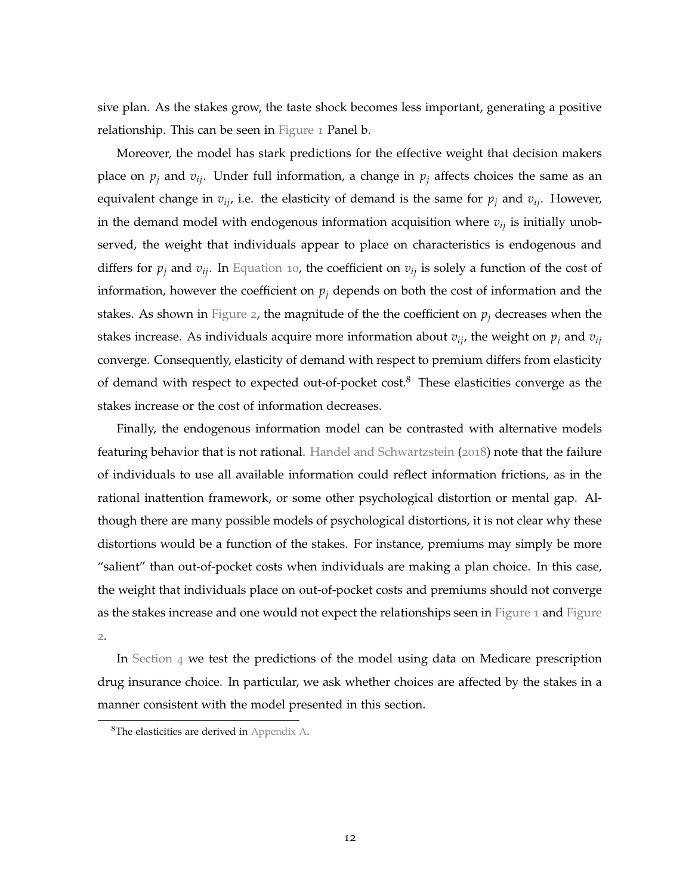sive plan. As the stakes grow, the taste shock becomes less important, generating a positive relationship. This can be seen in Figure 1 Panel b.

Moreover, the model has stark predictions for the effective weight that decision makers place on $p_j$ and $v_{ij}$. Under full information, a change in $p_j$ affects choices the same as an equivalent change in $v_{ij}$, i.e. the elasticity of demand is the same for $p_j$ and $v_{ij}$. However, in the demand model with endogenous information acquisition where $v_{ij}$ is initially unobserved, the weight that individuals appear to place on characteristics is endogenous and differs for $p_j$ and $v_{ij}$. In Equation 10, the coefficient on $v_{ij}$ is solely a function of the cost of information, however the coefficient on $p_j$ depends on both the cost of information and the stakes. As shown in Figure 2, the magnitude of the the coefficient on $p_j$ decreases when the stakes increase. As individuals acquire more information about $v_{ij}$, the weight on $p_j$ and $v_{ij}$ converge. Consequently, elasticity of demand with respect to premium differs from elasticity of demand with respect to expected out-of-pocket cost.[8] These elasticities converge as the stakes increase or the cost of information decreases.

Finally, the endogenous information model can be contrasted with alternative models featuring behavior that is not rational. Handel and Schwartzstein (2018) note that the failure of individuals to use all available information could reflect information frictions, as in the rational inattention framework, or some other psychological distortion or mental gap. Although there are many possible models of psychological distortions, it is not clear why these distortions would be a function of the stakes. For instance, premiums may simply be more "salient" than out-of-pocket costs when individuals are making a plan choice. In this case, the weight that individuals place on out-of-pocket costs and premiums should not converge as the stakes increase and one would not expect the relationships seen in Figure 1 and Figure 2.

In Section 4 we test the predictions of the model using data on Medicare prescription drug insurance choice. In particular, we ask whether choices are affected by the stakes in a manner consistent with the model presented in this section.

[8] The elasticities are derived in Appendix A.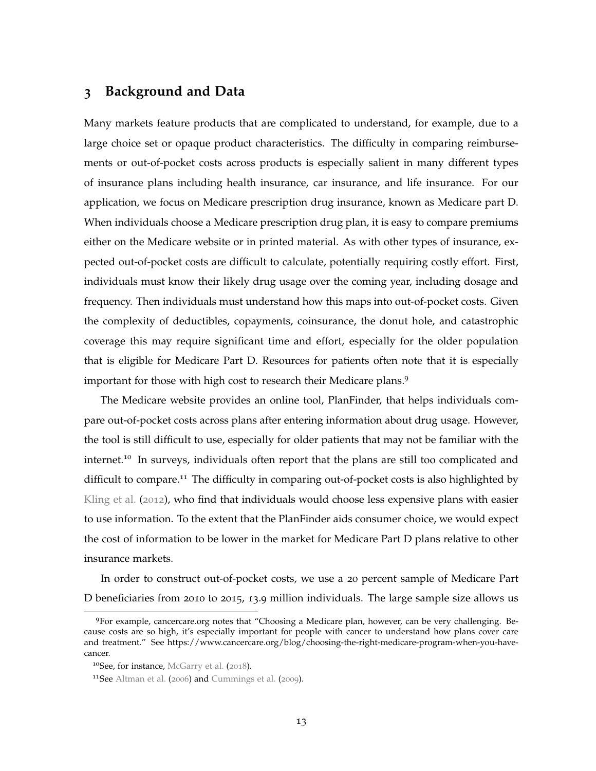## 3 Background and Data

Many markets feature products that are complicated to understand, for example, due to a large choice set or opaque product characteristics. The difficulty in comparing reimbursements or out-of-pocket costs across products is especially salient in many different types of insurance plans including health insurance, car insurance, and life insurance. For our application, we focus on Medicare prescription drug insurance, known as Medicare part D. When individuals choose a Medicare prescription drug plan, it is easy to compare premiums either on the Medicare website or in printed material. As with other types of insurance, expected out-of-pocket costs are difficult to calculate, potentially requiring costly effort. First, individuals must know their likely drug usage over the coming year, including dosage and frequency. Then individuals must understand how this maps into out-of-pocket costs. Given the complexity of deductibles, copayments, coinsurance, the donut hole, and catastrophic coverage this may require significant time and effort, especially for the older population that is eligible for Medicare Part D. Resources for patients often note that it is especially important for those with high cost to research their Medicare plans.[9]

The Medicare website provides an online tool, PlanFinder, that helps individuals compare out-of-pocket costs across plans after entering information about drug usage. However, the tool is still difficult to use, especially for older patients that may not be familiar with the internet.[10] In surveys, individuals often report that the plans are still too complicated and difficult to compare.[11] The difficulty in comparing out-of-pocket costs is also highlighted by Kling et al. (2012), who find that individuals would choose less expensive plans with easier to use information. To the extent that the PlanFinder aids consumer choice, we would expect the cost of information to be lower in the market for Medicare Part D plans relative to other insurance markets.

In order to construct out-of-pocket costs, we use a 20 percent sample of Medicare Part D beneficiaries from 2010 to 2015, 13.9 million individuals. The large sample size allows us

[9] For example, cancercare.org notes that "Choosing a Medicare plan, however, can be very challenging. Because costs are so high, it's especially important for people with cancer to understand how plans cover care and treatment." See https://www.cancercare.org/blog/choosing-the-right-medicare-program-when-you-have-cancer.

[10] See, for instance, McGarry et al. (2018).

[11] See Altman et al. (2006) and Cummings et al. (2009).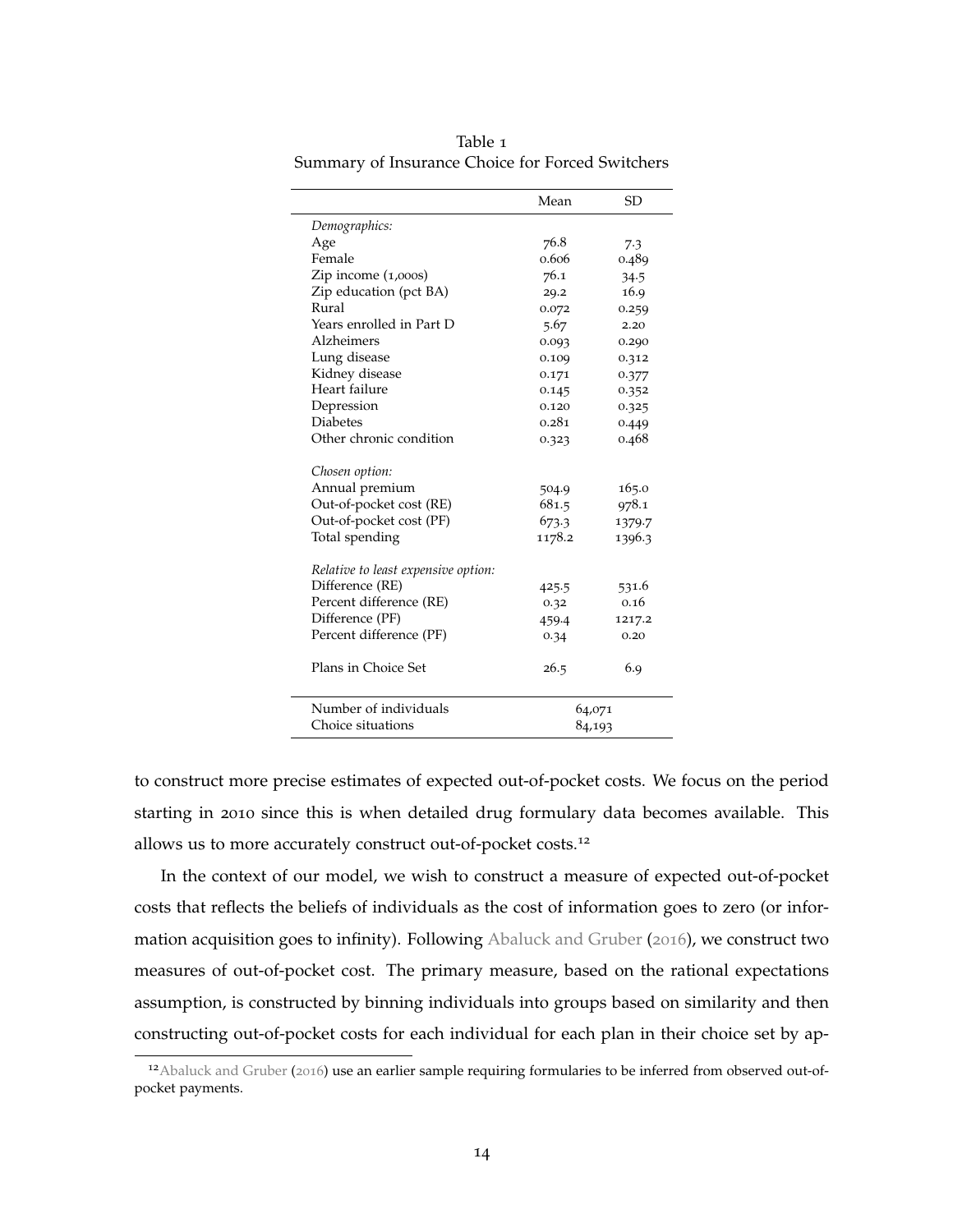Table 1
Summary of Insurance Choice for Forced Switchers

| | Mean | SD |
|---|---|---|
| *Demographics:* | | |
| Age | 76.8 | 7.3 |
| Female | 0.606 | 0.489 |
| Zip income (1,000s) | 76.1 | 34.5 |
| Zip education (pct BA) | 29.2 | 16.9 |
| Rural | 0.072 | 0.259 |
| Years enrolled in Part D | 5.67 | 2.20 |
| Alzheimers | 0.093 | 0.290 |
| Lung disease | 0.109 | 0.312 |
| Kidney disease | 0.171 | 0.377 |
| Heart failure | 0.145 | 0.352 |
| Depression | 0.120 | 0.325 |
| Diabetes | 0.281 | 0.449 |
| Other chronic condition | 0.323 | 0.468 |
| *Chosen option:* | | |
| Annual premium | 504.9 | 165.0 |
| Out-of-pocket cost (RE) | 681.5 | 978.1 |
| Out-of-pocket cost (PF) | 673.3 | 1379.7 |
| Total spending | 1178.2 | 1396.3 |
| *Relative to least expensive option:* | | |
| Difference (RE) | 425.5 | 531.6 |
| Percent difference (RE) | 0.32 | 0.16 |
| Difference (PF) | 459.4 | 1217.2 |
| Percent difference (PF) | 0.34 | 0.20 |
| Plans in Choice Set | 26.5 | 6.9 |
| Number of individuals | 64,071 | |
| Choice situations | 84,193 | |

to construct more precise estimates of expected out-of-pocket costs. We focus on the period starting in 2010 since this is when detailed drug formulary data becomes available. This allows us to more accurately construct out-of-pocket costs.[12]

In the context of our model, we wish to construct a measure of expected out-of-pocket costs that reflects the beliefs of individuals as the cost of information goes to zero (or information acquisition goes to infinity). Following Abaluck and Gruber (2016), we construct two measures of out-of-pocket cost. The primary measure, based on the rational expectations assumption, is constructed by binning individuals into groups based on similarity and then constructing out-of-pocket costs for each individual for each plan in their choice set by ap-

[12] Abaluck and Gruber (2016) use an earlier sample requiring formularies to be inferred from observed out-of-pocket payments.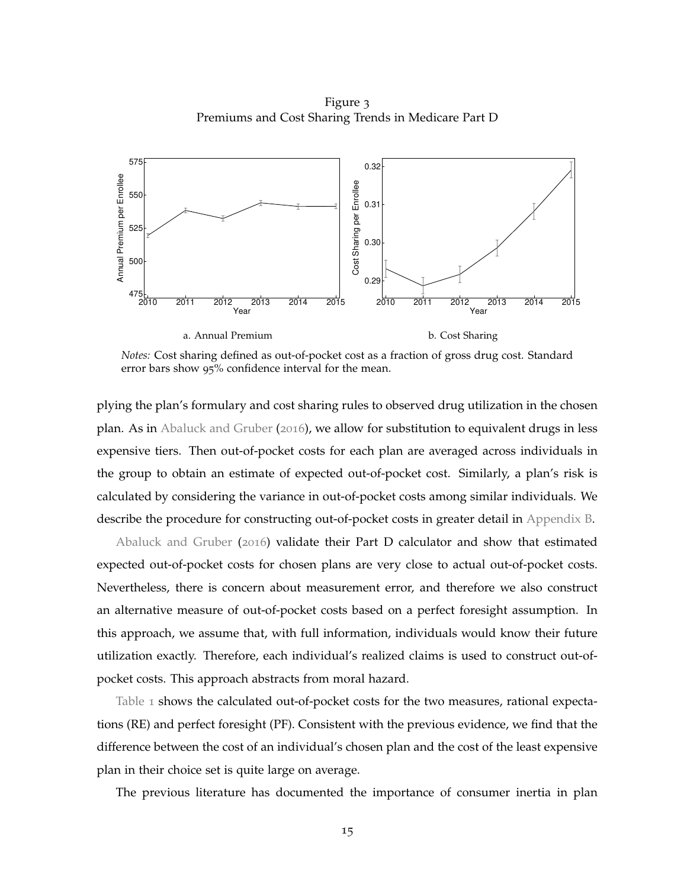Figure 3
Premiums and Cost Sharing Trends in Medicare Part D

a. Annual Premium

b. Cost Sharing

*Notes:* Cost sharing defined as out-of-pocket cost as a fraction of gross drug cost. Standard error bars show 95% confidence interval for the mean.

plying the plan's formulary and cost sharing rules to observed drug utilization in the chosen plan. As in Abaluck and Gruber (2016), we allow for substitution to equivalent drugs in less expensive tiers. Then out-of-pocket costs for each plan are averaged across individuals in the group to obtain an estimate of expected out-of-pocket cost. Similarly, a plan's risk is calculated by considering the variance in out-of-pocket costs among similar individuals. We describe the procedure for constructing out-of-pocket costs in greater detail in Appendix B.

Abaluck and Gruber (2016) validate their Part D calculator and show that estimated expected out-of-pocket costs for chosen plans are very close to actual out-of-pocket costs. Nevertheless, there is concern about measurement error, and therefore we also construct an alternative measure of out-of-pocket costs based on a perfect foresight assumption. In this approach, we assume that, with full information, individuals would know their future utilization exactly. Therefore, each individual's realized claims is used to construct out-of-pocket costs. This approach abstracts from moral hazard.

Table 1 shows the calculated out-of-pocket costs for the two measures, rational expectations (RE) and perfect foresight (PF). Consistent with the previous evidence, we find that the difference between the cost of an individual's chosen plan and the cost of the least expensive plan in their choice set is quite large on average.

The previous literature has documented the importance of consumer inertia in plan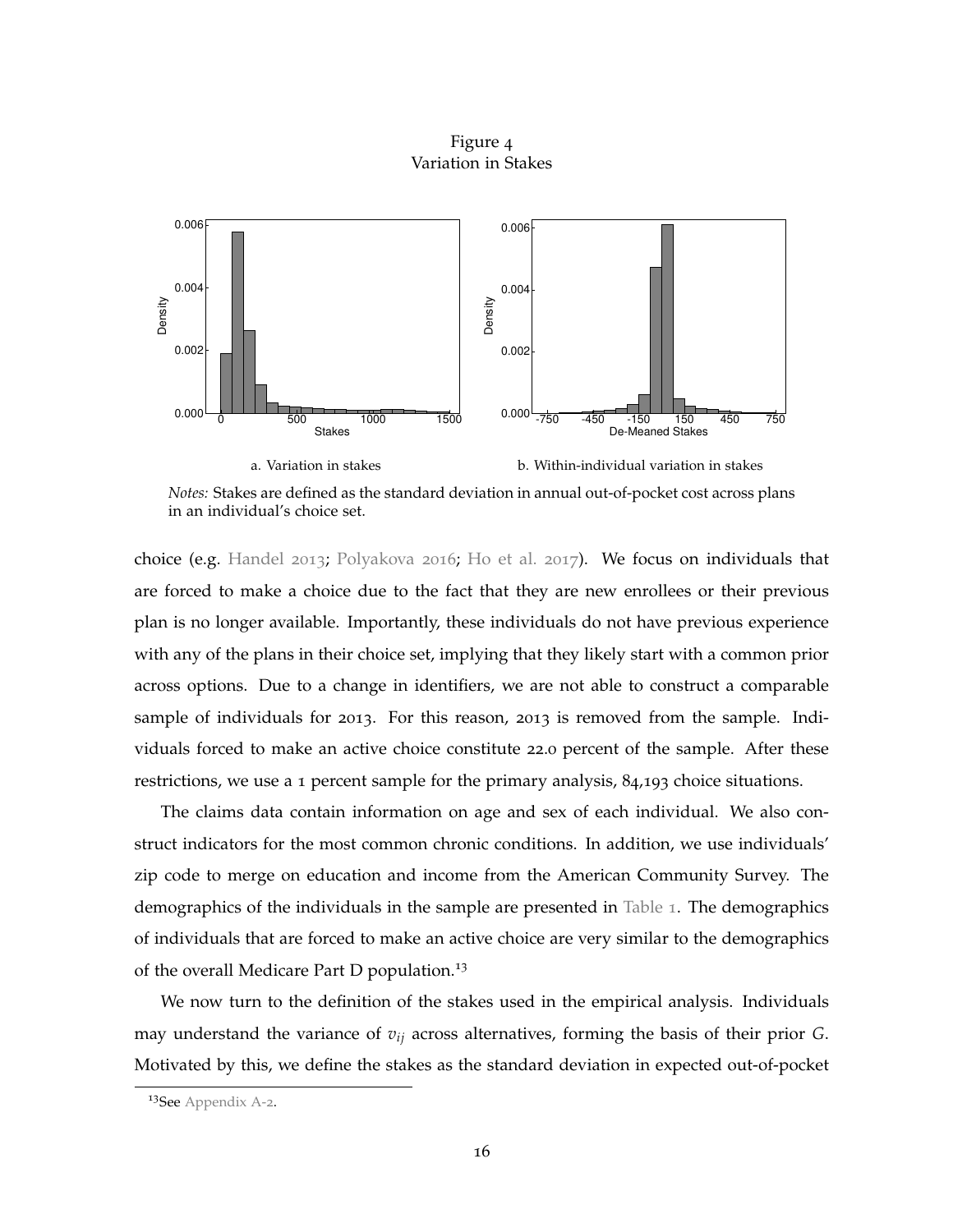Figure 4
Variation in Stakes

a. Variation in stakes

b. Within-individual variation in stakes

*Notes:* Stakes are defined as the standard deviation in annual out-of-pocket cost across plans in an individual's choice set.

choice (e.g. Handel 2013; Polyakova 2016; Ho et al. 2017). We focus on individuals that are forced to make a choice due to the fact that they are new enrollees or their previous plan is no longer available. Importantly, these individuals do not have previous experience with any of the plans in their choice set, implying that they likely start with a common prior across options. Due to a change in identifiers, we are not able to construct a comparable sample of individuals for 2013. For this reason, 2013 is removed from the sample. Individuals forced to make an active choice constitute 22.0 percent of the sample. After these restrictions, we use a 1 percent sample for the primary analysis, 84,193 choice situations.

The claims data contain information on age and sex of each individual. We also construct indicators for the most common chronic conditions. In addition, we use individuals' zip code to merge on education and income from the American Community Survey. The demographics of the individuals in the sample are presented in Table 1. The demographics of individuals that are forced to make an active choice are very similar to the demographics of the overall Medicare Part D population.[13]

We now turn to the definition of the stakes used in the empirical analysis. Individuals may understand the variance of $v_{ij}$ across alternatives, forming the basis of their prior $G$. Motivated by this, we define the stakes as the standard deviation in expected out-of-pocket

[13]See Appendix A-2.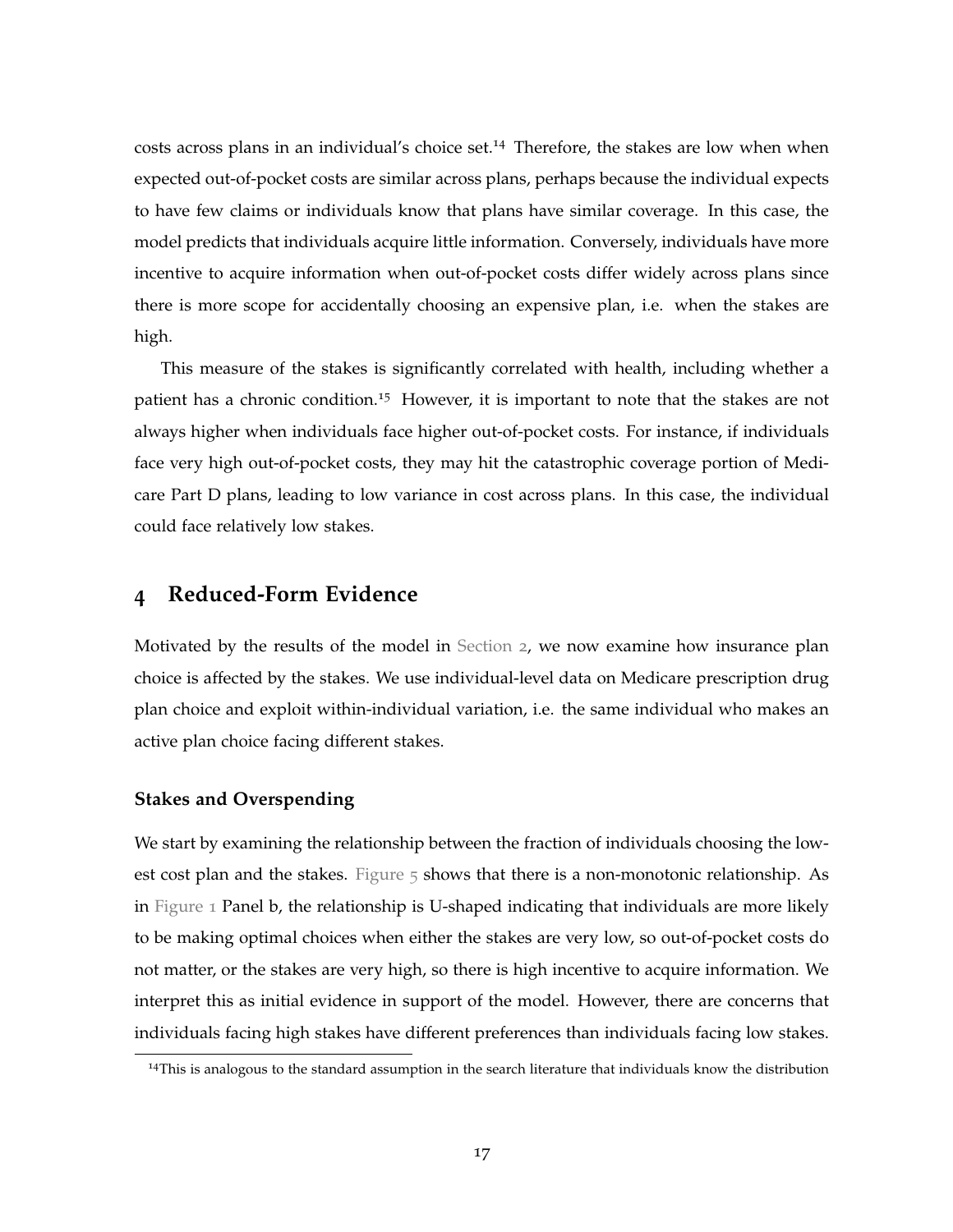costs across plans in an individual's choice set.[14] Therefore, the stakes are low when when expected out-of-pocket costs are similar across plans, perhaps because the individual expects to have few claims or individuals know that plans have similar coverage. In this case, the model predicts that individuals acquire little information. Conversely, individuals have more incentive to acquire information when out-of-pocket costs differ widely across plans since there is more scope for accidentally choosing an expensive plan, i.e. when the stakes are high.

This measure of the stakes is significantly correlated with health, including whether a patient has a chronic condition.[15] However, it is important to note that the stakes are not always higher when individuals face higher out-of-pocket costs. For instance, if individuals face very high out-of-pocket costs, they may hit the catastrophic coverage portion of Medicare Part D plans, leading to low variance in cost across plans. In this case, the individual could face relatively low stakes.

## 4 Reduced-Form Evidence

Motivated by the results of the model in Section 2, we now examine how insurance plan choice is affected by the stakes. We use individual-level data on Medicare prescription drug plan choice and exploit within-individual variation, i.e. the same individual who makes an active plan choice facing different stakes.

### Stakes and Overspending

We start by examining the relationship between the fraction of individuals choosing the lowest cost plan and the stakes. Figure 5 shows that there is a non-monotonic relationship. As in Figure 1 Panel b, the relationship is U-shaped indicating that individuals are more likely to be making optimal choices when either the stakes are very low, so out-of-pocket costs do not matter, or the stakes are very high, so there is high incentive to acquire information. We interpret this as initial evidence in support of the model. However, there are concerns that individuals facing high stakes have different preferences than individuals facing low stakes.

[14]This is analogous to the standard assumption in the search literature that individuals know the distribution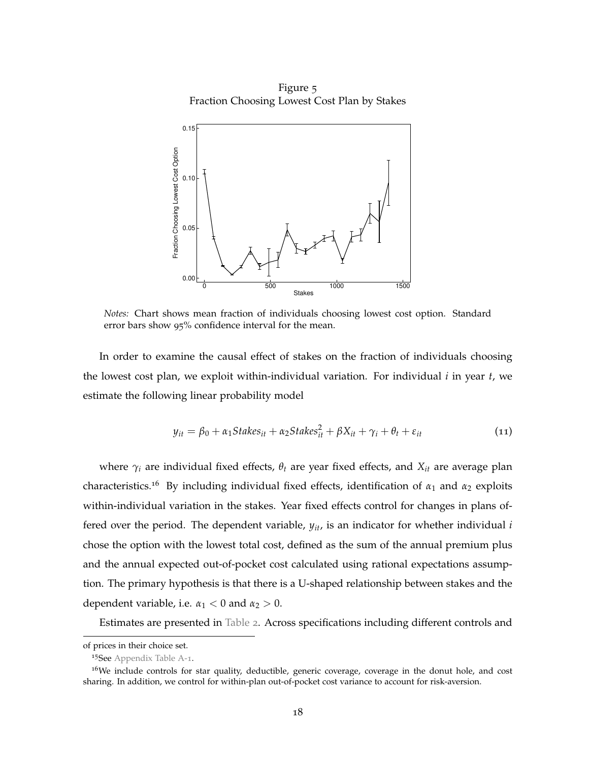Figure 5
Fraction Choosing Lowest Cost Plan by Stakes

*Notes:* Chart shows mean fraction of individuals choosing lowest cost option. Standard error bars show 95% confidence interval for the mean.

In order to examine the causal effect of stakes on the fraction of individuals choosing the lowest cost plan, we exploit within-individual variation. For individual $i$ in year $t$, we estimate the following linear probability model

$$y_{it} = \beta_0 + \alpha_1 Stakes_{it} + \alpha_2 Stakes_{it}^2 + \beta X_{it} + \gamma_i + \theta_t + \varepsilon_{it} \tag{11}$$

where $\gamma_i$ are individual fixed effects, $\theta_t$ are year fixed effects, and $X_{it}$ are average plan characteristics.[16] By including individual fixed effects, identification of $\alpha_1$ and $\alpha_2$ exploits within-individual variation in the stakes. Year fixed effects control for changes in plans offered over the period. The dependent variable, $y_{it}$, is an indicator for whether individual $i$ chose the option with the lowest total cost, defined as the sum of the annual premium plus and the annual expected out-of-pocket cost calculated using rational expectations assumption. The primary hypothesis is that there is a U-shaped relationship between stakes and the dependent variable, i.e. $\alpha_1 < 0$ and $\alpha_2 > 0$.

Estimates are presented in Table 2. Across specifications including different controls and

of prices in their choice set.

[15]See Appendix Table A-1.

[16]We include controls for star quality, deductible, generic coverage, coverage in the donut hole, and cost sharing. In addition, we control for within-plan out-of-pocket cost variance to account for risk-aversion.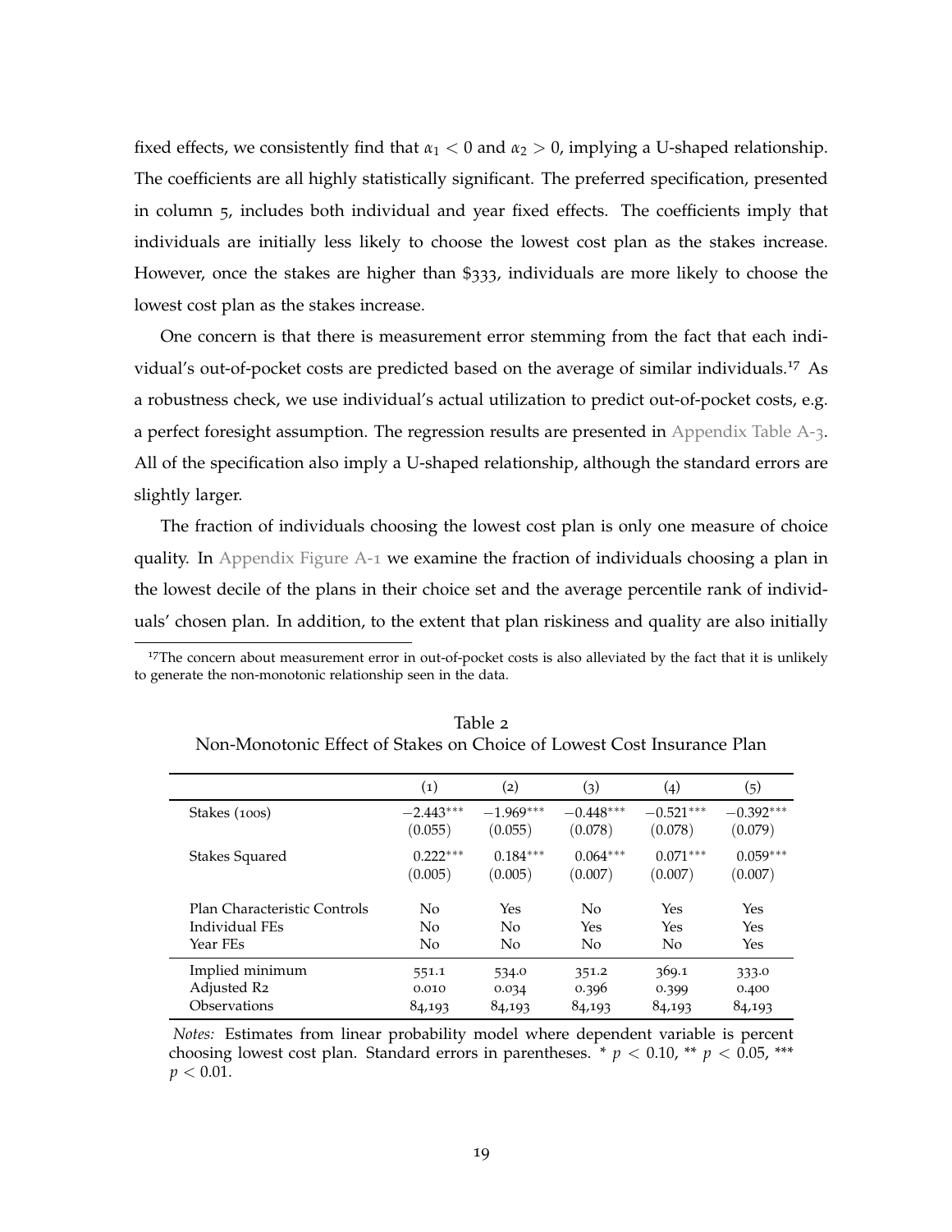fixed effects, we consistently find that $\alpha_1 < 0$ and $\alpha_2 > 0$, implying a U-shaped relationship. The coefficients are all highly statistically significant. The preferred specification, presented in column 5, includes both individual and year fixed effects. The coefficients imply that individuals are initially less likely to choose the lowest cost plan as the stakes increase. However, once the stakes are higher than $333, individuals are more likely to choose the lowest cost plan as the stakes increase.

One concern is that there is measurement error stemming from the fact that each individual's out-of-pocket costs are predicted based on the average of similar individuals.[17] As a robustness check, we use individual's actual utilization to predict out-of-pocket costs, e.g. a perfect foresight assumption. The regression results are presented in Appendix Table A-3. All of the specification also imply a U-shaped relationship, although the standard errors are slightly larger.

The fraction of individuals choosing the lowest cost plan is only one measure of choice quality. In Appendix Figure A-1 we examine the fraction of individuals choosing a plan in the lowest decile of the plans in their choice set and the average percentile rank of individuals' chosen plan. In addition, to the extent that plan riskiness and quality are also initially

[17] The concern about measurement error in out-of-pocket costs is also alleviated by the fact that it is unlikely to generate the non-monotonic relationship seen in the data.

Table 2
Non-Monotonic Effect of Stakes on Choice of Lowest Cost Insurance Plan

| | (1) | (2) | (3) | (4) | (5) |
|---|---|---|---|---|---|
| Stakes (100s) | $-2.443^{***}$ | $-1.969^{***}$ | $-0.448^{***}$ | $-0.521^{***}$ | $-0.392^{***}$ |
| | (0.055) | (0.055) | (0.078) | (0.078) | (0.079) |
| Stakes Squared | $0.222^{***}$ | $0.184^{***}$ | $0.064^{***}$ | $0.071^{***}$ | $0.059^{***}$ |
| | (0.005) | (0.005) | (0.007) | (0.007) | (0.007) |
| Plan Characteristic Controls | No | Yes | No | Yes | Yes |
| Individual FEs | No | No | Yes | Yes | Yes |
| Year FEs | No | No | No | No | Yes |
| Implied minimum | 551.1 | 534.0 | 351.2 | 369.1 | 333.0 |
| Adjusted R2 | 0.010 | 0.034 | 0.396 | 0.399 | 0.400 |
| Observations | 84,193 | 84,193 | 84,193 | 84,193 | 84,193 |

*Notes:* Estimates from linear probability model where dependent variable is percent choosing lowest cost plan. Standard errors in parentheses. * $p < 0.10$, ** $p < 0.05$, *** $p < 0.01$.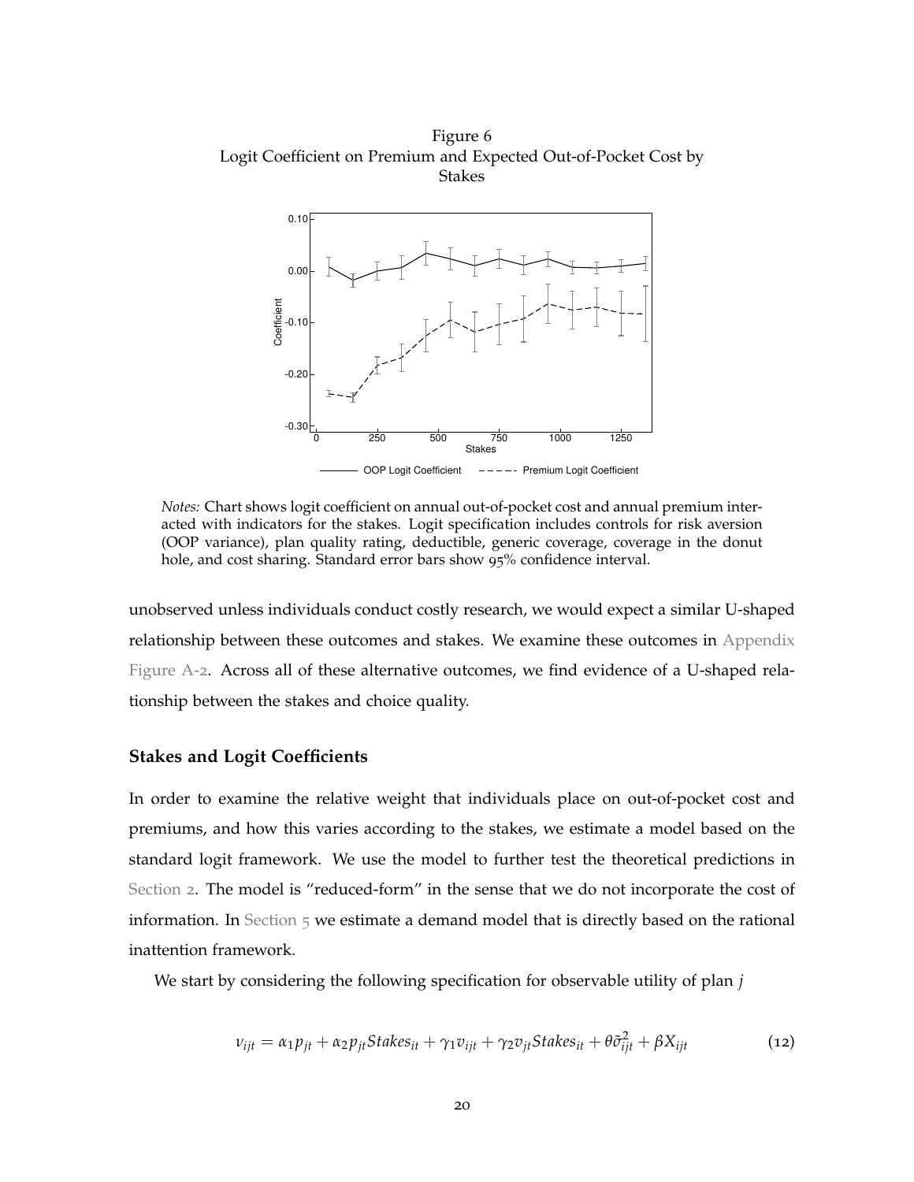Figure 6
Logit Coefficient on Premium and Expected Out-of-Pocket Cost by Stakes

*Notes:* Chart shows logit coefficient on annual out-of-pocket cost and annual premium interacted with indicators for the stakes. Logit specification includes controls for risk aversion (OOP variance), plan quality rating, deductible, generic coverage, coverage in the donut hole, and cost sharing. Standard error bars show 95% confidence interval.

unobserved unless individuals conduct costly research, we would expect a similar U-shaped relationship between these outcomes and stakes. We examine these outcomes in Appendix Figure A-2. Across all of these alternative outcomes, we find evidence of a U-shaped relationship between the stakes and choice quality.

### Stakes and Logit Coefficients

In order to examine the relative weight that individuals place on out-of-pocket cost and premiums, and how this varies according to the stakes, we estimate a model based on the standard logit framework. We use the model to further test the theoretical predictions in Section 2. The model is "reduced-form" in the sense that we do not incorporate the cost of information. In Section 5 we estimate a demand model that is directly based on the rational inattention framework.

We start by considering the following specification for observable utility of plan $j$

$$\nu_{ijt} = \alpha_1 p_{jt} + \alpha_2 p_{jt} Stakes_{it} + \gamma_1 v_{ijt} + \gamma_2 v_{jt} Stakes_{it} + \theta \tilde{\sigma}^2_{ijt} + \beta X_{ijt} \tag{12}$$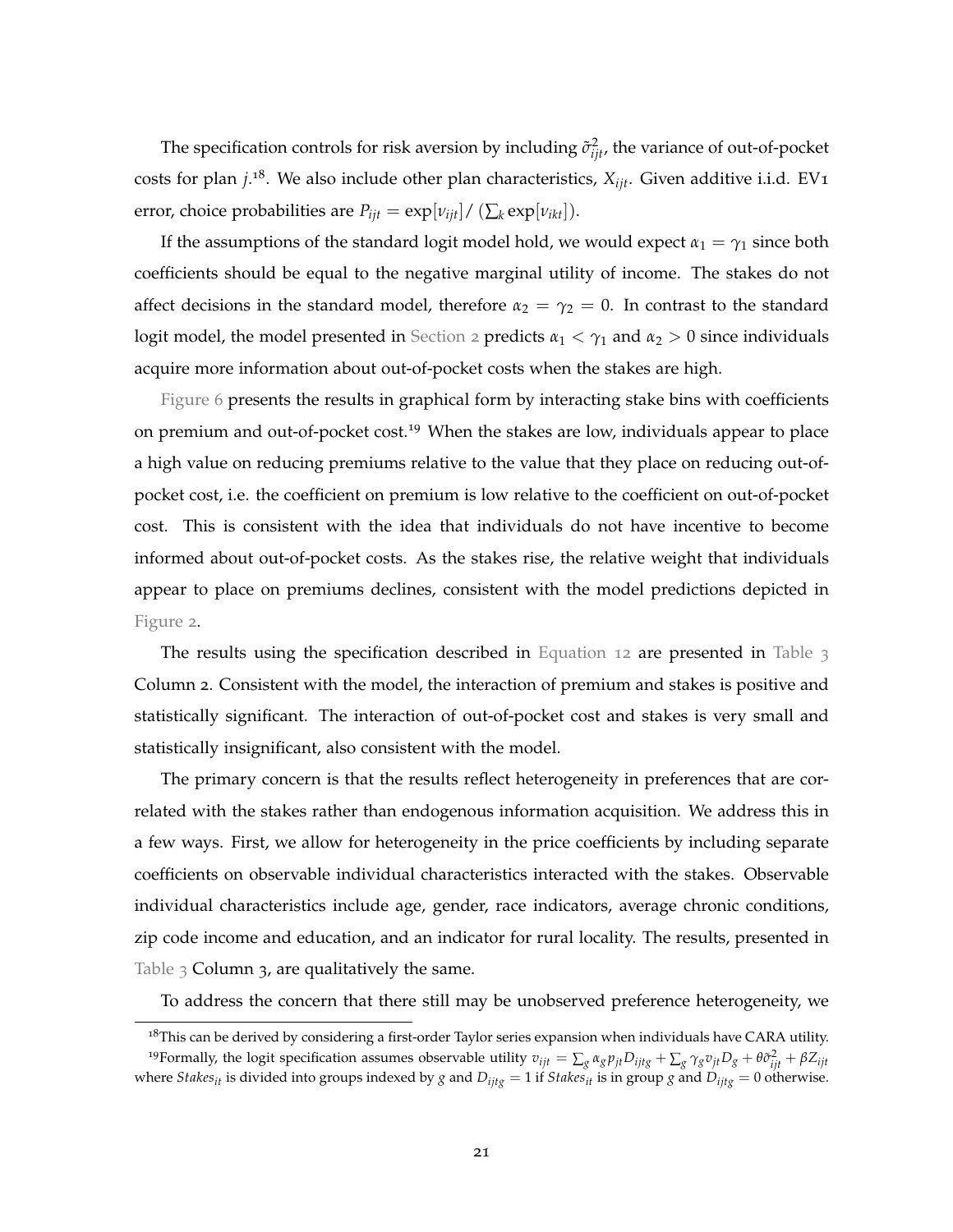The specification controls for risk aversion by including $\tilde{\sigma}^2_{ijt}$, the variance of out-of-pocket costs for plan $j$.[18]. We also include other plan characteristics, $X_{ijt}$. Given additive i.i.d. EV1 error, choice probabilities are $P_{ijt} = \exp[v_{ijt}] / (\sum_k \exp[v_{ikt}])$.

If the assumptions of the standard logit model hold, we would expect $\alpha_1 = \gamma_1$ since both coefficients should be equal to the negative marginal utility of income. The stakes do not affect decisions in the standard model, therefore $\alpha_2 = \gamma_2 = 0$. In contrast to the standard logit model, the model presented in Section 2 predicts $\alpha_1 < \gamma_1$ and $\alpha_2 > 0$ since individuals acquire more information about out-of-pocket costs when the stakes are high.

Figure 6 presents the results in graphical form by interacting stake bins with coefficients on premium and out-of-pocket cost.[19] When the stakes are low, individuals appear to place a high value on reducing premiums relative to the value that they place on reducing out-of-pocket cost, i.e. the coefficient on premium is low relative to the coefficient on out-of-pocket cost. This is consistent with the idea that individuals do not have incentive to become informed about out-of-pocket costs. As the stakes rise, the relative weight that individuals appear to place on premiums declines, consistent with the model predictions depicted in Figure 2.

The results using the specification described in Equation 12 are presented in Table 3 Column 2. Consistent with the model, the interaction of premium and stakes is positive and statistically significant. The interaction of out-of-pocket cost and stakes is very small and statistically insignificant, also consistent with the model.

The primary concern is that the results reflect heterogeneity in preferences that are correlated with the stakes rather than endogenous information acquisition. We address this in a few ways. First, we allow for heterogeneity in the price coefficients by including separate coefficients on observable individual characteristics interacted with the stakes. Observable individual characteristics include age, gender, race indicators, average chronic conditions, zip code income and education, and an indicator for rural locality. The results, presented in Table 3 Column 3, are qualitatively the same.

To address the concern that there still may be unobserved preference heterogeneity, we

---

[18] This can be derived by considering a first-order Taylor series expansion when individuals have CARA utility.

[19] Formally, the logit specification assumes observable utility $v_{ijt} = \sum_g \alpha_g p_{jt} D_{ijtg} + \sum_g \gamma_g v_{jt} D_g + \theta \tilde{\sigma}^2_{ijt} + \beta Z_{ijt}$ where $Stakes_{it}$ is divided into groups indexed by $g$ and $D_{ijtg} = 1$ if $Stakes_{it}$ is in group $g$ and $D_{ijtg} = 0$ otherwise.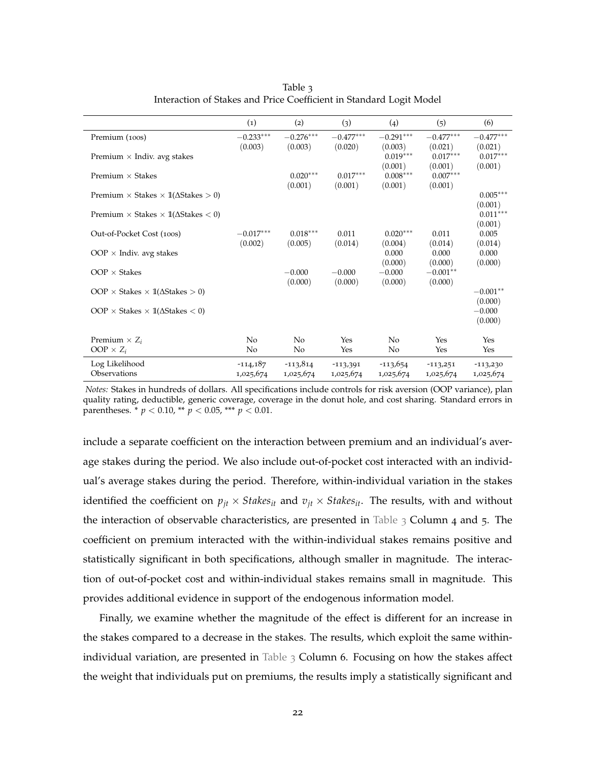Table 3
Interaction of Stakes and Price Coefficient in Standard Logit Model

| | (1) | (2) | (3) | (4) | (5) | (6) |
|---|---|---|---|---|---|---|
| Premium (100s) | $-0.233^{***}$ | $-0.276^{***}$ | $-0.477^{***}$ | $-0.291^{***}$ | $-0.477^{***}$ | $-0.477^{***}$ |
| | (0.003) | (0.003) | (0.020) | (0.003) | (0.021) | (0.021) |
| Premium × Indiv. avg stakes | | | | $0.019^{***}$ | $0.017^{***}$ | $0.017^{***}$ |
| | | | | (0.001) | (0.001) | (0.001) |
| Premium × Stakes | | $0.020^{***}$ | $0.017^{***}$ | $0.008^{***}$ | $0.007^{***}$ | |
| | | (0.001) | (0.001) | (0.001) | (0.001) | |
| Premium × Stakes × $\mathbb{1}(\Delta\text{Stakes} > 0)$ | | | | | | $0.005^{***}$ |
| | | | | | | (0.001) |
| Premium × Stakes × $\mathbb{1}(\Delta\text{Stakes} < 0)$ | | | | | | $0.011^{***}$ |
| | | | | | | (0.001) |
| Out-of-Pocket Cost (100s) | $-0.017^{***}$ | $0.018^{***}$ | 0.011 | $0.020^{***}$ | 0.011 | 0.005 |
| | (0.002) | (0.005) | (0.014) | (0.004) | (0.014) | (0.014) |
| OOP × Indiv. avg stakes | | | | 0.000 | 0.000 | 0.000 |
| | | | | (0.000) | (0.000) | (0.000) |
| OOP × Stakes | | $-0.000$ | $-0.000$ | $-0.000$ | $-0.001^{**}$ | |
| | | (0.000) | (0.000) | (0.000) | (0.000) | |
| OOP × Stakes × $\mathbb{1}(\Delta\text{Stakes} > 0)$ | | | | | | $-0.001^{**}$ |
| | | | | | | (0.000) |
| OOP × Stakes × $\mathbb{1}(\Delta\text{Stakes} < 0)$ | | | | | | $-0.000$ |
| | | | | | | (0.000) |
| Premium × $Z_i$ | No | No | Yes | No | Yes | Yes |
| OOP × $Z_i$ | No | No | Yes | No | Yes | Yes |
| Log Likelihood | -114,187 | -113,814 | -113,391 | -113,654 | -113,251 | -113,230 |
| Observations | 1,025,674 | 1,025,674 | 1,025,674 | 1,025,674 | 1,025,674 | 1,025,674 |

*Notes:* Stakes in hundreds of dollars. All specifications include controls for risk aversion (OOP variance), plan quality rating, deductible, generic coverage, coverage in the donut hole, and cost sharing. Standard errors in parentheses. * $p < 0.10$, ** $p < 0.05$, *** $p < 0.01$.

include a separate coefficient on the interaction between premium and an individual's average stakes during the period. We also include out-of-pocket cost interacted with an individual's average stakes during the period. Therefore, within-individual variation in the stakes identified the coefficient on $p_{jt} \times Stakes_{it}$ and $v_{jt} \times Stakes_{it}$. The results, with and without the interaction of observable characteristics, are presented in Table 3 Column 4 and 5. The coefficient on premium interacted with the within-individual stakes remains positive and statistically significant in both specifications, although smaller in magnitude. The interaction of out-of-pocket cost and within-individual stakes remains small in magnitude. This provides additional evidence in support of the endogenous information model.

Finally, we examine whether the magnitude of the effect is different for an increase in the stakes compared to a decrease in the stakes. The results, which exploit the same within-individual variation, are presented in Table 3 Column 6. Focusing on how the stakes affect the weight that individuals put on premiums, the results imply a statistically significant and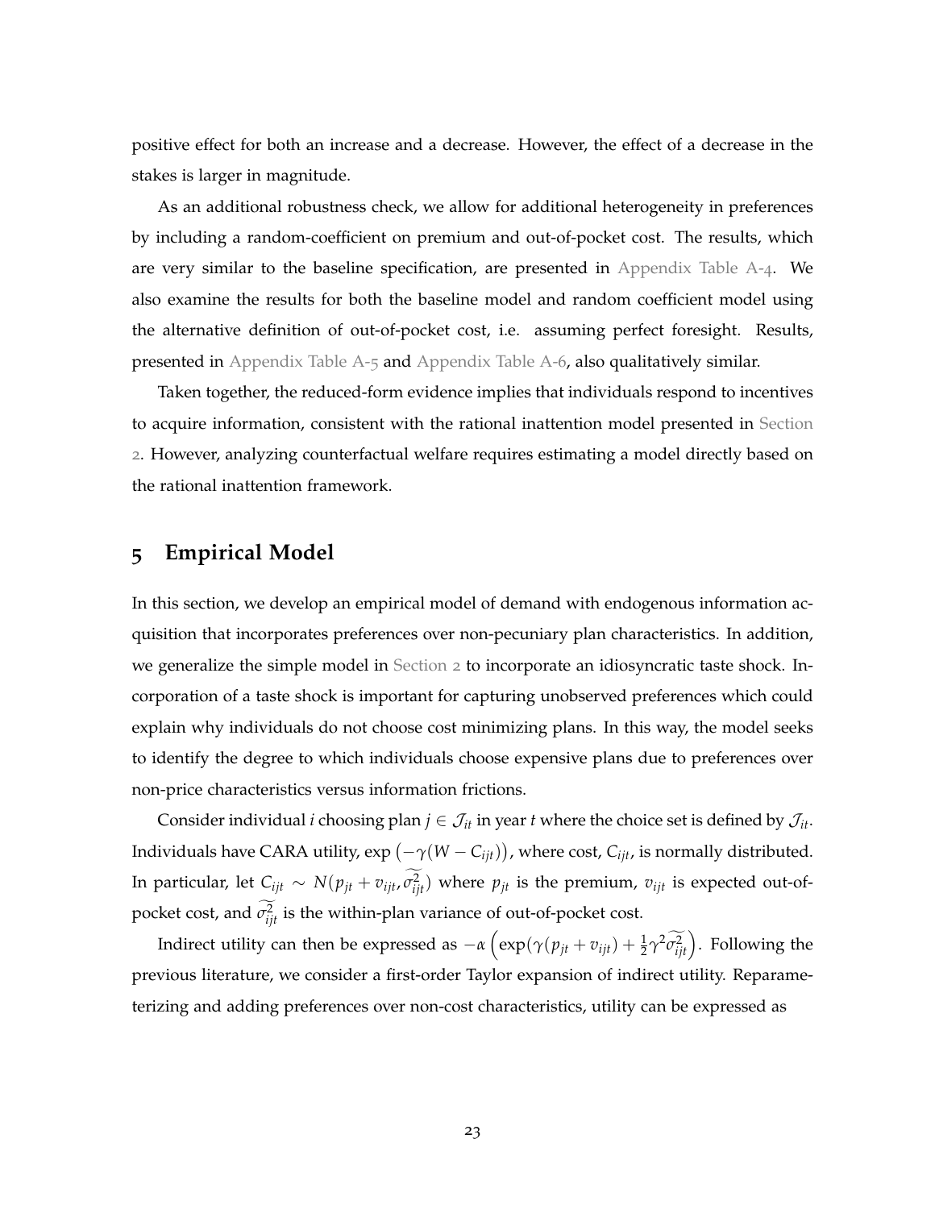positive effect for both an increase and a decrease. However, the effect of a decrease in the stakes is larger in magnitude.

As an additional robustness check, we allow for additional heterogeneity in preferences by including a random-coefficient on premium and out-of-pocket cost. The results, which are very similar to the baseline specification, are presented in Appendix Table A-4. We also examine the results for both the baseline model and random coefficient model using the alternative definition of out-of-pocket cost, i.e. assuming perfect foresight. Results, presented in Appendix Table A-5 and Appendix Table A-6, also qualitatively similar.

Taken together, the reduced-form evidence implies that individuals respond to incentives to acquire information, consistent with the rational inattention model presented in Section 2. However, analyzing counterfactual welfare requires estimating a model directly based on the rational inattention framework.

## 5 Empirical Model

In this section, we develop an empirical model of demand with endogenous information acquisition that incorporates preferences over non-pecuniary plan characteristics. In addition, we generalize the simple model in Section 2 to incorporate an idiosyncratic taste shock. Incorporation of a taste shock is important for capturing unobserved preferences which could explain why individuals do not choose cost minimizing plans. In this way, the model seeks to identify the degree to which individuals choose expensive plans due to preferences over non-price characteristics versus information frictions.

Consider individual $i$ choosing plan $j \in \mathcal{J}_{it}$ in year $t$ where the choice set is defined by $\mathcal{J}_{it}$. Individuals have CARA utility, $\exp\left(-\gamma(W - C_{ijt})\right)$, where cost, $C_{ijt}$, is normally distributed. In particular, let $C_{ijt} \sim N(p_{jt} + v_{ijt}, \widetilde{\sigma^2_{ijt}})$ where $p_{jt}$ is the premium, $v_{ijt}$ is expected out-of-pocket cost, and $\widetilde{\sigma^2_{ijt}}$ is the within-plan variance of out-of-pocket cost.

Indirect utility can then be expressed as $-\alpha\left(\exp(\gamma(p_{jt} + v_{ijt}) + \frac{1}{2}\gamma^2\widetilde{\sigma^2_{ijt}}\right)$. Following the previous literature, we consider a first-order Taylor expansion of indirect utility. Reparameterizing and adding preferences over non-cost characteristics, utility can be expressed as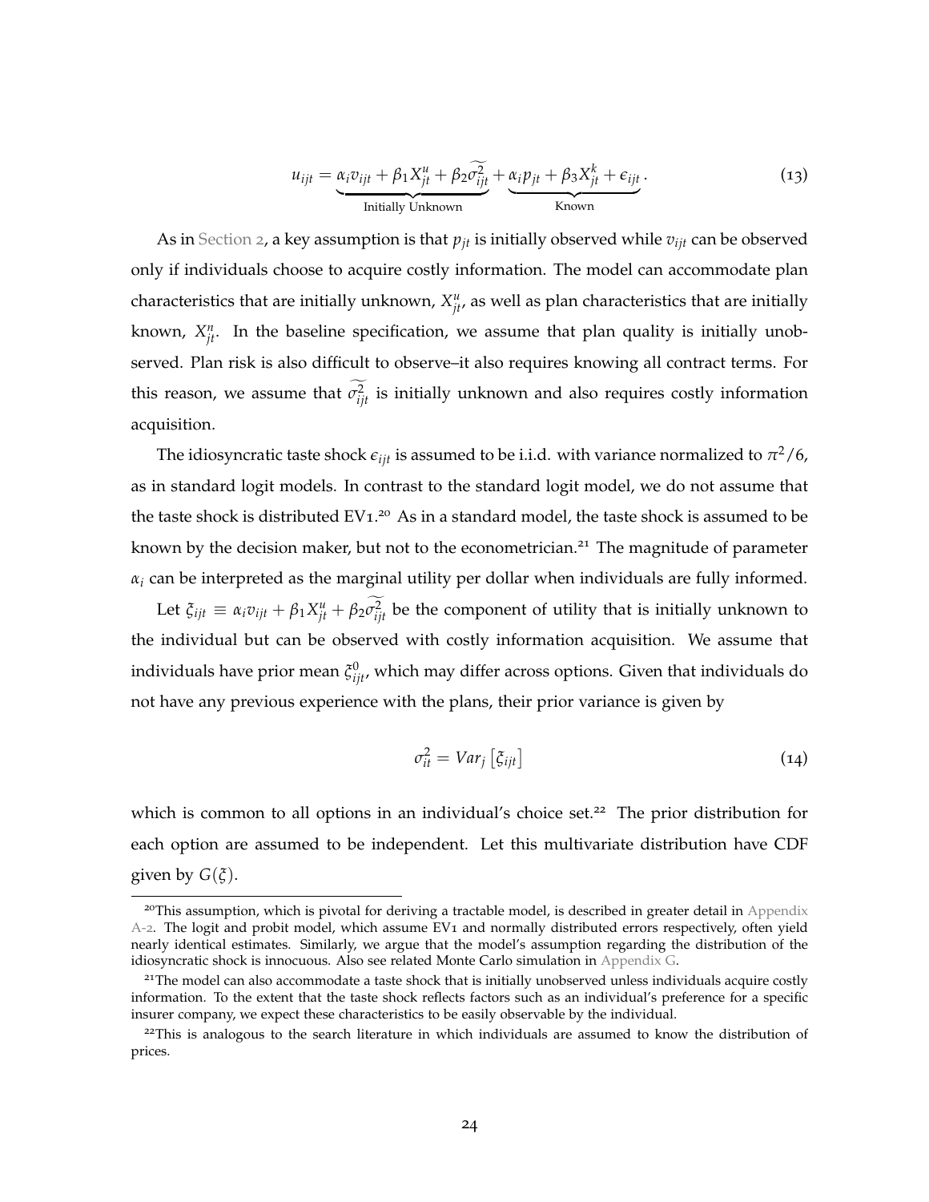$$u_{ijt} = \underbrace{\alpha_i v_{ijt} + \beta_1 X^u_{jt} + \beta_2 \widetilde{\sigma^2_{ijt}}}_{\text{Initially Unknown}} + \underbrace{\alpha_i p_{jt} + \beta_3 X^k_{jt} + \epsilon_{ijt}}_{\text{Known}}. \tag{13}$$

As in Section 2, a key assumption is that $p_{jt}$ is initially observed while $v_{ijt}$ can be observed only if individuals choose to acquire costly information. The model can accommodate plan characteristics that are initially unknown, $X^u_{jt}$, as well as plan characteristics that are initially known, $X^n_{jt}$. In the baseline specification, we assume that plan quality is initially unobserved. Plan risk is also difficult to observe–it also requires knowing all contract terms. For this reason, we assume that $\widetilde{\sigma^2_{ijt}}$ is initially unknown and also requires costly information acquisition.

The idiosyncratic taste shock $\epsilon_{ijt}$ is assumed to be i.i.d. with variance normalized to $\pi^2/6$, as in standard logit models. In contrast to the standard logit model, we do not assume that the taste shock is distributed EV1.[20] As in a standard model, the taste shock is assumed to be known by the decision maker, but not to the econometrician.[21] The magnitude of parameter $\alpha_i$ can be interpreted as the marginal utility per dollar when individuals are fully informed.

Let $\xi_{ijt} \equiv \alpha_i v_{ijt} + \beta_1 X^u_{jt} + \beta_2 \widetilde{\sigma^2_{ijt}}$ be the component of utility that is initially unknown to the individual but can be observed with costly information acquisition. We assume that individuals have prior mean $\xi^0_{ijt}$, which may differ across options. Given that individuals do not have any previous experience with the plans, their prior variance is given by

$$\sigma^2_{it} = Var_j\left[\xi_{ijt}\right] \tag{14}$$

which is common to all options in an individual's choice set.[22] The prior distribution for each option are assumed to be independent. Let this multivariate distribution have CDF given by $G(\xi)$.

[20] This assumption, which is pivotal for deriving a tractable model, is described in greater detail in Appendix A-2. The logit and probit model, which assume EV1 and normally distributed errors respectively, often yield nearly identical estimates. Similarly, we argue that the model's assumption regarding the distribution of the idiosyncratic shock is innocuous. Also see related Monte Carlo simulation in Appendix G.

[21] The model can also accommodate a taste shock that is initially unobserved unless individuals acquire costly information. To the extent that the taste shock reflects factors such as an individual's preference for a specific insurer company, we expect these characteristics to be easily observable by the individual.

[22] This is analogous to the search literature in which individuals are assumed to know the distribution of prices.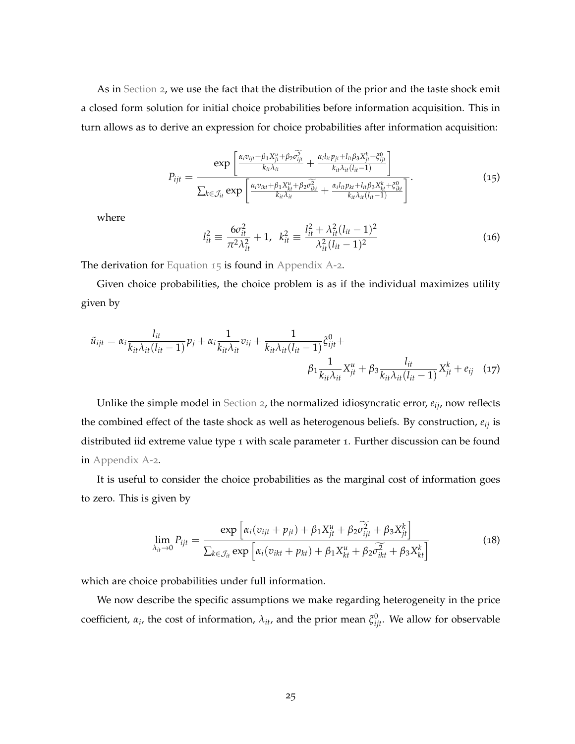As in Section 2, we use the fact that the distribution of the prior and the taste shock emit a closed form solution for initial choice probabilities before information acquisition. This in turn allows as to derive an expression for choice probabilities after information acquisition:

$$P_{ijt} = \frac{\exp\left[\frac{\alpha_i v_{ijt} + \beta_1 X^u_{jt} + \beta_2 \widetilde{\sigma^2_{ijt}}}{k_{it}\lambda_{it}} + \frac{\alpha_i l_{it} p_{jt} + l_{it}\beta_3 X^k_{jt} + \xi^0_{ijt}}{k_{it}\lambda_{it}(l_{it}-1)}\right]}{\sum_{k\in\mathcal{J}_{it}} \exp\left[\frac{\alpha_i v_{ikt} + \beta_1 X^u_{kt} + \beta_2 \widetilde{\sigma^2_{ikt}}}{k_{it}\lambda_{it}} + \frac{\alpha_i l_{it} p_{kt} + l_{it}\beta_3 X^k_{kt} + \xi^0_{ikt}}{k_{it}\lambda_{it}(l_{it}-1)}\right]}. \tag{15}$$

where

$$l^2_{it} \equiv \frac{6\sigma^2_{it}}{\pi^2\lambda^2_{it}} + 1, \quad k^2_{it} \equiv \frac{l^2_{it} + \lambda^2_{it}(l_{it}-1)^2}{\lambda^2_{it}(l_{it}-1)^2} \tag{16}$$

The derivation for Equation 15 is found in Appendix A-2.

Given choice probabilities, the choice problem is as if the individual maximizes utility given by

$$\tilde{u}_{ijt} = \alpha_i \frac{l_{it}}{k_{it}\lambda_{it}(l_{it}-1)} p_j + \alpha_i \frac{1}{k_{it}\lambda_{it}} v_{ij} + \frac{1}{k_{it}\lambda_{it}(l_{it}-1)} \xi^0_{ijt} + \beta_1 \frac{1}{k_{it}\lambda_{it}} X^u_{jt} + \beta_3 \frac{l_{it}}{k_{it}\lambda_{it}(l_{it}-1)} X^k_{jt} + e_{ij} \tag{17}$$

Unlike the simple model in Section 2, the normalized idiosyncratic error, $e_{ij}$, now reflects the combined effect of the taste shock as well as heterogenous beliefs. By construction, $e_{ij}$ is distributed iid extreme value type 1 with scale parameter 1. Further discussion can be found in Appendix A-2.

It is useful to consider the choice probabilities as the marginal cost of information goes to zero. This is given by

$$\lim_{\lambda_{it}\to 0} P_{ijt} = \frac{\exp\left[\alpha_i(v_{ijt} + p_{jt}) + \beta_1 X^u_{jt} + \beta_2 \widetilde{\sigma^2_{ijt}} + \beta_3 X^k_{jt}\right]}{\sum_{k\in\mathcal{J}_{it}} \exp\left[\alpha_i(v_{ikt} + p_{kt}) + \beta_1 X^u_{kt} + \beta_2 \widetilde{\sigma^2_{ikt}} + \beta_3 X^k_{kt}\right]} \tag{18}$$

which are choice probabilities under full information.

We now describe the specific assumptions we make regarding heterogeneity in the price coefficient, $\alpha_i$, the cost of information, $\lambda_{it}$, and the prior mean $\xi^0_{ijt}$. We allow for observable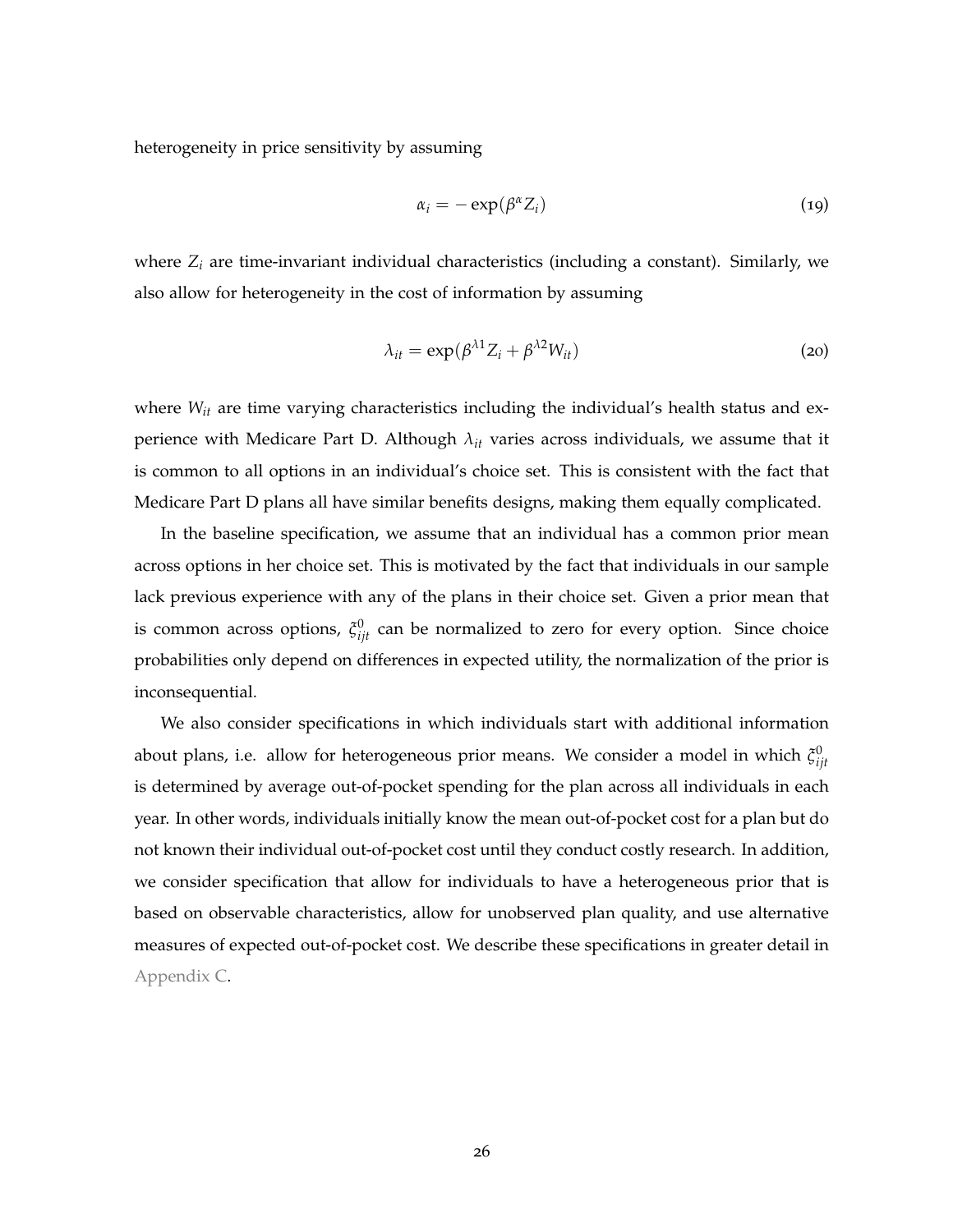heterogeneity in price sensitivity by assuming

$$\alpha_i = -\exp(\beta^{\alpha} Z_i) \tag{19}$$

where $Z_i$ are time-invariant individual characteristics (including a constant). Similarly, we also allow for heterogeneity in the cost of information by assuming

$$\lambda_{it} = \exp(\beta^{\lambda 1} Z_i + \beta^{\lambda 2} W_{it}) \tag{20}$$

where $W_{it}$ are time varying characteristics including the individual's health status and experience with Medicare Part D. Although $\lambda_{it}$ varies across individuals, we assume that it is common to all options in an individual's choice set. This is consistent with the fact that Medicare Part D plans all have similar benefits designs, making them equally complicated.

In the baseline specification, we assume that an individual has a common prior mean across options in her choice set. This is motivated by the fact that individuals in our sample lack previous experience with any of the plans in their choice set. Given a prior mean that is common across options, $\xi^0_{ijt}$ can be normalized to zero for every option. Since choice probabilities only depend on differences in expected utility, the normalization of the prior is inconsequential.

We also consider specifications in which individuals start with additional information about plans, i.e. allow for heterogeneous prior means. We consider a model in which $\xi^0_{ijt}$ is determined by average out-of-pocket spending for the plan across all individuals in each year. In other words, individuals initially know the mean out-of-pocket cost for a plan but do not known their individual out-of-pocket cost until they conduct costly research. In addition, we consider specification that allow for individuals to have a heterogeneous prior that is based on observable characteristics, allow for unobserved plan quality, and use alternative measures of expected out-of-pocket cost. We describe these specifications in greater detail in Appendix C.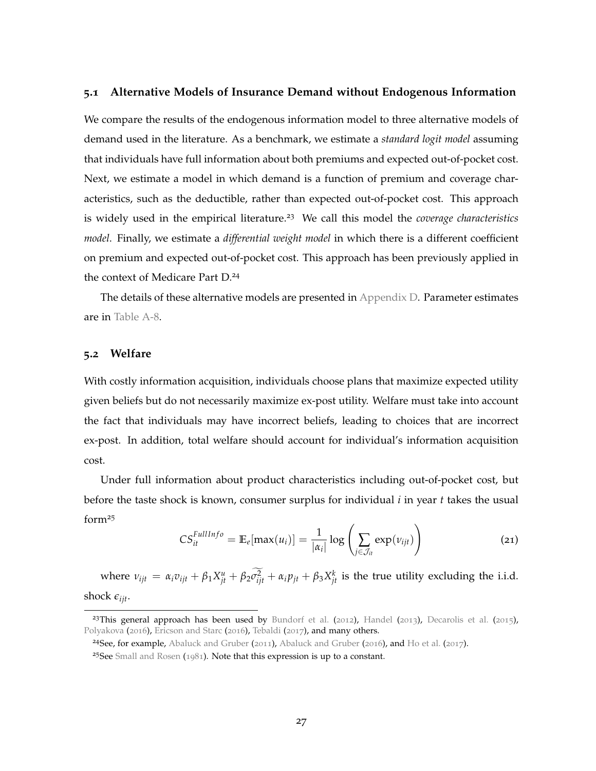### 5.1 Alternative Models of Insurance Demand without Endogenous Information

We compare the results of the endogenous information model to three alternative models of demand used in the literature. As a benchmark, we estimate a *standard logit model* assuming that individuals have full information about both premiums and expected out-of-pocket cost. Next, we estimate a model in which demand is a function of premium and coverage characteristics, such as the deductible, rather than expected out-of-pocket cost. This approach is widely used in the empirical literature.[23] We call this model the *coverage characteristics model*. Finally, we estimate a *differential weight model* in which there is a different coefficient on premium and expected out-of-pocket cost. This approach has been previously applied in the context of Medicare Part D.[24]

The details of these alternative models are presented in Appendix D. Parameter estimates are in Table A-8.

### 5.2 Welfare

With costly information acquisition, individuals choose plans that maximize expected utility given beliefs but do not necessarily maximize ex-post utility. Welfare must take into account the fact that individuals may have incorrect beliefs, leading to choices that are incorrect ex-post. In addition, total welfare should account for individual's information acquisition cost.

Under full information about product characteristics including out-of-pocket cost, but before the taste shock is known, consumer surplus for individual $i$ in year $t$ takes the usual form[25]

$$CS_{it}^{FullInfo} = \mathbb{E}_{\epsilon}[\max(u_i)] = \frac{1}{|\alpha_i|} \log \left( \sum_{j \in \mathcal{J}_{it}} \exp(\nu_{ijt}) \right) \tag{21}$$

where $\nu_{ijt} = \alpha_i v_{ijt} + \beta_1 X_{jt}^u + \beta_2 \widetilde{\sigma_{ijt}^2} + \alpha_i p_{jt} + \beta_3 X_{jt}^k$ is the true utility excluding the i.i.d. shock $\epsilon_{ijt}$.

---

[23] This general approach has been used by Bundorf et al. (2012), Handel (2013), Decarolis et al. (2015), Polyakova (2016), Ericson and Starc (2016), Tebaldi (2017), and many others.

[24] See, for example, Abaluck and Gruber (2011), Abaluck and Gruber (2016), and Ho et al. (2017).

[25] See Small and Rosen (1981). Note that this expression is up to a constant.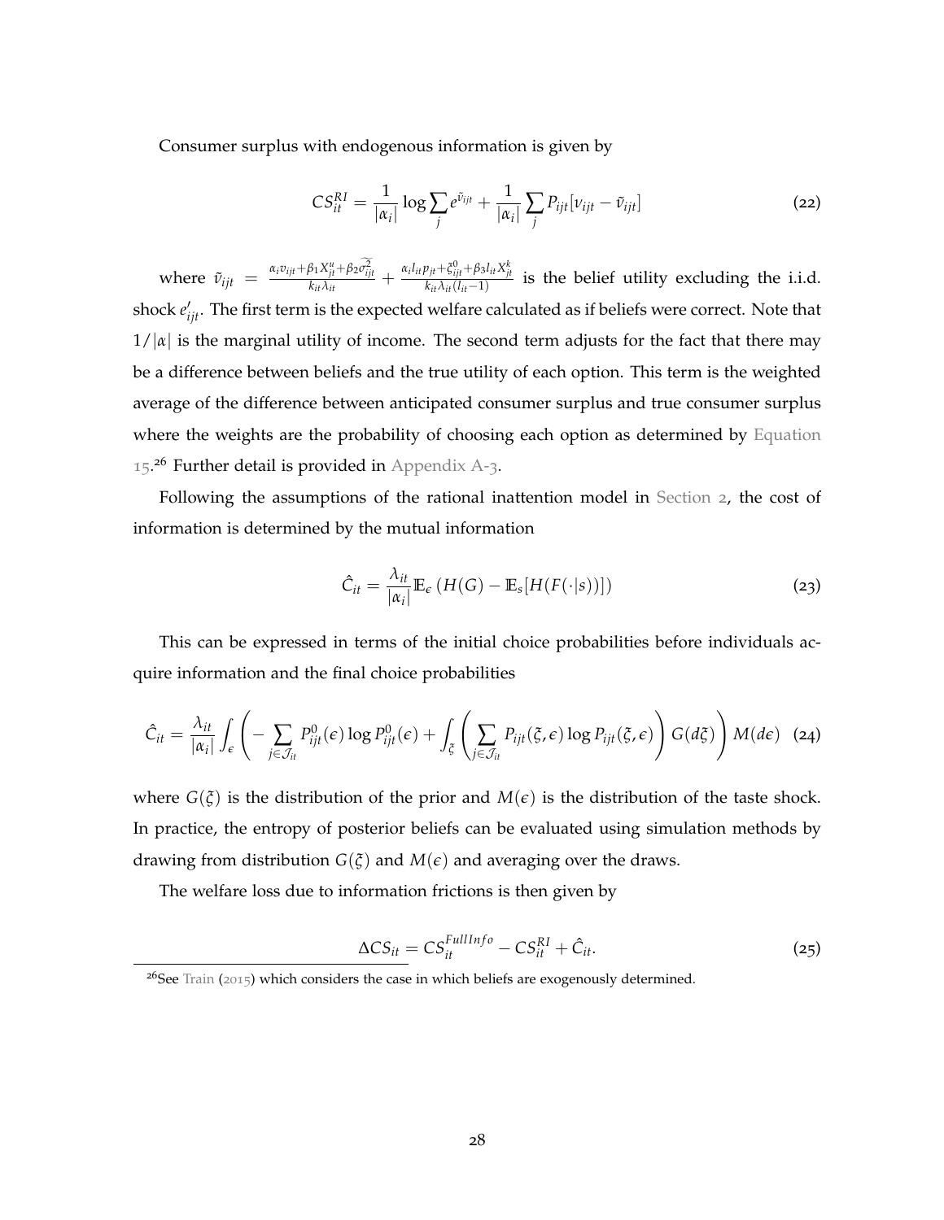Consumer surplus with endogenous information is given by

$$CS_{it}^{RI} = \frac{1}{|\alpha_i|} \log \sum_j e^{\tilde{v}_{ijt}} + \frac{1}{|\alpha_i|} \sum_j P_{ijt}[v_{ijt} - \tilde{v}_{ijt}] \tag{22}$$

where $\tilde{v}_{ijt} = \frac{\alpha_i v_{ijt} + \beta_1 X_{jt}^u + \beta_2 \widetilde{\sigma_{ijt}^2}}{k_{it}\lambda_{it}} + \frac{\alpha_i l_{it} p_{jt} + \xi_{ijt}^0 + \beta_3 l_{it} X_{jt}^k}{k_{it}\lambda_{it}(l_{it}-1)}$ is the belief utility excluding the i.i.d. shock $e'_{ijt}$. The first term is the expected welfare calculated as if beliefs were correct. Note that $1/|\alpha|$ is the marginal utility of income. The second term adjusts for the fact that there may be a difference between beliefs and the true utility of each option. This term is the weighted average of the difference between anticipated consumer surplus and true consumer surplus where the weights are the probability of choosing each option as determined by Equation 15.[26] Further detail is provided in Appendix A-3.

Following the assumptions of the rational inattention model in Section 2, the cost of information is determined by the mutual information

$$\hat{C}_{it} = \frac{\lambda_{it}}{|\alpha_i|} \mathbb{E}_\epsilon \left( H(G) - \mathbb{E}_s[H(F(\cdot|s))] \right) \tag{23}$$

This can be expressed in terms of the initial choice probabilities before individuals acquire information and the final choice probabilities

$$\hat{C}_{it} = \frac{\lambda_{it}}{|\alpha_i|} \int_\epsilon \left( - \sum_{j \in \mathcal{J}_{it}} P_{ijt}^0(\epsilon) \log P_{ijt}^0(\epsilon) + \int_\xi \left( \sum_{j \in \mathcal{J}_{it}} P_{ijt}(\xi, \epsilon) \log P_{ijt}(\xi, \epsilon) \right) G(d\xi) \right) M(d\epsilon) \tag{24}$$

where $G(\xi)$ is the distribution of the prior and $M(\epsilon)$ is the distribution of the taste shock. In practice, the entropy of posterior beliefs can be evaluated using simulation methods by drawing from distribution $G(\xi)$ and $M(\epsilon)$ and averaging over the draws.

The welfare loss due to information frictions is then given by

$$\Delta CS_{it} = CS_{it}^{FullInfo} - CS_{it}^{RI} + \hat{C}_{it}. \tag{25}$$

[26] See Train (2015) which considers the case in which beliefs are exogenously determined.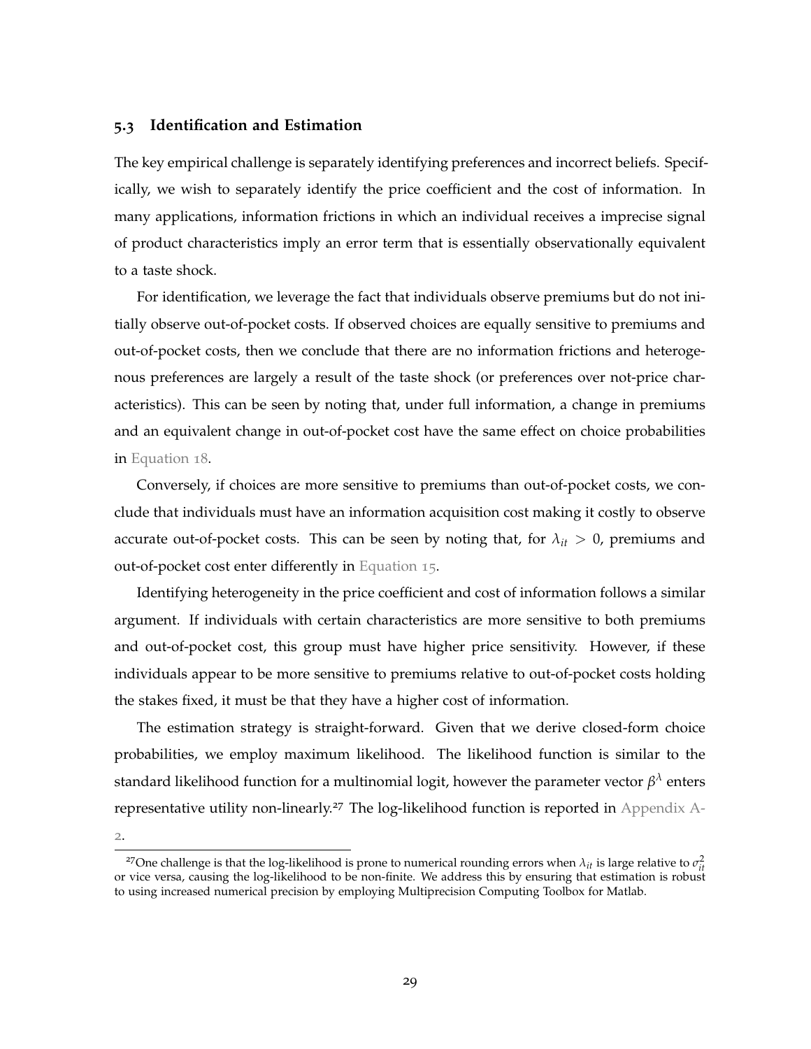### 5.3 Identification and Estimation

The key empirical challenge is separately identifying preferences and incorrect beliefs. Specifically, we wish to separately identify the price coefficient and the cost of information. In many applications, information frictions in which an individual receives a imprecise signal of product characteristics imply an error term that is essentially observationally equivalent to a taste shock.

For identification, we leverage the fact that individuals observe premiums but do not initially observe out-of-pocket costs. If observed choices are equally sensitive to premiums and out-of-pocket costs, then we conclude that there are no information frictions and heterogenous preferences are largely a result of the taste shock (or preferences over not-price characteristics). This can be seen by noting that, under full information, a change in premiums and an equivalent change in out-of-pocket cost have the same effect on choice probabilities in Equation 18.

Conversely, if choices are more sensitive to premiums than out-of-pocket costs, we conclude that individuals must have an information acquisition cost making it costly to observe accurate out-of-pocket costs. This can be seen by noting that, for $\lambda_{it} > 0$, premiums and out-of-pocket cost enter differently in Equation 15.

Identifying heterogeneity in the price coefficient and cost of information follows a similar argument. If individuals with certain characteristics are more sensitive to both premiums and out-of-pocket cost, this group must have higher price sensitivity. However, if these individuals appear to be more sensitive to premiums relative to out-of-pocket costs holding the stakes fixed, it must be that they have a higher cost of information.

The estimation strategy is straight-forward. Given that we derive closed-form choice probabilities, we employ maximum likelihood. The likelihood function is similar to the standard likelihood function for a multinomial logit, however the parameter vector $\beta^{\lambda}$ enters representative utility non-linearly.[27] The log-likelihood function is reported in Appendix A-2.

[27]One challenge is that the log-likelihood is prone to numerical rounding errors when $\lambda_{it}$ is large relative to $\sigma^2_{it}$ or vice versa, causing the log-likelihood to be non-finite. We address this by ensuring that estimation is robust to using increased numerical precision by employing Multiprecision Computing Toolbox for Matlab.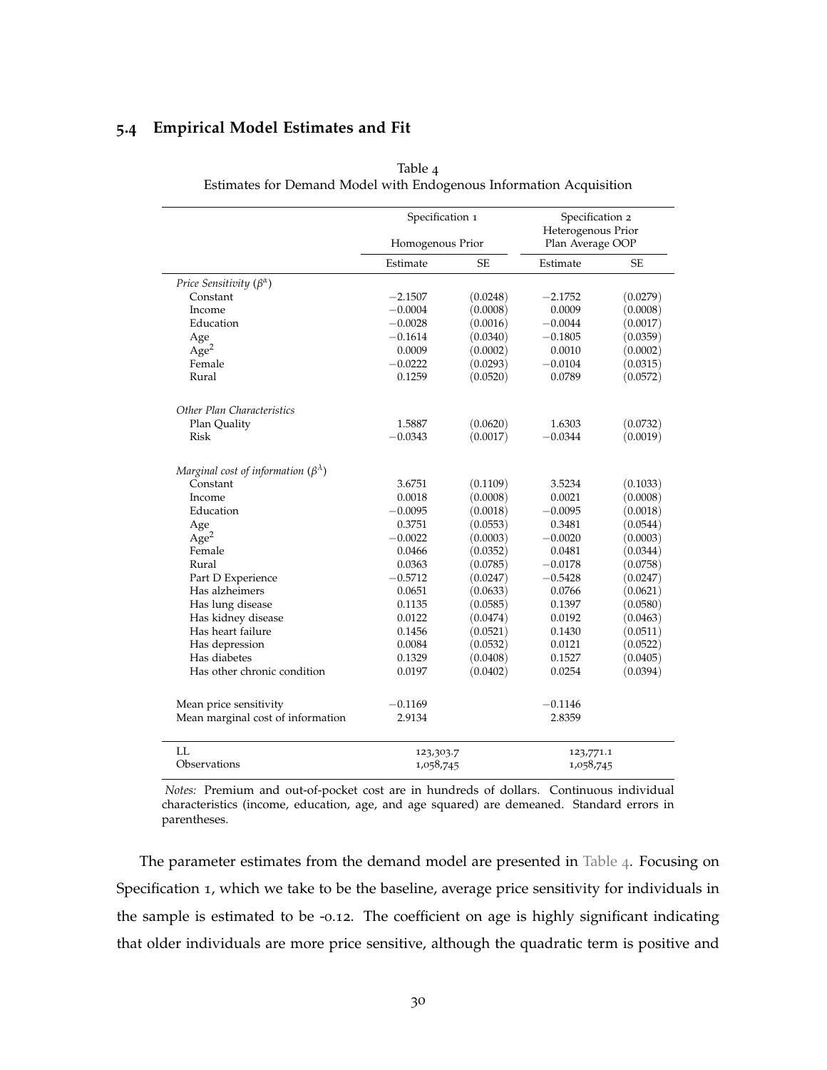### 5.4 Empirical Model Estimates and Fit

Table 4
Estimates for Demand Model with Endogenous Information Acquisition

| | Specification 1 | | Specification 2 | |
|---|---|---|---|---|
| | Homogenous Prior | | Heterogenous Prior Plan Average OOP | |
| | Estimate | SE | Estimate | SE |
| *Price Sensitivity* ($\beta^{\alpha}$) | | | | |
| Constant | −2.1507 | (0.0248) | −2.1752 | (0.0279) |
| Income | −0.0004 | (0.0008) | 0.0009 | (0.0008) |
| Education | −0.0028 | (0.0016) | −0.0044 | (0.0017) |
| Age | −0.1614 | (0.0340) | −0.1805 | (0.0359) |
| Age$^2$ | 0.0009 | (0.0002) | 0.0010 | (0.0002) |
| Female | −0.0222 | (0.0293) | −0.0104 | (0.0315) |
| Rural | 0.1259 | (0.0520) | 0.0789 | (0.0572) |
| *Other Plan Characteristics* | | | | |
| Plan Quality | 1.5887 | (0.0620) | 1.6303 | (0.0732) |
| Risk | −0.0343 | (0.0017) | −0.0344 | (0.0019) |
| *Marginal cost of information* ($\beta^{\lambda}$) | | | | |
| Constant | 3.6751 | (0.1109) | 3.5234 | (0.1033) |
| Income | 0.0018 | (0.0008) | 0.0021 | (0.0008) |
| Education | −0.0095 | (0.0018) | −0.0095 | (0.0018) |
| Age | 0.3751 | (0.0553) | 0.3481 | (0.0544) |
| Age$^2$ | −0.0022 | (0.0003) | −0.0020 | (0.0003) |
| Female | 0.0466 | (0.0352) | 0.0481 | (0.0344) |
| Rural | 0.0363 | (0.0785) | −0.0178 | (0.0758) |
| Part D Experience | −0.5712 | (0.0247) | −0.5428 | (0.0247) |
| Has alzheimers | 0.0651 | (0.0633) | 0.0766 | (0.0621) |
| Has lung disease | 0.1135 | (0.0585) | 0.1397 | (0.0580) |
| Has kidney disease | 0.0122 | (0.0474) | 0.0192 | (0.0463) |
| Has heart failure | 0.1456 | (0.0521) | 0.1430 | (0.0511) |
| Has depression | 0.0084 | (0.0532) | 0.0121 | (0.0522) |
| Has diabetes | 0.1329 | (0.0408) | 0.1527 | (0.0405) |
| Has other chronic condition | 0.0197 | (0.0402) | 0.0254 | (0.0394) |
| Mean price sensitivity | −0.1169 | | −0.1146 | |
| Mean marginal cost of information | 2.9134 | | 2.8359 | |
| LL | 123,303.7 | | 123,771.1 | |
| Observations | 1,058,745 | | 1,058,745 | |

*Notes:* Premium and out-of-pocket cost are in hundreds of dollars. Continuous individual characteristics (income, education, age, and age squared) are demeaned. Standard errors in parentheses.

The parameter estimates from the demand model are presented in Table 4. Focusing on Specification 1, which we take to be the baseline, average price sensitivity for individuals in the sample is estimated to be -0.12. The coefficient on age is highly significant indicating that older individuals are more price sensitive, although the quadratic term is positive and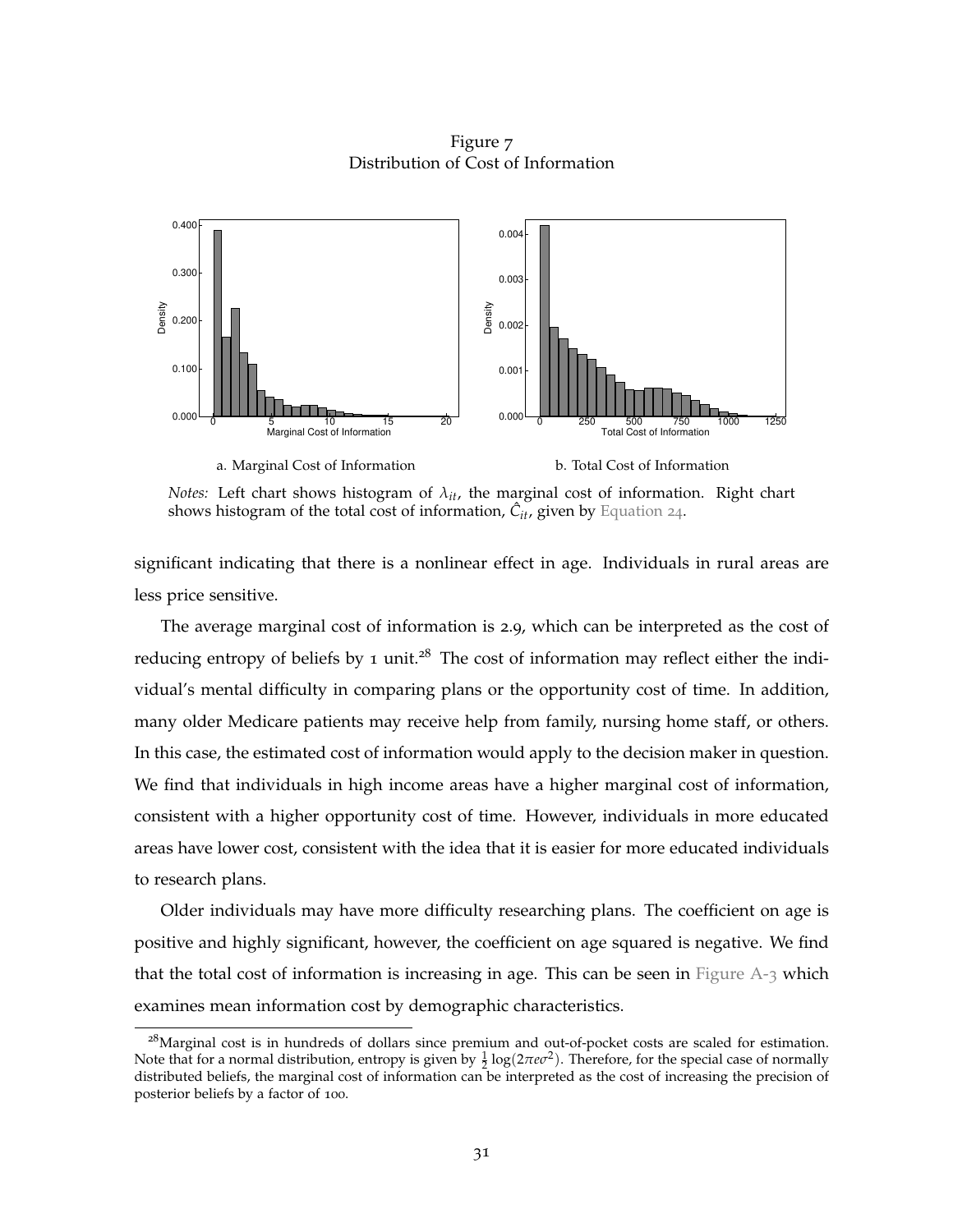Figure 7
Distribution of Cost of Information

a. Marginal Cost of Information

b. Total Cost of Information

*Notes:* Left chart shows histogram of $\lambda_{it}$, the marginal cost of information. Right chart shows histogram of the total cost of information, $\hat{C}_{it}$, given by Equation 24.

significant indicating that there is a nonlinear effect in age. Individuals in rural areas are less price sensitive.

The average marginal cost of information is 2.9, which can be interpreted as the cost of reducing entropy of beliefs by 1 unit.[28] The cost of information may reflect either the individual's mental difficulty in comparing plans or the opportunity cost of time. In addition, many older Medicare patients may receive help from family, nursing home staff, or others. In this case, the estimated cost of information would apply to the decision maker in question. We find that individuals in high income areas have a higher marginal cost of information, consistent with a higher opportunity cost of time. However, individuals in more educated areas have lower cost, consistent with the idea that it is easier for more educated individuals to research plans.

Older individuals may have more difficulty researching plans. The coefficient on age is positive and highly significant, however, the coefficient on age squared is negative. We find that the total cost of information is increasing in age. This can be seen in Figure A-3 which examines mean information cost by demographic characteristics.

[28] Marginal cost is in hundreds of dollars since premium and out-of-pocket costs are scaled for estimation. Note that for a normal distribution, entropy is given by $\frac{1}{2}\log(2\pi e\sigma^2)$. Therefore, for the special case of normally distributed beliefs, the marginal cost of information can be interpreted as the cost of increasing the precision of posterior beliefs by a factor of 100.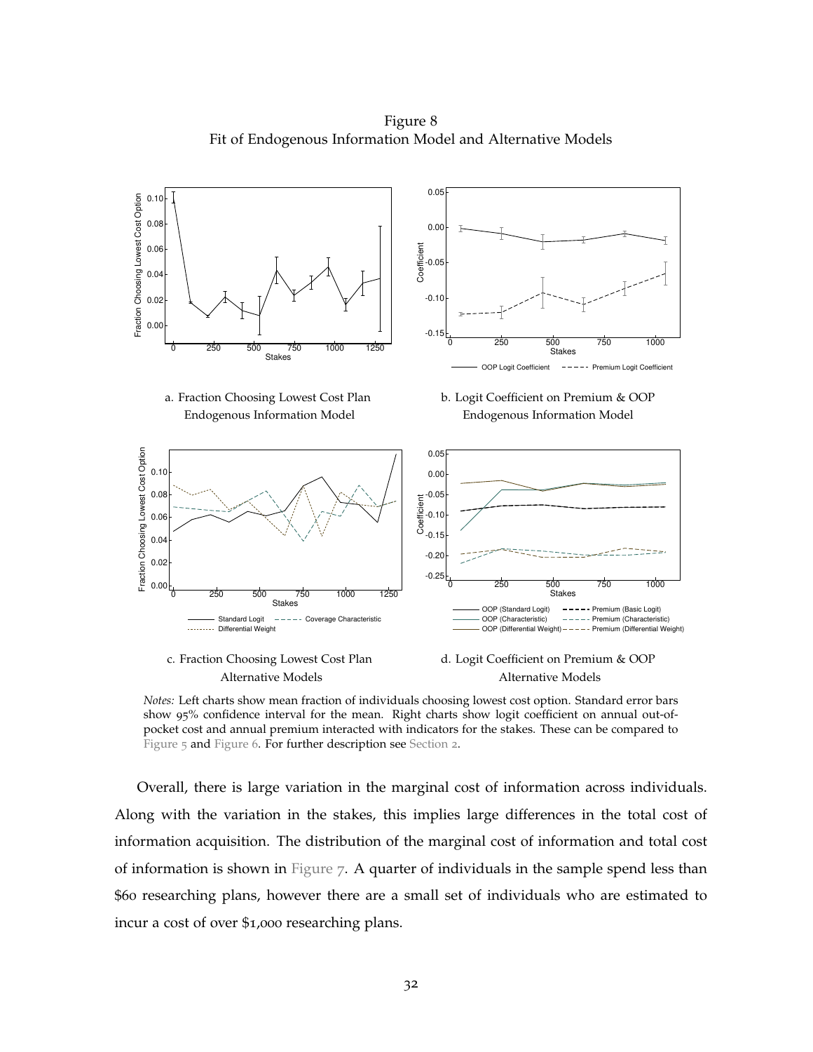Figure 8
Fit of Endogenous Information Model and Alternative Models

a. Fraction Choosing Lowest Cost Plan
Endogenous Information Model

b. Logit Coefficient on Premium & OOP
Endogenous Information Model

c. Fraction Choosing Lowest Cost Plan
Alternative Models

d. Logit Coefficient on Premium & OOP
Alternative Models

*Notes:* Left charts show mean fraction of individuals choosing lowest cost option. Standard error bars show 95% confidence interval for the mean. Right charts show logit coefficient on annual out-of-pocket cost and annual premium interacted with indicators for the stakes. These can be compared to Figure 5 and Figure 6. For further description see Section 2.

Overall, there is large variation in the marginal cost of information across individuals. Along with the variation in the stakes, this implies large differences in the total cost of information acquisition. The distribution of the marginal cost of information and total cost of information is shown in Figure 7. A quarter of individuals in the sample spend less than $60 researching plans, however there are a small set of individuals who are estimated to incur a cost of over $1,000 researching plans.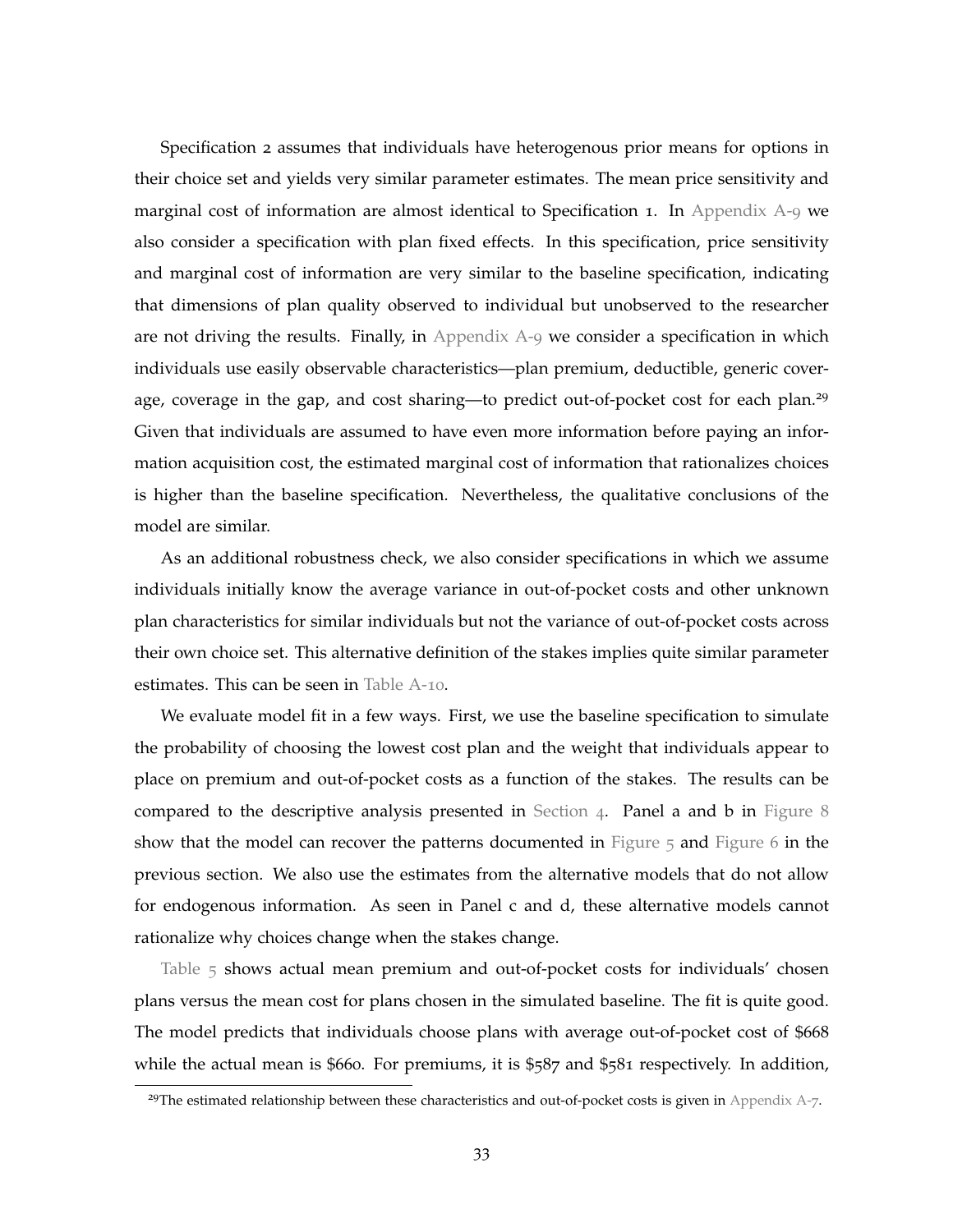Specification 2 assumes that individuals have heterogenous prior means for options in their choice set and yields very similar parameter estimates. The mean price sensitivity and marginal cost of information are almost identical to Specification 1. In Appendix A-9 we also consider a specification with plan fixed effects. In this specification, price sensitivity and marginal cost of information are very similar to the baseline specification, indicating that dimensions of plan quality observed to individual but unobserved to the researcher are not driving the results. Finally, in Appendix A-9 we consider a specification in which individuals use easily observable characteristics—plan premium, deductible, generic coverage, coverage in the gap, and cost sharing—to predict out-of-pocket cost for each plan.[29] Given that individuals are assumed to have even more information before paying an information acquisition cost, the estimated marginal cost of information that rationalizes choices is higher than the baseline specification. Nevertheless, the qualitative conclusions of the model are similar.

As an additional robustness check, we also consider specifications in which we assume individuals initially know the average variance in out-of-pocket costs and other unknown plan characteristics for similar individuals but not the variance of out-of-pocket costs across their own choice set. This alternative definition of the stakes implies quite similar parameter estimates. This can be seen in Table A-10.

We evaluate model fit in a few ways. First, we use the baseline specification to simulate the probability of choosing the lowest cost plan and the weight that individuals appear to place on premium and out-of-pocket costs as a function of the stakes. The results can be compared to the descriptive analysis presented in Section 4. Panel a and b in Figure 8 show that the model can recover the patterns documented in Figure 5 and Figure 6 in the previous section. We also use the estimates from the alternative models that do not allow for endogenous information. As seen in Panel c and d, these alternative models cannot rationalize why choices change when the stakes change.

Table 5 shows actual mean premium and out-of-pocket costs for individuals' chosen plans versus the mean cost for plans chosen in the simulated baseline. The fit is quite good. The model predicts that individuals choose plans with average out-of-pocket cost of $668 while the actual mean is $660. For premiums, it is $587 and $581 respectively. In addition,

[29] The estimated relationship between these characteristics and out-of-pocket costs is given in Appendix A-7.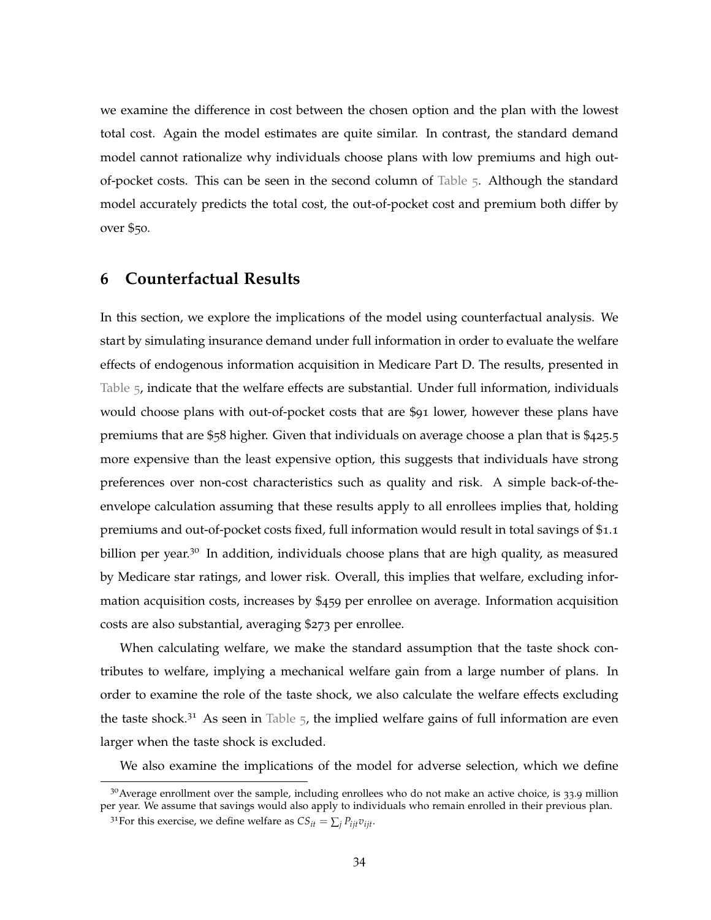we examine the difference in cost between the chosen option and the plan with the lowest total cost. Again the model estimates are quite similar. In contrast, the standard demand model cannot rationalize why individuals choose plans with low premiums and high out-of-pocket costs. This can be seen in the second column of Table 5. Although the standard model accurately predicts the total cost, the out-of-pocket cost and premium both differ by over $50.

## 6 Counterfactual Results

In this section, we explore the implications of the model using counterfactual analysis. We start by simulating insurance demand under full information in order to evaluate the welfare effects of endogenous information acquisition in Medicare Part D. The results, presented in Table 5, indicate that the welfare effects are substantial. Under full information, individuals would choose plans with out-of-pocket costs that are $91 lower, however these plans have premiums that are $58 higher. Given that individuals on average choose a plan that is $425.5 more expensive than the least expensive option, this suggests that individuals have strong preferences over non-cost characteristics such as quality and risk. A simple back-of-the-envelope calculation assuming that these results apply to all enrollees implies that, holding premiums and out-of-pocket costs fixed, full information would result in total savings of $1.1 billion per year.[30] In addition, individuals choose plans that are high quality, as measured by Medicare star ratings, and lower risk. Overall, this implies that welfare, excluding information acquisition costs, increases by $459 per enrollee on average. Information acquisition costs are also substantial, averaging $273 per enrollee.

When calculating welfare, we make the standard assumption that the taste shock contributes to welfare, implying a mechanical welfare gain from a large number of plans. In order to examine the role of the taste shock, we also calculate the welfare effects excluding the taste shock.[31] As seen in Table 5, the implied welfare gains of full information are even larger when the taste shock is excluded.

We also examine the implications of the model for adverse selection, which we define

[30] Average enrollment over the sample, including enrollees who do not make an active choice, is 33.9 million per year. We assume that savings would also apply to individuals who remain enrolled in their previous plan.

[31] For this exercise, we define welfare as $CS_{it} = \sum_j P_{ijt} v_{ijt}$.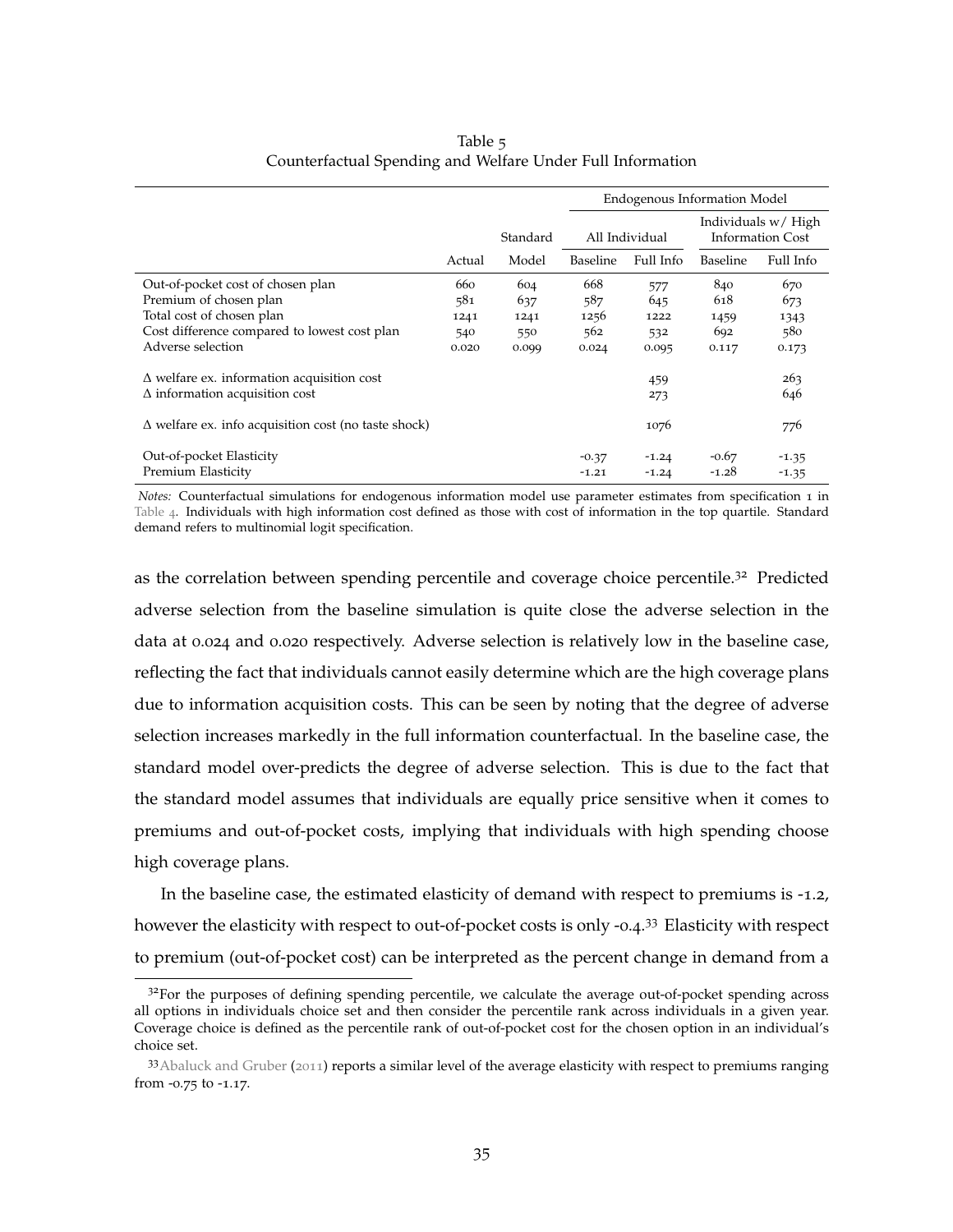Table 5
Counterfactual Spending and Welfare Under Full Information

| | | | Endogenous Information Model | | | |
|---|---|---|---|---|---|---|
| | | Standard | All Individual | | Individuals w/ High Information Cost | |
| | Actual | Model | Baseline | Full Info | Baseline | Full Info |
| Out-of-pocket cost of chosen plan | 660 | 604 | 668 | 577 | 840 | 670 |
| Premium of chosen plan | 581 | 637 | 587 | 645 | 618 | 673 |
| Total cost of chosen plan | 1241 | 1241 | 1256 | 1222 | 1459 | 1343 |
| Cost difference compared to lowest cost plan | 540 | 550 | 562 | 532 | 692 | 580 |
| Adverse selection | 0.020 | 0.099 | 0.024 | 0.095 | 0.117 | 0.173 |
| $\Delta$ welfare ex. information acquisition cost | | | | 459 | | 263 |
| $\Delta$ information acquisition cost | | | | 273 | | 646 |
| $\Delta$ welfare ex. info acquisition cost (no taste shock) | | | | 1076 | | 776 |
| Out-of-pocket Elasticity | | | -0.37 | -1.24 | -0.67 | -1.35 |
| Premium Elasticity | | | -1.21 | -1.24 | -1.28 | -1.35 |

*Notes:* Counterfactual simulations for endogenous information model use parameter estimates from specification 1 in Table 4. Individuals with high information cost defined as those with cost of information in the top quartile. Standard demand refers to multinomial logit specification.

as the correlation between spending percentile and coverage choice percentile.[32] Predicted adverse selection from the baseline simulation is quite close the adverse selection in the data at 0.024 and 0.020 respectively. Adverse selection is relatively low in the baseline case, reflecting the fact that individuals cannot easily determine which are the high coverage plans due to information acquisition costs. This can be seen by noting that the degree of adverse selection increases markedly in the full information counterfactual. In the baseline case, the standard model over-predicts the degree of adverse selection. This is due to the fact that the standard model assumes that individuals are equally price sensitive when it comes to premiums and out-of-pocket costs, implying that individuals with high spending choose high coverage plans.

In the baseline case, the estimated elasticity of demand with respect to premiums is -1.2, however the elasticity with respect to out-of-pocket costs is only -0.4.[33] Elasticity with respect to premium (out-of-pocket cost) can be interpreted as the percent change in demand from a

[32] For the purposes of defining spending percentile, we calculate the average out-of-pocket spending across all options in individuals choice set and then consider the percentile rank across individuals in a given year. Coverage choice is defined as the percentile rank of out-of-pocket cost for the chosen option in an individual's choice set.

[33] Abaluck and Gruber (2011) reports a similar level of the average elasticity with respect to premiums ranging from -0.75 to -1.17.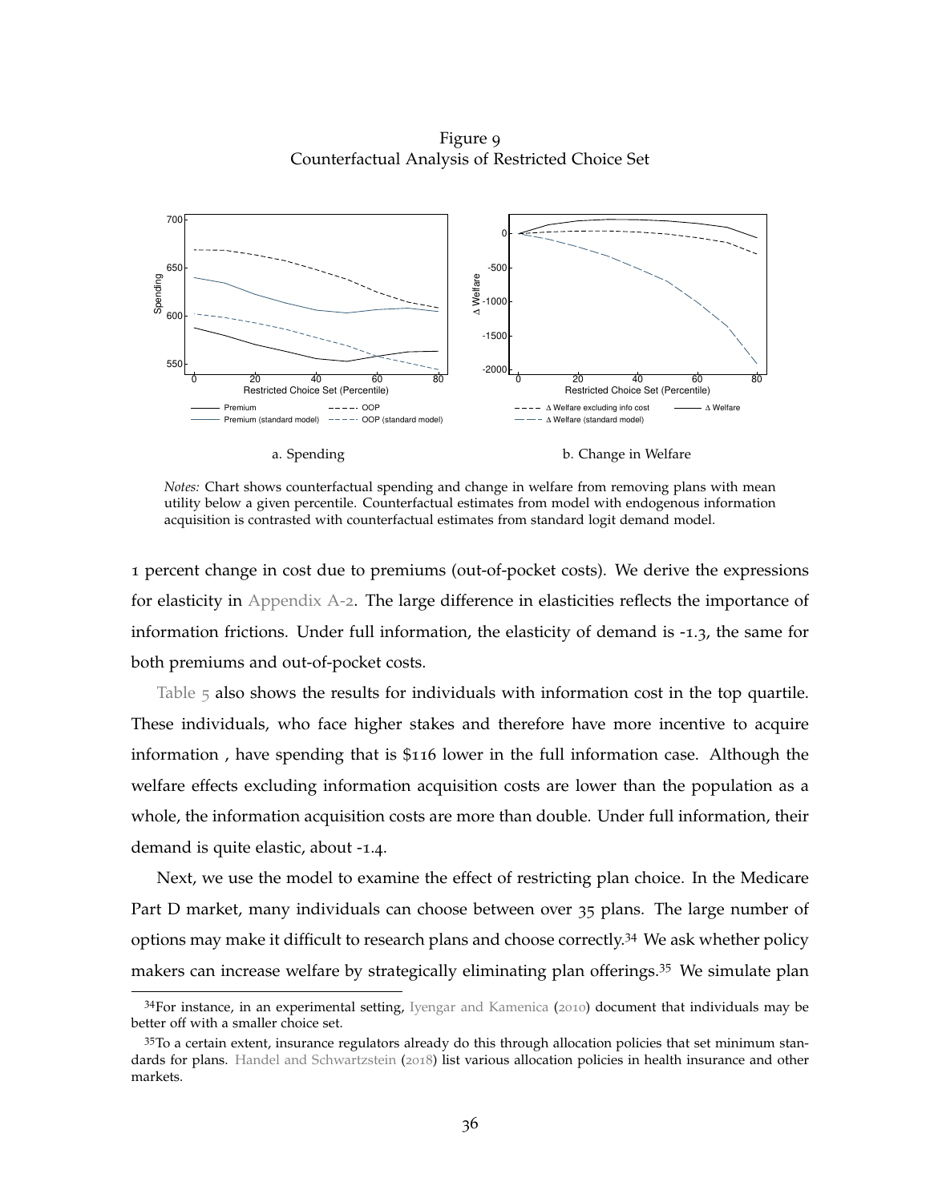Figure 9
Counterfactual Analysis of Restricted Choice Set

a. Spending

b. Change in Welfare

*Notes:* Chart shows counterfactual spending and change in welfare from removing plans with mean utility below a given percentile. Counterfactual estimates from model with endogenous information acquisition is contrasted with counterfactual estimates from standard logit demand model.

1 percent change in cost due to premiums (out-of-pocket costs). We derive the expressions for elasticity in Appendix A-2. The large difference in elasticities reflects the importance of information frictions. Under full information, the elasticity of demand is -1.3, the same for both premiums and out-of-pocket costs.

Table 5 also shows the results for individuals with information cost in the top quartile. These individuals, who face higher stakes and therefore have more incentive to acquire information , have spending that is $116 lower in the full information case. Although the welfare effects excluding information acquisition costs are lower than the population as a whole, the information acquisition costs are more than double. Under full information, their demand is quite elastic, about -1.4.

Next, we use the model to examine the effect of restricting plan choice. In the Medicare Part D market, many individuals can choose between over 35 plans. The large number of options may make it difficult to research plans and choose correctly.[34] We ask whether policy makers can increase welfare by strategically eliminating plan offerings.[35] We simulate plan

[34]For instance, in an experimental setting, Iyengar and Kamenica (2010) document that individuals may be better off with a smaller choice set.

[35]To a certain extent, insurance regulators already do this through allocation policies that set minimum standards for plans. Handel and Schwartzstein (2018) list various allocation policies in health insurance and other markets.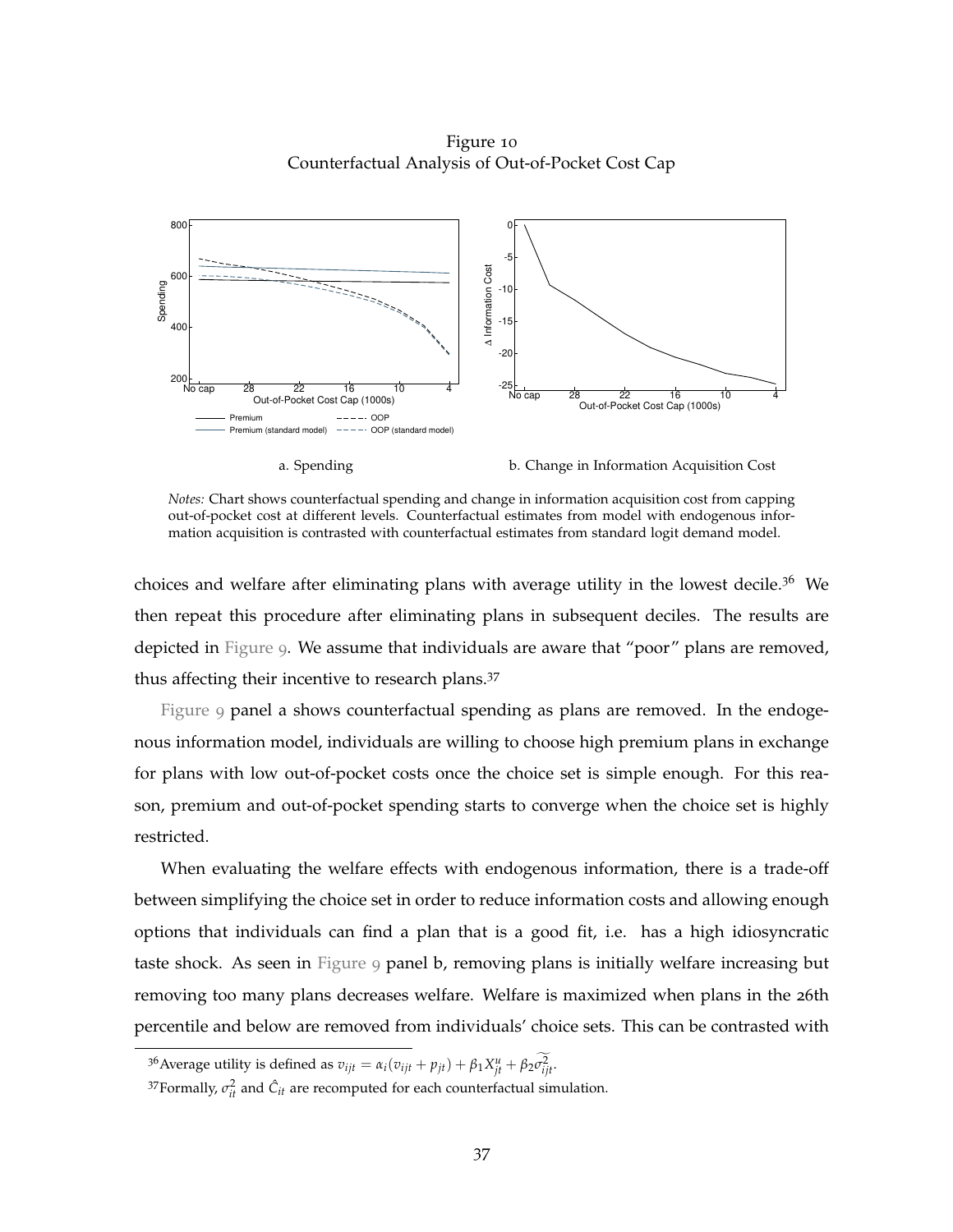Figure 10
Counterfactual Analysis of Out-of-Pocket Cost Cap

a. Spending

b. Change in Information Acquisition Cost

*Notes:* Chart shows counterfactual spending and change in information acquisition cost from capping out-of-pocket cost at different levels. Counterfactual estimates from model with endogenous information acquisition is contrasted with counterfactual estimates from standard logit demand model.

choices and welfare after eliminating plans with average utility in the lowest decile.[36] We then repeat this procedure after eliminating plans in subsequent deciles. The results are depicted in Figure 9. We assume that individuals are aware that "poor" plans are removed, thus affecting their incentive to research plans.[37]

Figure 9 panel a shows counterfactual spending as plans are removed. In the endogenous information model, individuals are willing to choose high premium plans in exchange for plans with low out-of-pocket costs once the choice set is simple enough. For this reason, premium and out-of-pocket spending starts to converge when the choice set is highly restricted.

When evaluating the welfare effects with endogenous information, there is a trade-off between simplifying the choice set in order to reduce information costs and allowing enough options that individuals can find a plan that is a good fit, i.e. has a high idiosyncratic taste shock. As seen in Figure 9 panel b, removing plans is initially welfare increasing but removing too many plans decreases welfare. Welfare is maximized when plans in the 26th percentile and below are removed from individuals' choice sets. This can be contrasted with

[36] Average utility is defined as $v_{ijt} = \alpha_i(v_{ijt} + p_{jt}) + \beta_1 X^u_{jt} + \beta_2 \widetilde{\sigma^2_{ijt}}$.

[37] Formally, $\sigma^2_{it}$ and $\hat{C}_{it}$ are recomputed for each counterfactual simulation.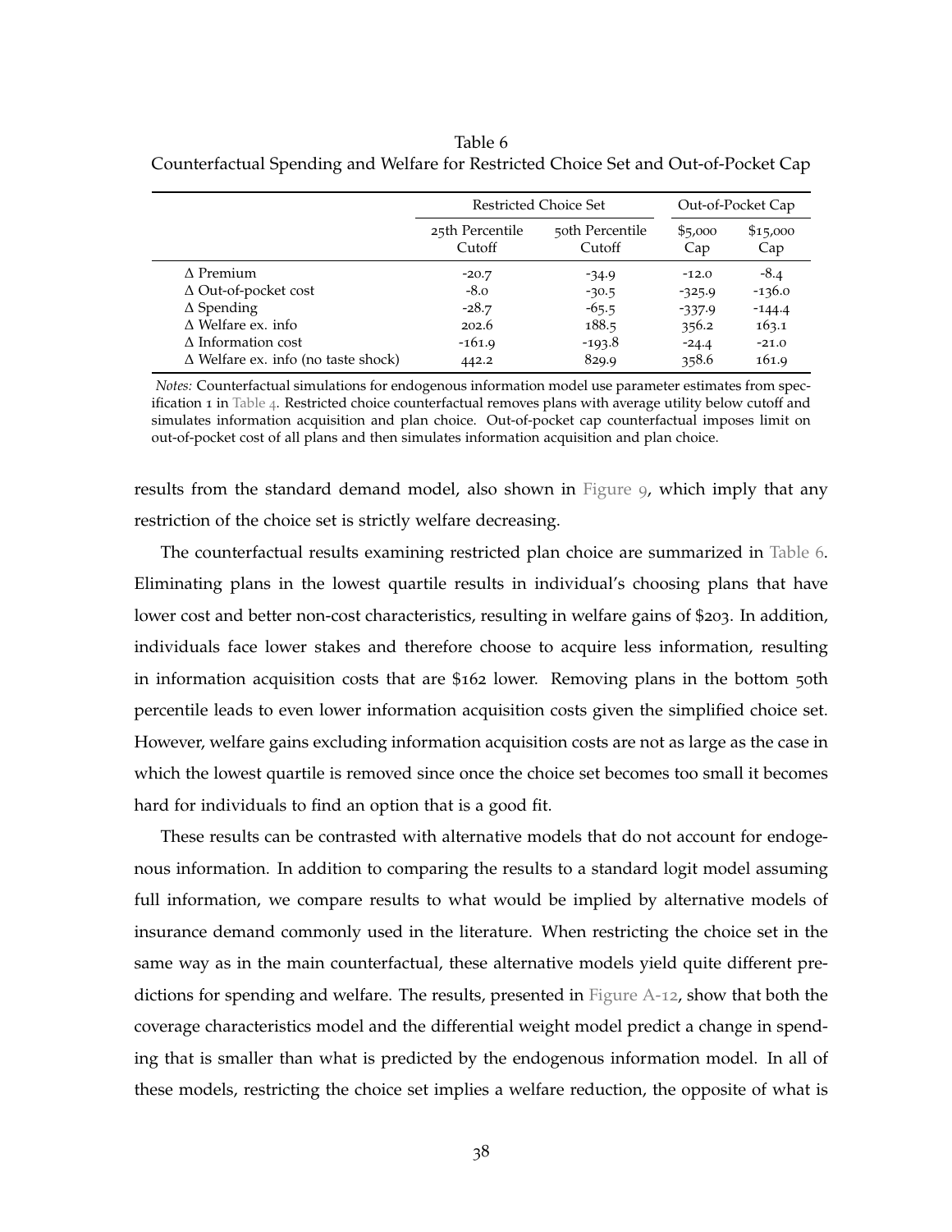Table 6
Counterfactual Spending and Welfare for Restricted Choice Set and Out-of-Pocket Cap

| | Restricted Choice Set | | Out-of-Pocket Cap | |
|---|---|---|---|---|
| | 25th Percentile Cutoff | 50th Percentile Cutoff | $5,000 Cap | $15,000 Cap |
| Δ Premium | -20.7 | -34.9 | -12.0 | -8.4 |
| Δ Out-of-pocket cost | -8.0 | -30.5 | -325.9 | -136.0 |
| Δ Spending | -28.7 | -65.5 | -337.9 | -144.4 |
| Δ Welfare ex. info | 202.6 | 188.5 | 356.2 | 163.1 |
| Δ Information cost | -161.9 | -193.8 | -24.4 | -21.0 |
| Δ Welfare ex. info (no taste shock) | 442.2 | 829.9 | 358.6 | 161.9 |

*Notes:* Counterfactual simulations for endogenous information model use parameter estimates from specification 1 in Table 4. Restricted choice counterfactual removes plans with average utility below cutoff and simulates information acquisition and plan choice. Out-of-pocket cap counterfactual imposes limit on out-of-pocket cost of all plans and then simulates information acquisition and plan choice.

results from the standard demand model, also shown in Figure 9, which imply that any restriction of the choice set is strictly welfare decreasing.

The counterfactual results examining restricted plan choice are summarized in Table 6. Eliminating plans in the lowest quartile results in individual's choosing plans that have lower cost and better non-cost characteristics, resulting in welfare gains of $203. In addition, individuals face lower stakes and therefore choose to acquire less information, resulting in information acquisition costs that are $162 lower. Removing plans in the bottom 50th percentile leads to even lower information acquisition costs given the simplified choice set. However, welfare gains excluding information acquisition costs are not as large as the case in which the lowest quartile is removed since once the choice set becomes too small it becomes hard for individuals to find an option that is a good fit.

These results can be contrasted with alternative models that do not account for endogenous information. In addition to comparing the results to a standard logit model assuming full information, we compare results to what would be implied by alternative models of insurance demand commonly used in the literature. When restricting the choice set in the same way as in the main counterfactual, these alternative models yield quite different predictions for spending and welfare. The results, presented in Figure A-12, show that both the coverage characteristics model and the differential weight model predict a change in spending that is smaller than what is predicted by the endogenous information model. In all of these models, restricting the choice set implies a welfare reduction, the opposite of what is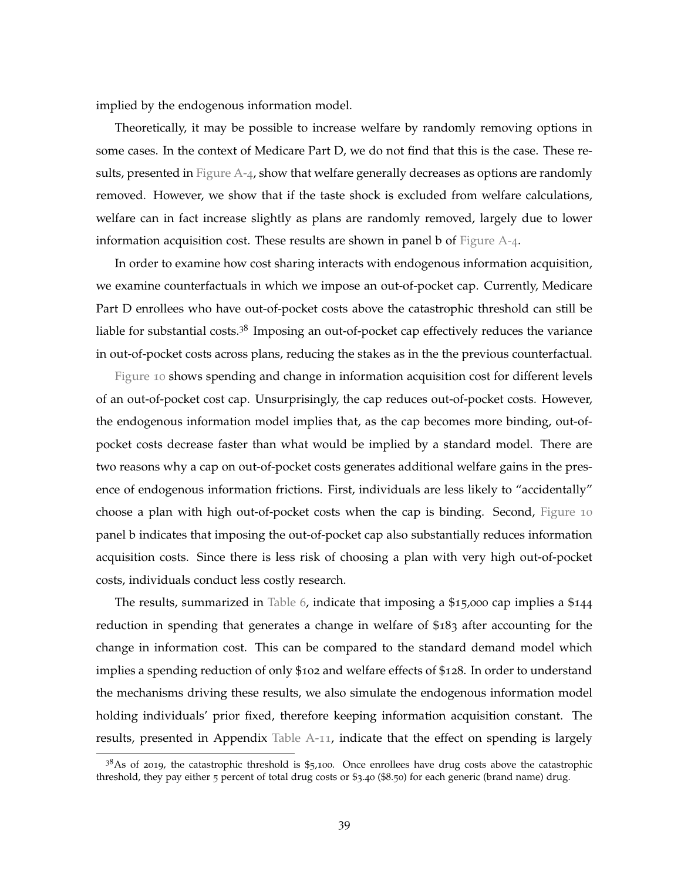implied by the endogenous information model.

Theoretically, it may be possible to increase welfare by randomly removing options in some cases. In the context of Medicare Part D, we do not find that this is the case. These results, presented in Figure A-4, show that welfare generally decreases as options are randomly removed. However, we show that if the taste shock is excluded from welfare calculations, welfare can in fact increase slightly as plans are randomly removed, largely due to lower information acquisition cost. These results are shown in panel b of Figure A-4.

In order to examine how cost sharing interacts with endogenous information acquisition, we examine counterfactuals in which we impose an out-of-pocket cap. Currently, Medicare Part D enrollees who have out-of-pocket costs above the catastrophic threshold can still be liable for substantial costs.[38] Imposing an out-of-pocket cap effectively reduces the variance in out-of-pocket costs across plans, reducing the stakes as in the the previous counterfactual.

Figure 10 shows spending and change in information acquisition cost for different levels of an out-of-pocket cost cap. Unsurprisingly, the cap reduces out-of-pocket costs. However, the endogenous information model implies that, as the cap becomes more binding, out-of-pocket costs decrease faster than what would be implied by a standard model. There are two reasons why a cap on out-of-pocket costs generates additional welfare gains in the presence of endogenous information frictions. First, individuals are less likely to "accidentally" choose a plan with high out-of-pocket costs when the cap is binding. Second, Figure 10 panel b indicates that imposing the out-of-pocket cap also substantially reduces information acquisition costs. Since there is less risk of choosing a plan with very high out-of-pocket costs, individuals conduct less costly research.

The results, summarized in Table 6, indicate that imposing a $15,000 cap implies a $144 reduction in spending that generates a change in welfare of $183 after accounting for the change in information cost. This can be compared to the standard demand model which implies a spending reduction of only $102 and welfare effects of $128. In order to understand the mechanisms driving these results, we also simulate the endogenous information model holding individuals' prior fixed, therefore keeping information acquisition constant. The results, presented in Appendix Table A-11, indicate that the effect on spending is largely

[38] As of 2019, the catastrophic threshold is $5,100. Once enrollees have drug costs above the catastrophic threshold, they pay either 5 percent of total drug costs or $3.40 ($8.50) for each generic (brand name) drug.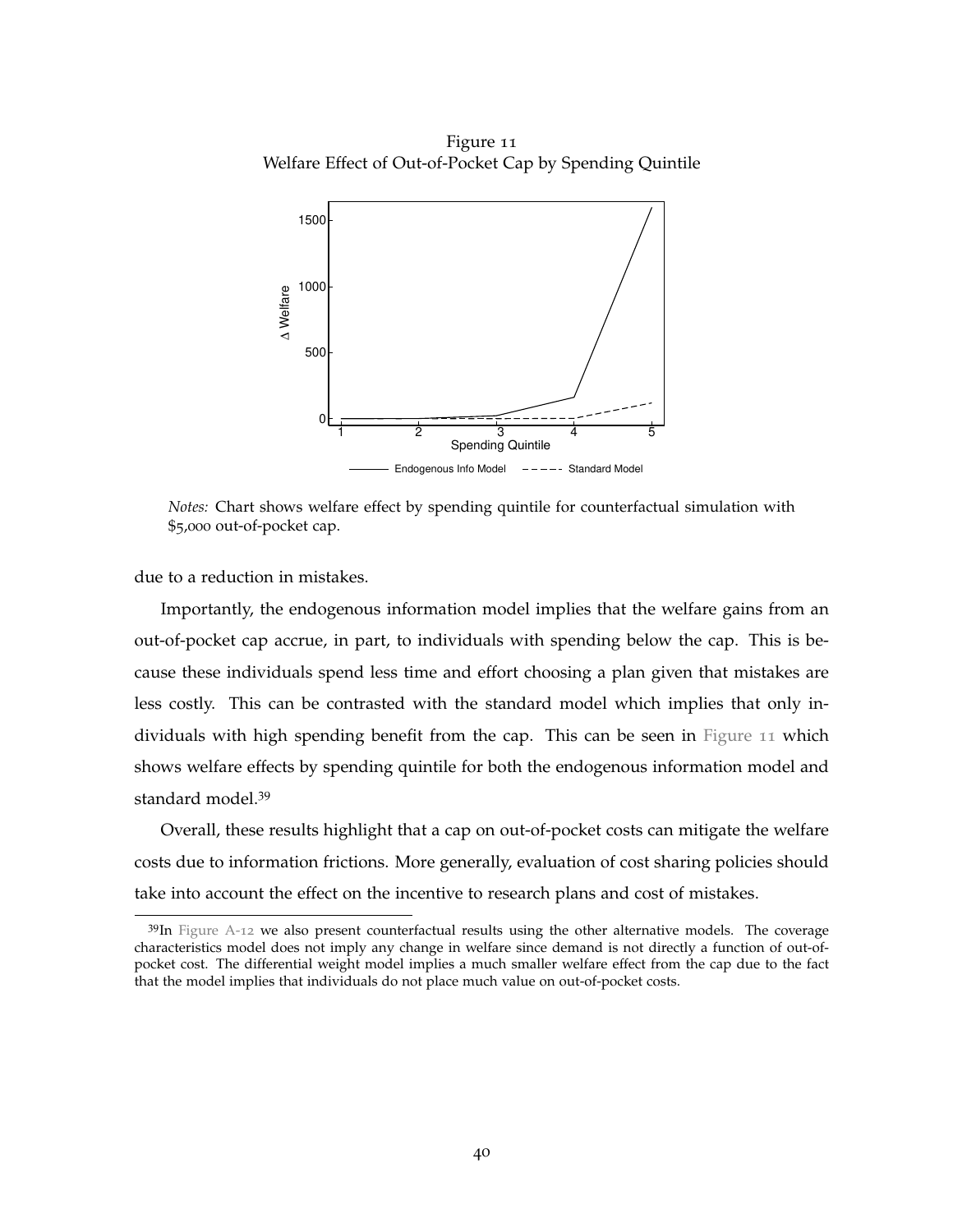Figure 11
Welfare Effect of Out-of-Pocket Cap by Spending Quintile

*Notes:* Chart shows welfare effect by spending quintile for counterfactual simulation with $5,000 out-of-pocket cap.

due to a reduction in mistakes.

Importantly, the endogenous information model implies that the welfare gains from an out-of-pocket cap accrue, in part, to individuals with spending below the cap. This is because these individuals spend less time and effort choosing a plan given that mistakes are less costly. This can be contrasted with the standard model which implies that only individuals with high spending benefit from the cap. This can be seen in Figure 11 which shows welfare effects by spending quintile for both the endogenous information model and standard model.[39]

Overall, these results highlight that a cap on out-of-pocket costs can mitigate the welfare costs due to information frictions. More generally, evaluation of cost sharing policies should take into account the effect on the incentive to research plans and cost of mistakes.

[39]In Figure A-12 we also present counterfactual results using the other alternative models. The coverage characteristics model does not imply any change in welfare since demand is not directly a function of out-of-pocket cost. The differential weight model implies a much smaller welfare effect from the cap due to the fact that the model implies that individuals do not place much value on out-of-pocket costs.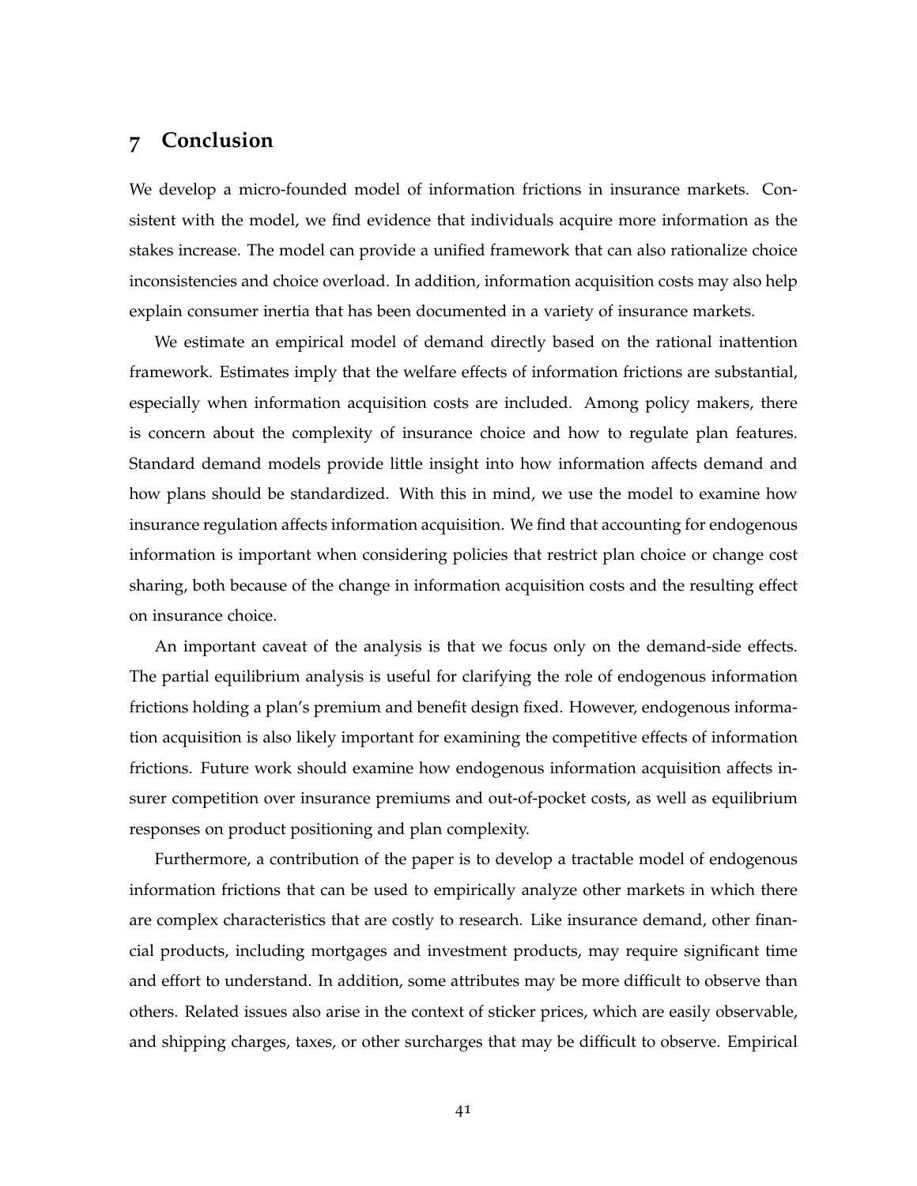## 7 Conclusion

We develop a micro-founded model of information frictions in insurance markets. Consistent with the model, we find evidence that individuals acquire more information as the stakes increase. The model can provide a unified framework that can also rationalize choice inconsistencies and choice overload. In addition, information acquisition costs may also help explain consumer inertia that has been documented in a variety of insurance markets.

We estimate an empirical model of demand directly based on the rational inattention framework. Estimates imply that the welfare effects of information frictions are substantial, especially when information acquisition costs are included. Among policy makers, there is concern about the complexity of insurance choice and how to regulate plan features. Standard demand models provide little insight into how information affects demand and how plans should be standardized. With this in mind, we use the model to examine how insurance regulation affects information acquisition. We find that accounting for endogenous information is important when considering policies that restrict plan choice or change cost sharing, both because of the change in information acquisition costs and the resulting effect on insurance choice.

An important caveat of the analysis is that we focus only on the demand-side effects. The partial equilibrium analysis is useful for clarifying the role of endogenous information frictions holding a plan's premium and benefit design fixed. However, endogenous information acquisition is also likely important for examining the competitive effects of information frictions. Future work should examine how endogenous information acquisition affects insurer competition over insurance premiums and out-of-pocket costs, as well as equilibrium responses on product positioning and plan complexity.

Furthermore, a contribution of the paper is to develop a tractable model of endogenous information frictions that can be used to empirically analyze other markets in which there are complex characteristics that are costly to research. Like insurance demand, other financial products, including mortgages and investment products, may require significant time and effort to understand. In addition, some attributes may be more difficult to observe than others. Related issues also arise in the context of sticker prices, which are easily observable, and shipping charges, taxes, or other surcharges that may be difficult to observe. Empirical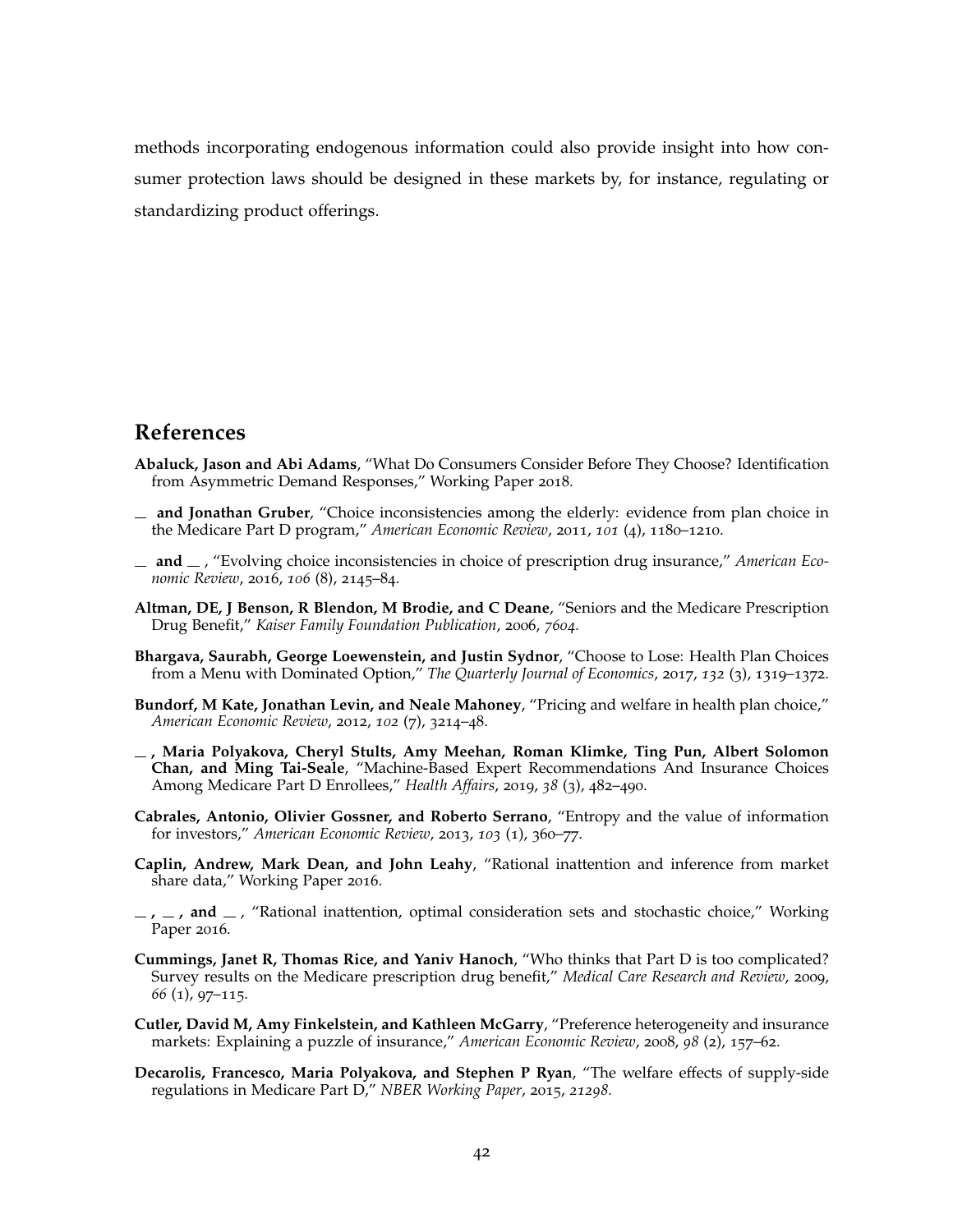methods incorporating endogenous information could also provide insight into how consumer protection laws should be designed in these markets by, for instance, regulating or standardizing product offerings.

## References

**Abaluck, Jason and Abi Adams**, "What Do Consumers Consider Before They Choose? Identification from Asymmetric Demand Responses," Working Paper 2018.

— **and Jonathan Gruber**, "Choice inconsistencies among the elderly: evidence from plan choice in the Medicare Part D program," *American Economic Review*, 2011, *101* (4), 1180–1210.

— **and** — , "Evolving choice inconsistencies in choice of prescription drug insurance," *American Economic Review*, 2016, *106* (8), 2145–84.

**Altman, DE, J Benson, R Blendon, M Brodie, and C Deane**, "Seniors and the Medicare Prescription Drug Benefit," *Kaiser Family Foundation Publication*, 2006, *7604.*

**Bhargava, Saurabh, George Loewenstein, and Justin Sydnor**, "Choose to Lose: Health Plan Choices from a Menu with Dominated Option," *The Quarterly Journal of Economics*, 2017, *132* (3), 1319–1372.

**Bundorf, M Kate, Jonathan Levin, and Neale Mahoney**, "Pricing and welfare in health plan choice," *American Economic Review*, 2012, *102* (7), 3214–48.

— **, Maria Polyakova, Cheryl Stults, Amy Meehan, Roman Klimke, Ting Pun, Albert Solomon Chan, and Ming Tai-Seale**, "Machine-Based Expert Recommendations And Insurance Choices Among Medicare Part D Enrollees," *Health Affairs*, 2019, *38* (3), 482–490.

**Cabrales, Antonio, Olivier Gossner, and Roberto Serrano**, "Entropy and the value of information for investors," *American Economic Review*, 2013, *103* (1), 360–77.

**Caplin, Andrew, Mark Dean, and John Leahy**, "Rational inattention and inference from market share data," Working Paper 2016.

— **,** — **, and** — , "Rational inattention, optimal consideration sets and stochastic choice," Working Paper 2016.

**Cummings, Janet R, Thomas Rice, and Yaniv Hanoch**, "Who thinks that Part D is too complicated? Survey results on the Medicare prescription drug benefit," *Medical Care Research and Review*, 2009, *66* (1), 97–115.

**Cutler, David M, Amy Finkelstein, and Kathleen McGarry**, "Preference heterogeneity and insurance markets: Explaining a puzzle of insurance," *American Economic Review*, 2008, *98* (2), 157–62.

**Decarolis, Francesco, Maria Polyakova, and Stephen P Ryan**, "The welfare effects of supply-side regulations in Medicare Part D," *NBER Working Paper*, 2015, *21298.*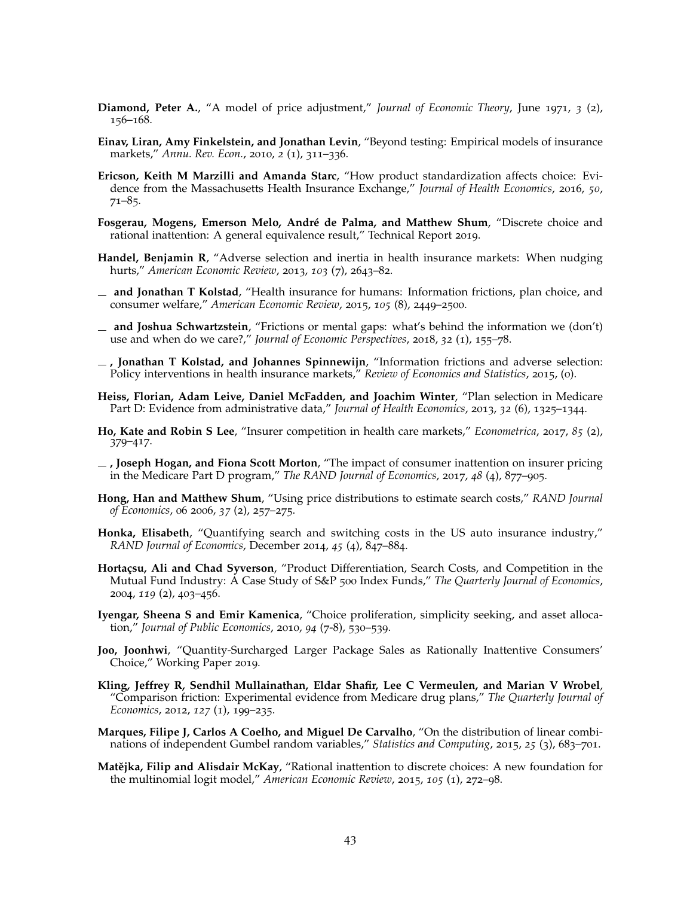**Diamond, Peter A.**, "A model of price adjustment," *Journal of Economic Theory*, June 1971, *3* (2), 156–168.

**Einav, Liran, Amy Finkelstein, and Jonathan Levin**, "Beyond testing: Empirical models of insurance markets," *Annu. Rev. Econ.*, 2010, *2* (1), 311–336.

**Ericson, Keith M Marzilli and Amanda Starc**, "How product standardization affects choice: Evidence from the Massachusetts Health Insurance Exchange," *Journal of Health Economics*, 2016, *50*, 71–85.

**Fosgerau, Mogens, Emerson Melo, André de Palma, and Matthew Shum**, "Discrete choice and rational inattention: A general equivalence result," Technical Report 2019.

**Handel, Benjamin R**, "Adverse selection and inertia in health insurance markets: When nudging hurts," *American Economic Review*, 2013, *103* (7), 2643–82.

__ **and Jonathan T Kolstad**, "Health insurance for humans: Information frictions, plan choice, and consumer welfare," *American Economic Review*, 2015, *105* (8), 2449–2500.

__ **and Joshua Schwartzstein**, "Frictions or mental gaps: what's behind the information we (don't) use and when do we care?," *Journal of Economic Perspectives*, 2018, *32* (1), 155–78.

__ **, Jonathan T Kolstad, and Johannes Spinnewijn**, "Information frictions and adverse selection: Policy interventions in health insurance markets," *Review of Economics and Statistics*, 2015, (0).

**Heiss, Florian, Adam Leive, Daniel McFadden, and Joachim Winter**, "Plan selection in Medicare Part D: Evidence from administrative data," *Journal of Health Economics*, 2013, *32* (6), 1325–1344.

**Ho, Kate and Robin S Lee**, "Insurer competition in health care markets," *Econometrica*, 2017, *85* (2), 379–417.

__ **, Joseph Hogan, and Fiona Scott Morton**, "The impact of consumer inattention on insurer pricing in the Medicare Part D program," *The RAND Journal of Economics*, 2017, *48* (4), 877–905.

**Hong, Han and Matthew Shum**, "Using price distributions to estimate search costs," *RAND Journal of Economics*, 06 2006, *37* (2), 257–275.

**Honka, Elisabeth**, "Quantifying search and switching costs in the US auto insurance industry," *RAND Journal of Economics*, December 2014, *45* (4), 847–884.

**Hortaçsu, Ali and Chad Syverson**, "Product Differentiation, Search Costs, and Competition in the Mutual Fund Industry: A Case Study of S&P 500 Index Funds," *The Quarterly Journal of Economics*, 2004, *119* (2), 403–456.

**Iyengar, Sheena S and Emir Kamenica**, "Choice proliferation, simplicity seeking, and asset allocation," *Journal of Public Economics*, 2010, *94* (7-8), 530–539.

**Joo, Joonhwi**, "Quantity-Surcharged Larger Package Sales as Rationally Inattentive Consumers' Choice," Working Paper 2019.

**Kling, Jeffrey R, Sendhil Mullainathan, Eldar Shafir, Lee C Vermeulen, and Marian V Wrobel**, "Comparison friction: Experimental evidence from Medicare drug plans," *The Quarterly Journal of Economics*, 2012, *127* (1), 199–235.

**Marques, Filipe J, Carlos A Coelho, and Miguel De Carvalho**, "On the distribution of linear combinations of independent Gumbel random variables," *Statistics and Computing*, 2015, *25* (3), 683–701.

**Matějka, Filip and Alisdair McKay**, "Rational inattention to discrete choices: A new foundation for the multinomial logit model," *American Economic Review*, 2015, *105* (1), 272–98.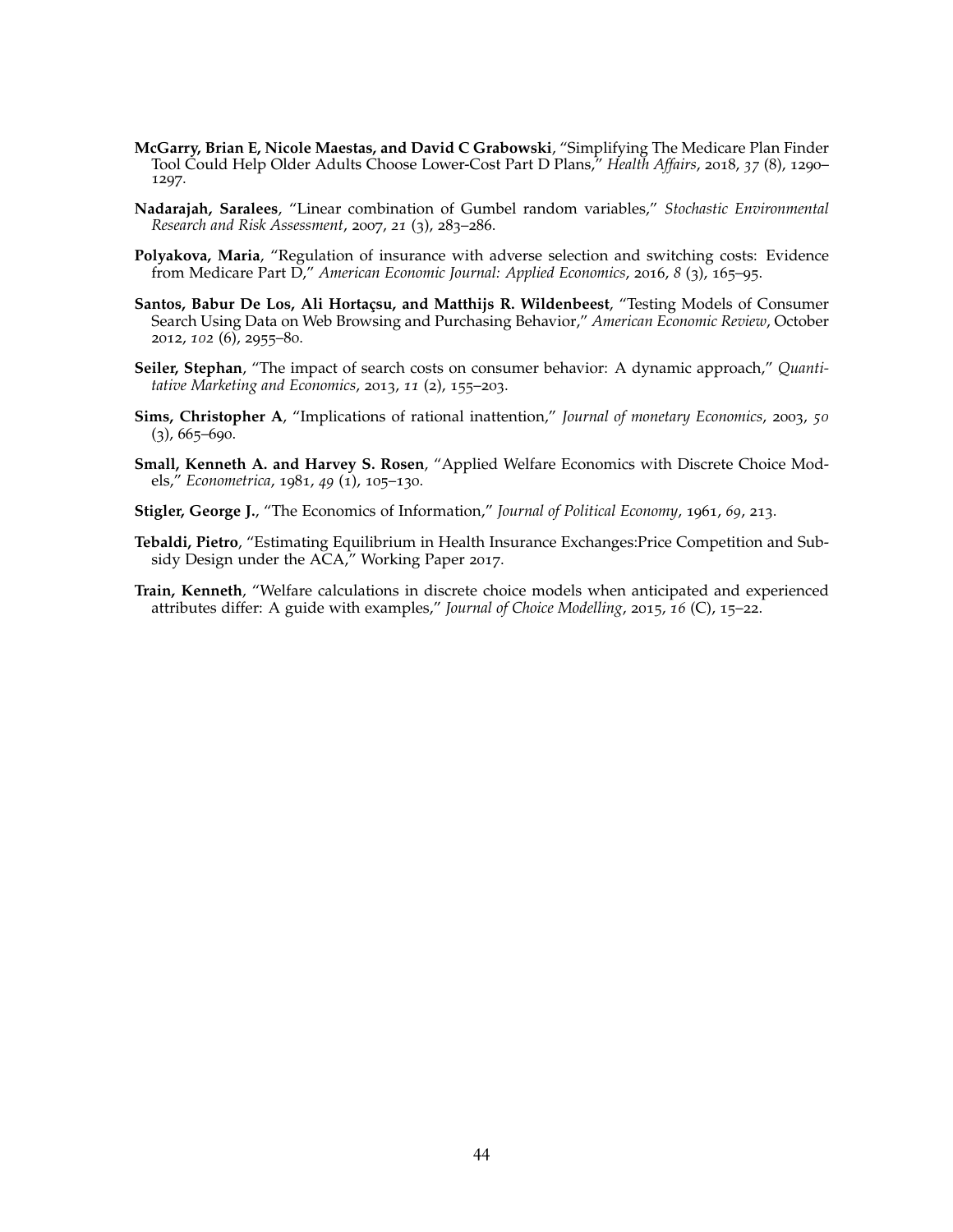**McGarry, Brian E, Nicole Maestas, and David C Grabowski**, "Simplifying The Medicare Plan Finder Tool Could Help Older Adults Choose Lower-Cost Part D Plans," *Health Affairs*, 2018, *37* (8), 1290–1297.

**Nadarajah, Saralees**, "Linear combination of Gumbel random variables," *Stochastic Environmental Research and Risk Assessment*, 2007, *21* (3), 283–286.

**Polyakova, Maria**, "Regulation of insurance with adverse selection and switching costs: Evidence from Medicare Part D," *American Economic Journal: Applied Economics*, 2016, *8* (3), 165–95.

**Santos, Babur De Los, Ali Hortaçsu, and Matthijs R. Wildenbeest**, "Testing Models of Consumer Search Using Data on Web Browsing and Purchasing Behavior," *American Economic Review*, October 2012, *102* (6), 2955–80.

**Seiler, Stephan**, "The impact of search costs on consumer behavior: A dynamic approach," *Quantitative Marketing and Economics*, 2013, *11* (2), 155–203.

**Sims, Christopher A**, "Implications of rational inattention," *Journal of monetary Economics*, 2003, *50* (3), 665–690.

**Small, Kenneth A. and Harvey S. Rosen**, "Applied Welfare Economics with Discrete Choice Models," *Econometrica*, 1981, *49* (1), 105–130.

**Stigler, George J.**, "The Economics of Information," *Journal of Political Economy*, 1961, *69*, 213.

**Tebaldi, Pietro**, "Estimating Equilibrium in Health Insurance Exchanges:Price Competition and Subsidy Design under the ACA," Working Paper 2017.

**Train, Kenneth**, "Welfare calculations in discrete choice models when anticipated and experienced attributes differ: A guide with examples," *Journal of Choice Modelling*, 2015, *16* (C), 15–22.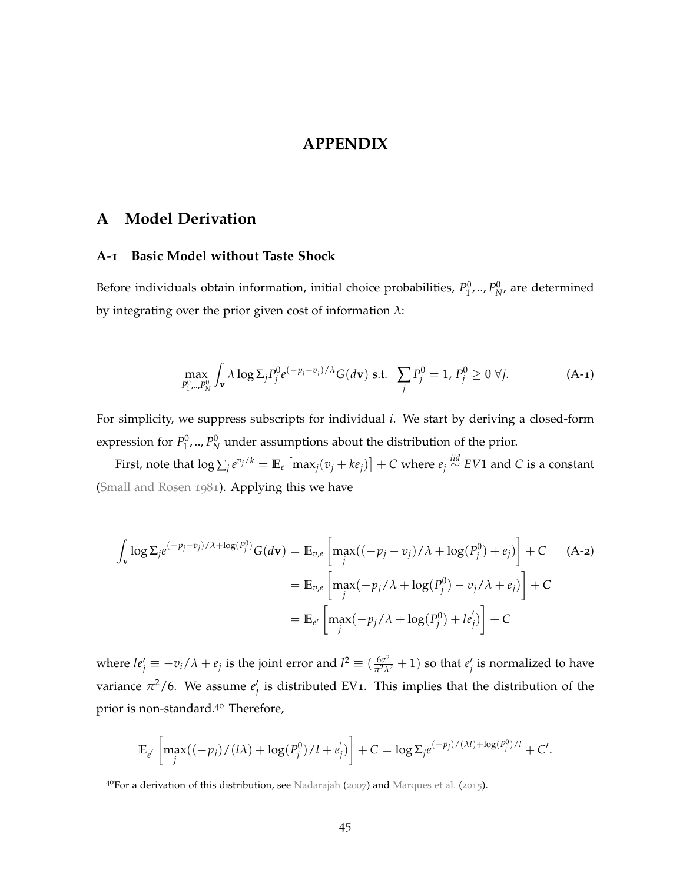# APPENDIX

## A Model Derivation

### A-1 Basic Model without Taste Shock

Before individuals obtain information, initial choice probabilities, $P_1^0, .., P_N^0$, are determined by integrating over the prior given cost of information $\lambda$:

$$\max_{P_1^0,..,P_N^0} \int_{\mathbf{v}} \lambda \log \Sigma_j P_j^0 e^{(-p_j - v_j)/\lambda} G(d\mathbf{v}) \text{ s.t. } \sum_j P_j^0 = 1, \, P_j^0 \geq 0 \; \forall j. \tag{A-1}$$

For simplicity, we suppress subscripts for individual $i$. We start by deriving a closed-form expression for $P_1^0, .., P_N^0$ under assumptions about the distribution of the prior.

First, note that $\log \sum_j e^{v_j/k} = \mathbb{E}_e \left[\max_j (v_j + k e_j)\right] + C$ where $e_j \overset{iid}{\sim} EV1$ and $C$ is a constant (Small and Rosen 1981). Applying this we have

$$\begin{aligned}
\int_{\mathbf{v}} \log \Sigma_j e^{(-p_j - v_j)/\lambda + \log(P_j^0)} G(d\mathbf{v}) &= \mathbb{E}_{v,e}\left[\max_j((-p_j - v_j)/\lambda + \log(P_j^0) + e_j)\right] + C \qquad \text{(A-2)} \\
&= \mathbb{E}_{v,e}\left[\max_j(-p_j/\lambda + \log(P_j^0) - v_j/\lambda + e_j)\right] + C \\
&= \mathbb{E}_{e'}\left[\max_j(-p_j/\lambda + \log(P_j^0) + l e_j')\right] + C
\end{aligned}$$

where $l e_j' \equiv -v_i/\lambda + e_j$ is the joint error and $l^2 \equiv (\frac{6\sigma^2}{\pi^2 \lambda^2} + 1)$ so that $e_j'$ is normalized to have variance $\pi^2/6$. We assume $e_j'$ is distributed EV1. This implies that the distribution of the prior is non-standard.[40] Therefore,

$$\mathbb{E}_{e'}\left[\max_j((-p_j)/(l\lambda) + \log(P_j^0)/l + e_j')\right] + C = \log \Sigma_j e^{(-p_j)/(\lambda l) + \log(P_j^0)/l} + C'.$$

[40] For a derivation of this distribution, see Nadarajah (2007) and Marques et al. (2015).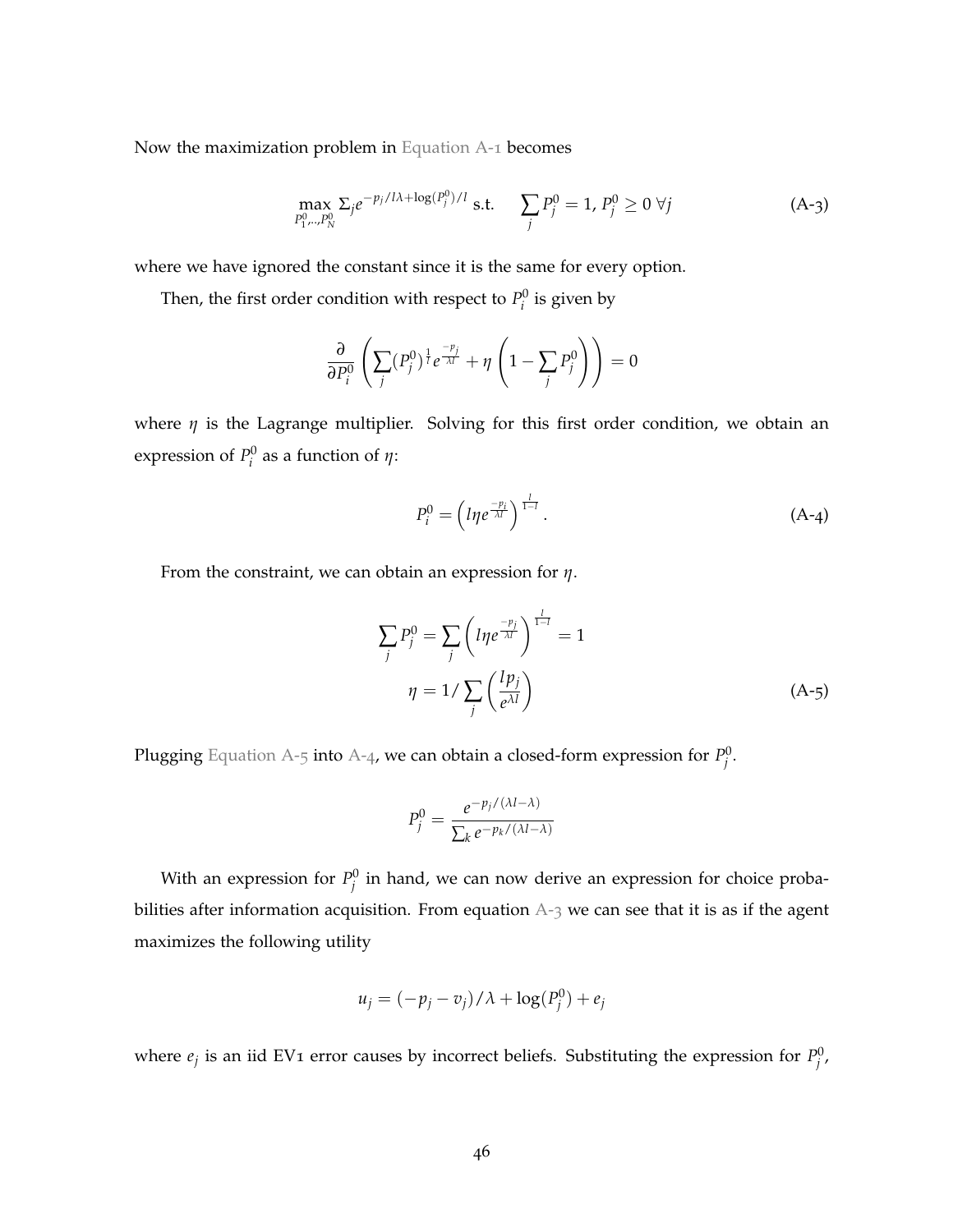Now the maximization problem in Equation A-1 becomes

$$\max_{P_1^0,..,P_N^0} \Sigma_j e^{-p_j/l\lambda + \log(P_j^0)/l} \text{ s.t.} \quad \sum_j P_j^0 = 1,\, P_j^0 \geq 0\ \forall j \tag{A-3}$$

where we have ignored the constant since it is the same for every option.

Then, the first order condition with respect to $P_i^0$ is given by

$$\frac{\partial}{\partial P_i^0}\left(\sum_j (P_j^0)^{\frac{1}{l}} e^{\frac{-p_j}{\lambda l}} + \eta\left(1 - \sum_j P_j^0\right)\right) = 0$$

where $\eta$ is the Lagrange multiplier. Solving for this first order condition, we obtain an expression of $P_i^0$ as a function of $\eta$:

$$P_i^0 = \left(l\eta e^{\frac{-p_i}{\lambda l}}\right)^{\frac{l}{1-l}}. \tag{A-4}$$

From the constraint, we can obtain an expression for $\eta$.

$$\begin{aligned} \sum_j P_j^0 = \sum_j \left(l\eta e^{\frac{-p_j}{\lambda l}}\right)^{\frac{l}{1-l}} &= 1 \\ \eta = 1/\sum_j \left(\frac{lp_j}{e^{\lambda l}}\right)& \end{aligned} \tag{A-5}$$

Plugging Equation A-5 into A-4, we can obtain a closed-form expression for $P_j^0$.

$$P_j^0 = \frac{e^{-p_j/(\lambda l - \lambda)}}{\sum_k e^{-p_k/(\lambda l - \lambda)}}$$

With an expression for $P_j^0$ in hand, we can now derive an expression for choice probabilities after information acquisition. From equation A-3 we can see that it is as if the agent maximizes the following utility

$$u_j = (-p_j - v_j)/\lambda + \log(P_j^0) + e_j$$

where $e_j$ is an iid EV1 error causes by incorrect beliefs. Substituting the expression for $P_j^0$,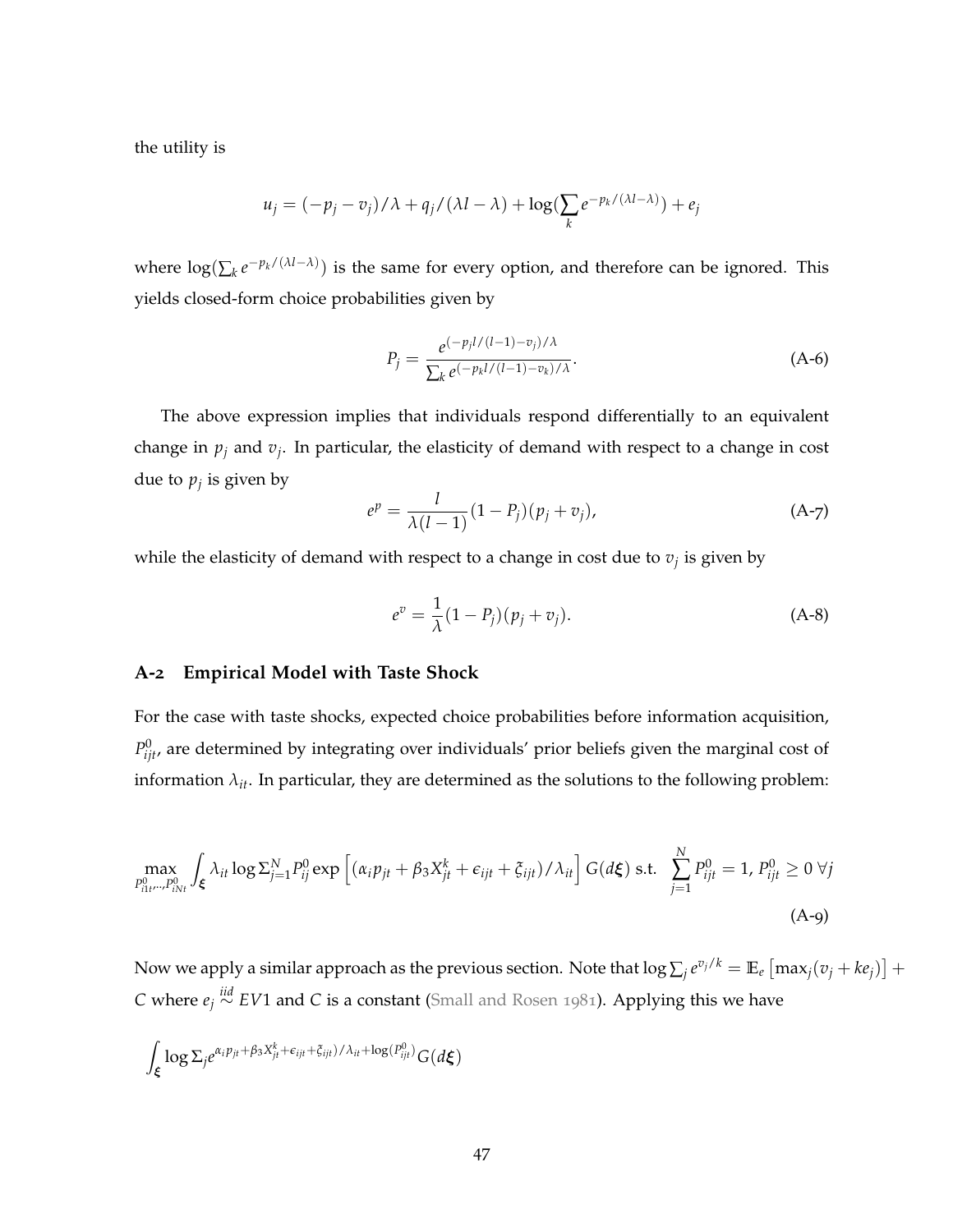the utility is

$$u_j = (-p_j - v_j)/\lambda + q_j/(\lambda l - \lambda) + \log(\sum_k e^{-p_k/(\lambda l - \lambda)}) + e_j$$

where $\log(\sum_k e^{-p_k/(\lambda l-\lambda)})$ is the same for every option, and therefore can be ignored. This yields closed-form choice probabilities given by

$$P_j = \frac{e^{(-p_j l/(l-1) - v_j)/\lambda}}{\sum_k e^{(-p_k l/(l-1) - v_k)/\lambda}}. \tag{A-6}$$

The above expression implies that individuals respond differentially to an equivalent change in $p_j$ and $v_j$. In particular, the elasticity of demand with respect to a change in cost due to $p_j$ is given by

$$e^p = \frac{l}{\lambda(l-1)}(1 - P_j)(p_j + v_j), \tag{A-7}$$

while the elasticity of demand with respect to a change in cost due to $v_j$ is given by

$$e^v = \frac{1}{\lambda}(1 - P_j)(p_j + v_j). \tag{A-8}$$

## A-2 Empirical Model with Taste Shock

For the case with taste shocks, expected choice probabilities before information acquisition, $P^0_{ijt}$, are determined by integrating over individuals' prior beliefs given the marginal cost of information $\lambda_{it}$. In particular, they are determined as the solutions to the following problem:

$$\max_{P^0_{i1t},..,P^0_{iNt}} \int_{\boldsymbol{\xi}} \lambda_{it} \log \Sigma_{j=1}^{N} P^0_{ij} \exp\left[ (\alpha_i p_{jt} + \beta_3 X^k_{jt} + \epsilon_{ijt} + \xi_{ijt})/\lambda_{it} \right] G(d\boldsymbol{\xi}) \text{ s.t. } \sum_{j=1}^{N} P^0_{ijt} = 1, \, P^0_{ijt} \geq 0 \; \forall j \tag{A-9}$$

Now we apply a similar approach as the previous section. Note that $\log \sum_j e^{v_j/k} = \mathbb{E}_e \left[ \max_j (v_j + k e_j) \right] + C$ where $e_j \overset{iid}{\sim} EV1$ and $C$ is a constant (Small and Rosen 1981). Applying this we have

$$\int_{\boldsymbol{\xi}} \log \Sigma_j e^{\alpha_i p_{jt} + \beta_3 X^k_{jt} + \epsilon_{ijt} + \xi_{ijt})/\lambda_{it} + \log(P^0_{ijt})} G(d\boldsymbol{\xi})$$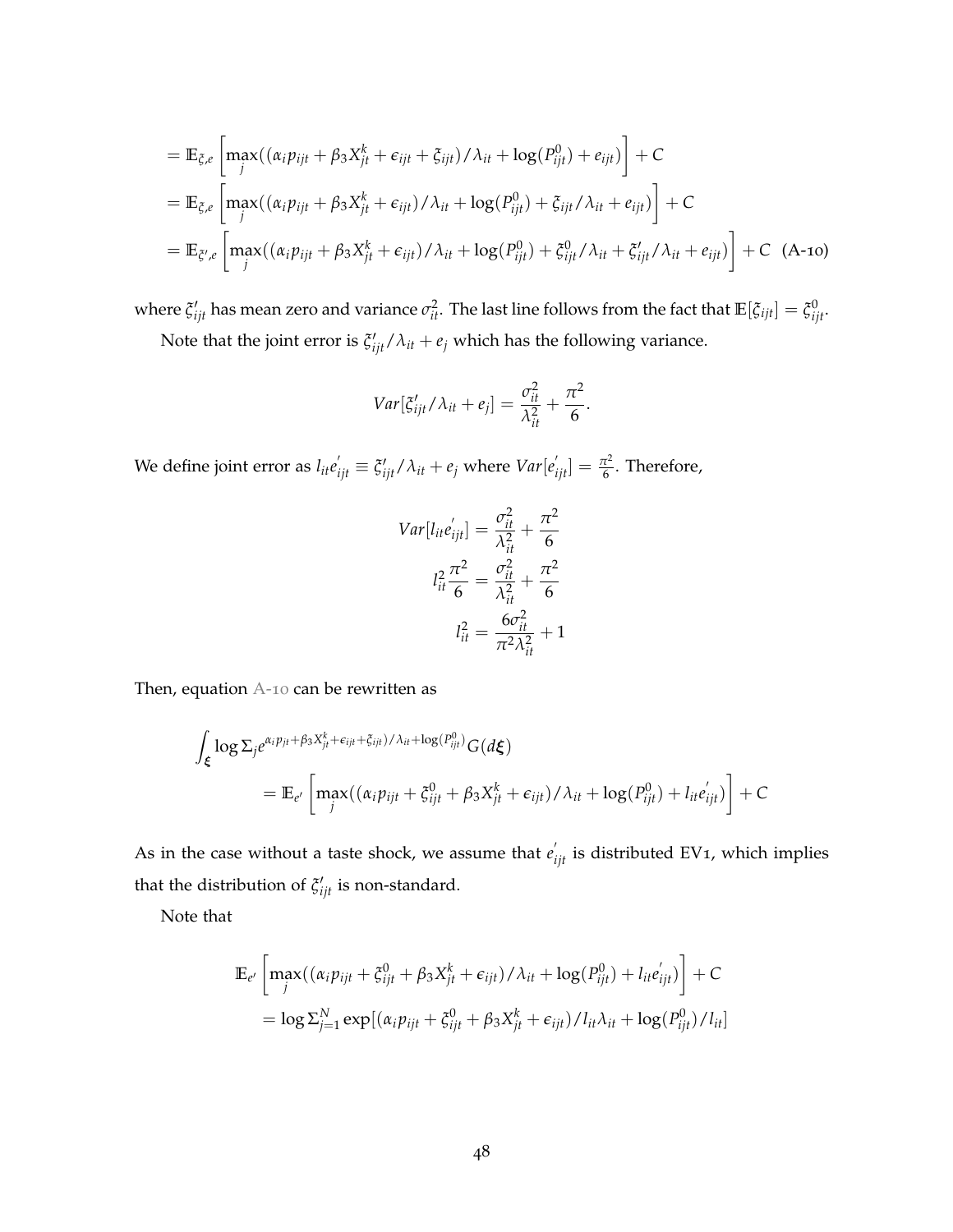$$
\begin{aligned}
&= \mathbb{E}_{\xi,e}\left[\max_j((\alpha_i p_{ijt} + \beta_3 X_{jt}^k + \epsilon_{ijt} + \xi_{ijt})/\lambda_{it} + \log(P_{ijt}^0) + e_{ijt})\right] + C \\
&= \mathbb{E}_{\xi,e}\left[\max_j((\alpha_i p_{ijt} + \beta_3 X_{jt}^k + \epsilon_{ijt})/\lambda_{it} + \log(P_{ijt}^0) + \xi_{ijt}/\lambda_{it} + e_{ijt})\right] + C \\
&= \mathbb{E}_{\xi',e}\left[\max_j((\alpha_i p_{ijt} + \beta_3 X_{jt}^k + \epsilon_{ijt})/\lambda_{it} + \log(P_{ijt}^0) + \xi_{ijt}^0/\lambda_{it} + \xi_{ijt}'/\lambda_{it} + e_{ijt})\right] + C \quad \text{(A-10)}
\end{aligned}
$$

where $\xi_{ijt}'$ has mean zero and variance $\sigma_{it}^2$. The last line follows from the fact that $\mathbb{E}[\xi_{ijt}] = \xi_{ijt}^0$.

Note that the joint error is $\xi_{ijt}'/\lambda_{it} + e_j$ which has the following variance.

$$
Var[\xi_{ijt}'/\lambda_{it} + e_j] = \frac{\sigma_{it}^2}{\lambda_{it}^2} + \frac{\pi^2}{6}.
$$

We define joint error as $l_{it}e_{ijt}^{'} \equiv \xi_{ijt}'/\lambda_{it} + e_j$ where $Var[e_{ijt}^{'}] = \frac{\pi^2}{6}$. Therefore,

$$
\begin{aligned}
Var[l_{it}e_{ijt}^{'}] &= \frac{\sigma_{it}^2}{\lambda_{it}^2} + \frac{\pi^2}{6} \\
l_{it}^2\frac{\pi^2}{6} &= \frac{\sigma_{it}^2}{\lambda_{it}^2} + \frac{\pi^2}{6} \\
l_{it}^2 &= \frac{6\sigma_{it}^2}{\pi^2\lambda_{it}^2} + 1
\end{aligned}
$$

Then, equation A-10 can be rewritten as

$$
\begin{aligned}
&\int_{\boldsymbol{\xi}} \log \Sigma_j e^{\alpha_i p_{jt} + \beta_3 X_{jt}^k + \epsilon_{ijt} + \xi_{ijt})/\lambda_{it} + \log(P_{ijt}^0)} G(d\boldsymbol{\xi}) \\
&\qquad = \mathbb{E}_{e'}\left[\max_j((\alpha_i p_{ijt} + \xi_{ijt}^0 + \beta_3 X_{jt}^k + \epsilon_{ijt})/\lambda_{it} + \log(P_{ijt}^0) + l_{it}e_{ijt}^{'})\right] + C
\end{aligned}
$$

As in the case without a taste shock, we assume that $e_{ijt}^{'}$ is distributed EV1, which implies that the distribution of $\xi_{ijt}'$ is non-standard.

Note that

$$
\begin{aligned}
&\mathbb{E}_{e'}\left[\max_j((\alpha_i p_{ijt} + \xi_{ijt}^0 + \beta_3 X_{jt}^k + \epsilon_{ijt})/\lambda_{it} + \log(P_{ijt}^0) + l_{it}e_{ijt}^{'})\right] + C \\
&= \log \Sigma_{j=1}^N \exp[(\alpha_i p_{ijt} + \xi_{ijt}^0 + \beta_3 X_{jt}^k + \epsilon_{ijt})/l_{it}\lambda_{it} + \log(P_{ijt}^0)/l_{it}]
\end{aligned}
$$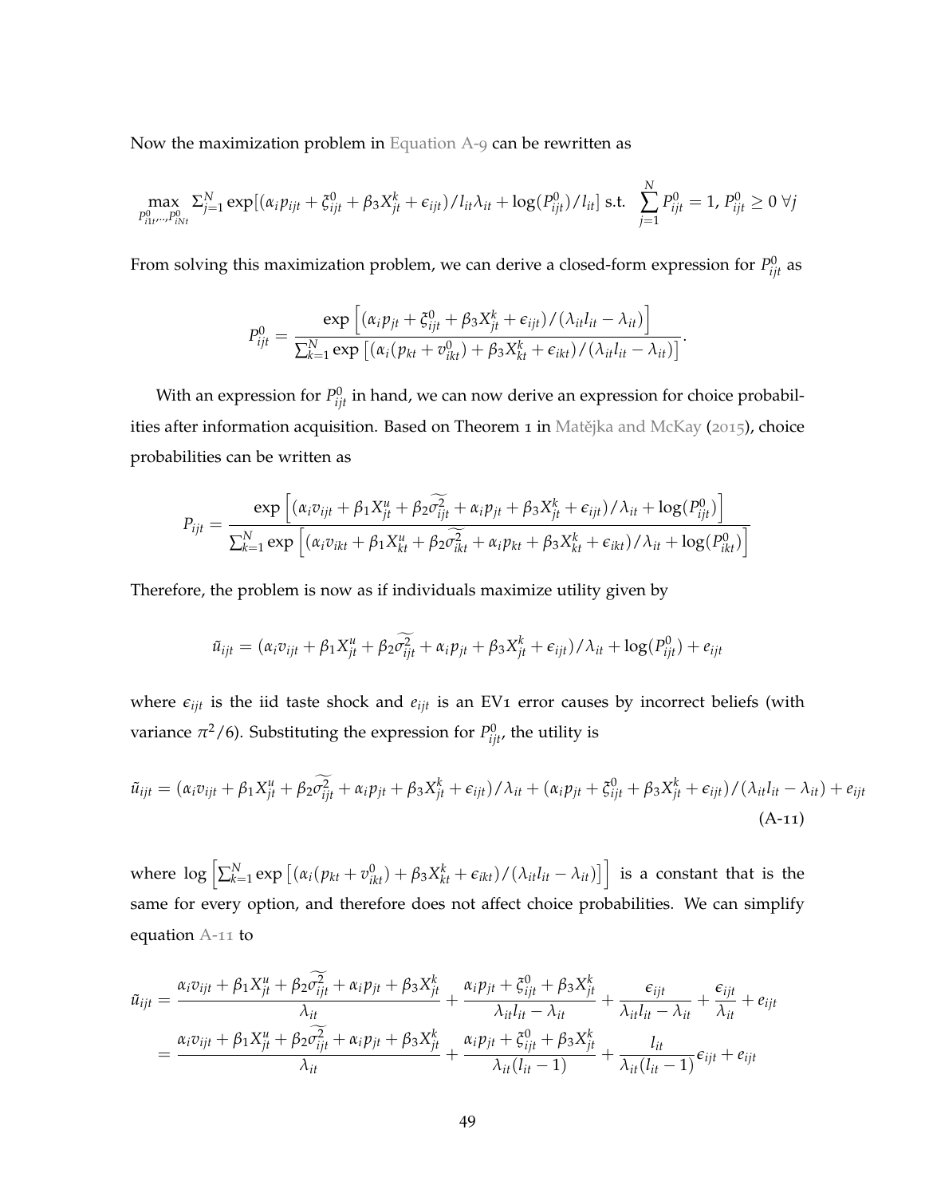Now the maximization problem in Equation A-9 can be rewritten as

$$\max_{P^0_{i1t},..,P^0_{iNt}} \Sigma_{j=1}^N \exp[(\alpha_i p_{ijt} + \xi^0_{ijt} + \beta_3 X^k_{jt} + \epsilon_{ijt})/l_{it}\lambda_{it} + \log(P^0_{ijt})/l_{it}] \text{ s.t. } \sum_{j=1}^N P^0_{ijt} = 1,\, P^0_{ijt} \geq 0\ \forall j$$

From solving this maximization problem, we can derive a closed-form expression for $P^0_{ijt}$ as

$$P^0_{ijt} = \frac{\exp\left[(\alpha_i p_{jt} + \xi^0_{ijt} + \beta_3 X^k_{jt} + \epsilon_{ijt})/(\lambda_{it} l_{it} - \lambda_{it})\right]}{\sum_{k=1}^N \exp\left[(\alpha_i (p_{kt} + v^0_{ikt}) + \beta_3 X^k_{kt} + \epsilon_{ikt})/(\lambda_{it} l_{it} - \lambda_{it})\right]}.$$

With an expression for $P^0_{ijt}$ in hand, we can now derive an expression for choice probabilities after information acquisition. Based on Theorem 1 in Matějka and McKay (2015), choice probabilities can be written as

$$P_{ijt} = \frac{\exp\left[(\alpha_i v_{ijt} + \beta_1 X^u_{jt} + \beta_2 \widetilde{\sigma^2_{ijt}} + \alpha_i p_{jt} + \beta_3 X^k_{jt} + \epsilon_{ijt})/\lambda_{it} + \log(P^0_{ijt})\right]}{\sum_{k=1}^N \exp\left[(\alpha_i v_{ikt} + \beta_1 X^u_{kt} + \beta_2 \widetilde{\sigma^2_{ikt}} + \alpha_i p_{kt} + \beta_3 X^k_{kt} + \epsilon_{ikt})/\lambda_{it} + \log(P^0_{ikt})\right]}$$

Therefore, the problem is now as if individuals maximize utility given by

$$\tilde{u}_{ijt} = (\alpha_i v_{ijt} + \beta_1 X^u_{jt} + \beta_2 \widetilde{\sigma^2_{ijt}} + \alpha_i p_{jt} + \beta_3 X^k_{jt} + \epsilon_{ijt})/\lambda_{it} + \log(P^0_{ijt}) + e_{ijt}$$

where $\epsilon_{ijt}$ is the iid taste shock and $e_{ijt}$ is an EV1 error causes by incorrect beliefs (with variance $\pi^2/6$). Substituting the expression for $P^0_{ijt}$, the utility is

$$\tilde{u}_{ijt} = (\alpha_i v_{ijt} + \beta_1 X^u_{jt} + \beta_2 \widetilde{\sigma^2_{ijt}} + \alpha_i p_{jt} + \beta_3 X^k_{jt} + \epsilon_{ijt})/\lambda_{it} + (\alpha_i p_{jt} + \xi^0_{ijt} + \beta_3 X^k_{jt} + \epsilon_{ijt})/(\lambda_{it} l_{it} - \lambda_{it}) + e_{ijt} \tag{A-11}$$

where $\log\left[\sum_{k=1}^N \exp\left[(\alpha_i (p_{kt} + v^0_{ikt}) + \beta_3 X^k_{kt} + \epsilon_{ikt})/(\lambda_{it} l_{it} - \lambda_{it})\right]\right]$ is a constant that is the same for every option, and therefore does not affect choice probabilities. We can simplify equation A-11 to

$$\begin{aligned}
\tilde{u}_{ijt} &= \frac{\alpha_i v_{ijt} + \beta_1 X^u_{jt} + \beta_2 \widetilde{\sigma^2_{ijt}} + \alpha_i p_{jt} + \beta_3 X^k_{jt}}{\lambda_{it}} + \frac{\alpha_i p_{jt} + \xi^0_{ijt} + \beta_3 X^k_{jt}}{\lambda_{it} l_{it} - \lambda_{it}} + \frac{\epsilon_{ijt}}{\lambda_{it} l_{it} - \lambda_{it}} + \frac{\epsilon_{ijt}}{\lambda_{it}} + e_{ijt} \\
&= \frac{\alpha_i v_{ijt} + \beta_1 X^u_{jt} + \beta_2 \widetilde{\sigma^2_{ijt}} + \alpha_i p_{jt} + \beta_3 X^k_{jt}}{\lambda_{it}} + \frac{\alpha_i p_{jt} + \xi^0_{ijt} + \beta_3 X^k_{jt}}{\lambda_{it}(l_{it} - 1)} + \frac{l_{it}}{\lambda_{it}(l_{it} - 1)} \epsilon_{ijt} + e_{ijt}
\end{aligned}$$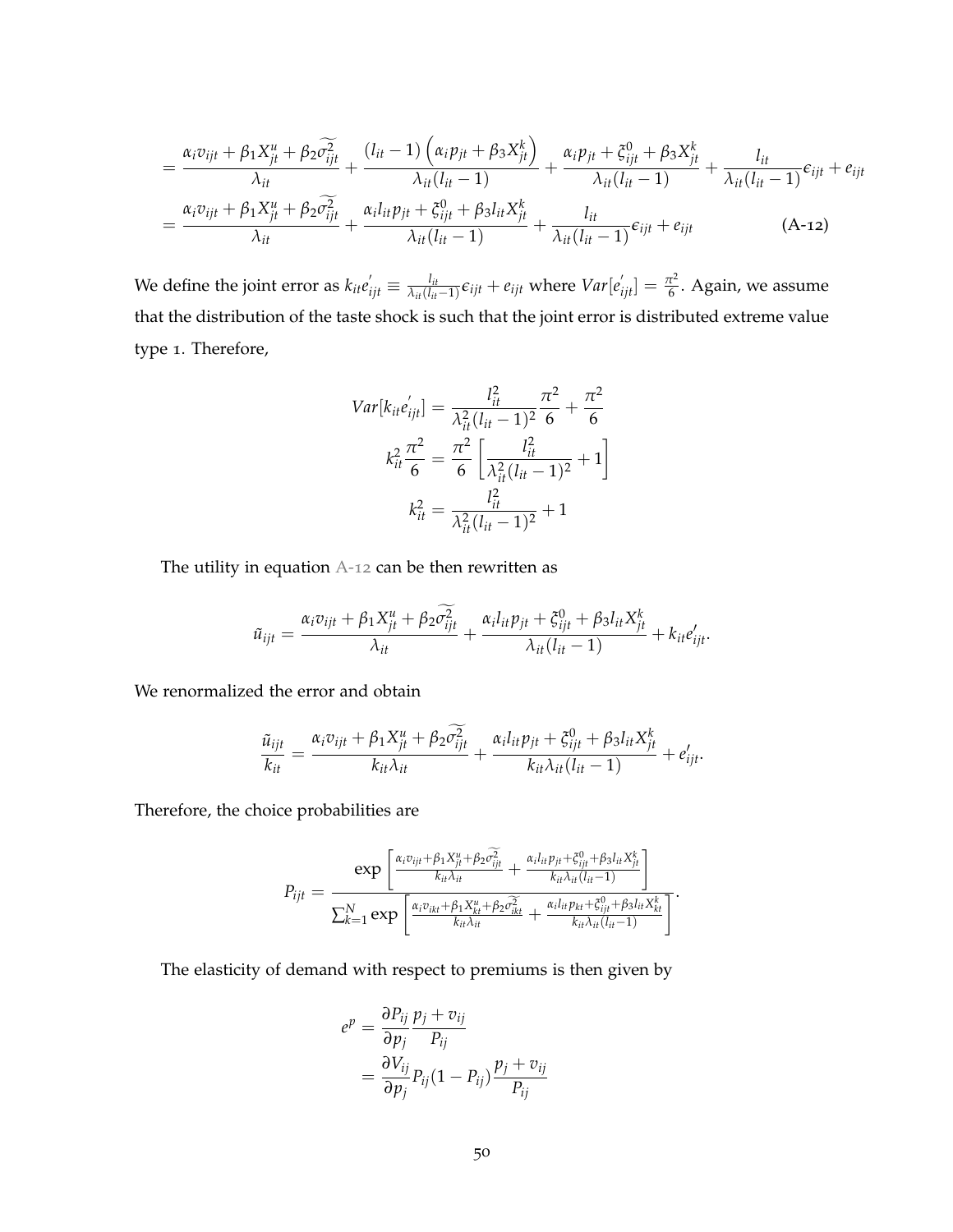$$
\begin{aligned}
&= \frac{\alpha_i v_{ijt} + \beta_1 X^u_{jt} + \beta_2 \widetilde{\sigma^2_{ijt}}}{\lambda_{it}} + \frac{(l_{it}-1)\left(\alpha_i p_{jt} + \beta_3 X^k_{jt}\right)}{\lambda_{it}(l_{it}-1)} + \frac{\alpha_i p_{jt} + \xi^0_{ijt} + \beta_3 X^k_{jt}}{\lambda_{it}(l_{it}-1)} + \frac{l_{it}}{\lambda_{it}(l_{it}-1)}\epsilon_{ijt} + e_{ijt} \\
&= \frac{\alpha_i v_{ijt} + \beta_1 X^u_{jt} + \beta_2 \widetilde{\sigma^2_{ijt}}}{\lambda_{it}} + \frac{\alpha_i l_{it} p_{jt} + \xi^0_{ijt} + \beta_3 l_{it} X^k_{jt}}{\lambda_{it}(l_{it}-1)} + \frac{l_{it}}{\lambda_{it}(l_{it}-1)}\epsilon_{ijt} + e_{ijt} \qquad \text{(A-12)}
\end{aligned}
$$

We define the joint error as $k_{it}e^{'}_{ijt} \equiv \frac{l_{it}}{\lambda_{it}(l_{it}-1)}\epsilon_{ijt} + e_{ijt}$ where $Var[e^{'}_{ijt}] = \frac{\pi^2}{6}$. Again, we assume that the distribution of the taste shock is such that the joint error is distributed extreme value type 1. Therefore,

$$
\begin{aligned}
Var[k_{it}e^{'}_{ijt}] &= \frac{l^2_{it}}{\lambda^2_{it}(l_{it}-1)^2}\frac{\pi^2}{6} + \frac{\pi^2}{6} \\
k^2_{it}\frac{\pi^2}{6} &= \frac{\pi^2}{6}\left[\frac{l^2_{it}}{\lambda^2_{it}(l_{it}-1)^2} + 1\right] \\
k^2_{it} &= \frac{l^2_{it}}{\lambda^2_{it}(l_{it}-1)^2} + 1
\end{aligned}
$$

The utility in equation A-12 can be then rewritten as

$$
\tilde{u}_{ijt} = \frac{\alpha_i v_{ijt} + \beta_1 X^u_{jt} + \beta_2 \widetilde{\sigma^2_{ijt}}}{\lambda_{it}} + \frac{\alpha_i l_{it} p_{jt} + \xi^0_{ijt} + \beta_3 l_{it} X^k_{jt}}{\lambda_{it}(l_{it}-1)} + k_{it}e^{'}_{ijt}.
$$

We renormalized the error and obtain

$$
\frac{\tilde{u}_{ijt}}{k_{it}} = \frac{\alpha_i v_{ijt} + \beta_1 X^u_{jt} + \beta_2 \widetilde{\sigma^2_{ijt}}}{k_{it}\lambda_{it}} + \frac{\alpha_i l_{it} p_{jt} + \xi^0_{ijt} + \beta_3 l_{it} X^k_{jt}}{k_{it}\lambda_{it}(l_{it}-1)} + e^{'}_{ijt}.
$$

Therefore, the choice probabilities are

$$
P_{ijt} = \frac{\exp\left[\frac{\alpha_i v_{ijt} + \beta_1 X^u_{jt} + \beta_2 \widetilde{\sigma^2_{ijt}}}{k_{it}\lambda_{it}} + \frac{\alpha_i l_{it} p_{jt} + \xi^0_{ijt} + \beta_3 l_{it} X^k_{jt}}{k_{it}\lambda_{it}(l_{it}-1)}\right]}{\sum_{k=1}^{N}\exp\left[\frac{\alpha_i v_{ikt} + \beta_1 X^u_{kt} + \beta_2 \widetilde{\sigma^2_{ikt}}}{k_{it}\lambda_{it}} + \frac{\alpha_i l_{it} p_{kt} + \xi^0_{ijt} + \beta_3 l_{it} X^k_{kt}}{k_{it}\lambda_{it}(l_{it}-1)}\right]}.
$$

The elasticity of demand with respect to premiums is then given by

$$
\begin{aligned}
e^p &= \frac{\partial P_{ij}}{\partial p_j}\frac{p_j + v_{ij}}{P_{ij}} \\
&= \frac{\partial V_{ij}}{\partial p_j}P_{ij}(1-P_{ij})\frac{p_j + v_{ij}}{P_{ij}}
\end{aligned}
$$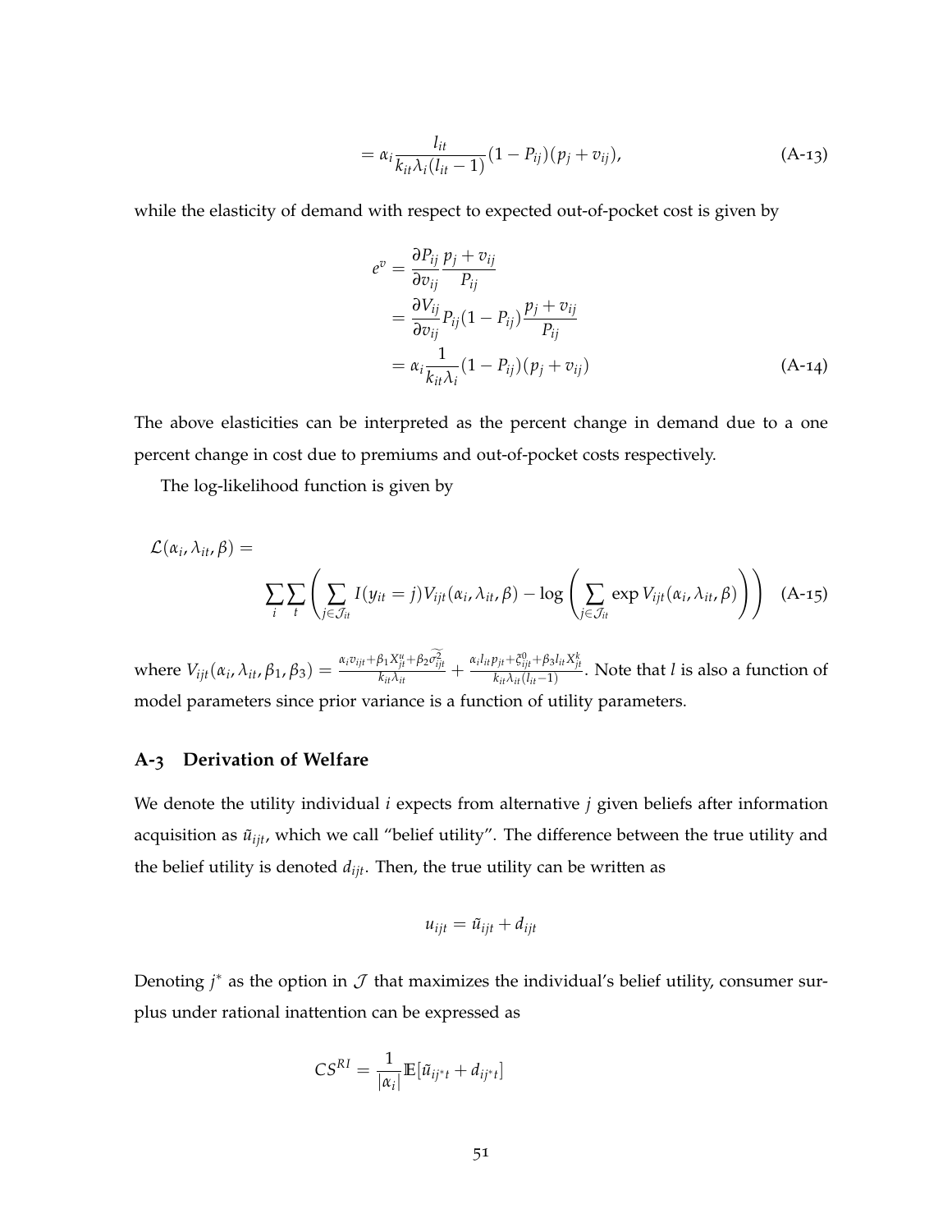$$= \alpha_i \frac{l_{it}}{k_{it}\lambda_i(l_{it}-1)}(1-P_{ij})(p_j+v_{ij}), \tag{A-13}$$

while the elasticity of demand with respect to expected out-of-pocket cost is given by

$$\begin{aligned} e^v &= \frac{\partial P_{ij}}{\partial v_{ij}} \frac{p_j + v_{ij}}{P_{ij}} \\ &= \frac{\partial V_{ij}}{\partial v_{ij}} P_{ij}(1-P_{ij}) \frac{p_j + v_{ij}}{P_{ij}} \\ &= \alpha_i \frac{1}{k_{it}\lambda_i}(1-P_{ij})(p_j+v_{ij}) \end{aligned} \tag{A-14}$$

The above elasticities can be interpreted as the percent change in demand due to a one percent change in cost due to premiums and out-of-pocket costs respectively.

The log-likelihood function is given by

$$\mathcal{L}(\alpha_i, \lambda_{it}, \beta) = \sum_i \sum_t \left( \sum_{j \in \mathcal{J}_{it}} I(y_{it} = j) V_{ijt}(\alpha_i, \lambda_{it}, \beta) - \log \left( \sum_{j \in \mathcal{J}_{it}} \exp V_{ijt}(\alpha_i, \lambda_{it}, \beta) \right) \right) \tag{A-15}$$

where $V_{ijt}(\alpha_i, \lambda_{it}, \beta_1, \beta_3) = \frac{\alpha_i v_{ijt} + \beta_1 X^u_{jt} + \beta_2 \widetilde{\sigma^2_{ijt}}}{k_{it}\lambda_{it}} + \frac{\alpha_i l_{it} p_{jt} + \tilde{\varepsilon}^0_{ijt} + \beta_3 l_{it} X^k_{jt}}{k_{it}\lambda_{it}(l_{it}-1)}$. Note that $l$ is also a function of model parameters since prior variance is a function of utility parameters.

## A-3 Derivation of Welfare

We denote the utility individual $i$ expects from alternative $j$ given beliefs after information acquisition as $\tilde{u}_{ijt}$, which we call "belief utility". The difference between the true utility and the belief utility is denoted $d_{ijt}$. Then, the true utility can be written as

$$u_{ijt} = \tilde{u}_{ijt} + d_{ijt}$$

Denoting $j^*$ as the option in $\mathcal{J}$ that maximizes the individual's belief utility, consumer surplus under rational inattention can be expressed as

$$CS^{RI} = \frac{1}{|\alpha_i|} \mathbb{E}[\tilde{u}_{ij^*t} + d_{ij^*t}]$$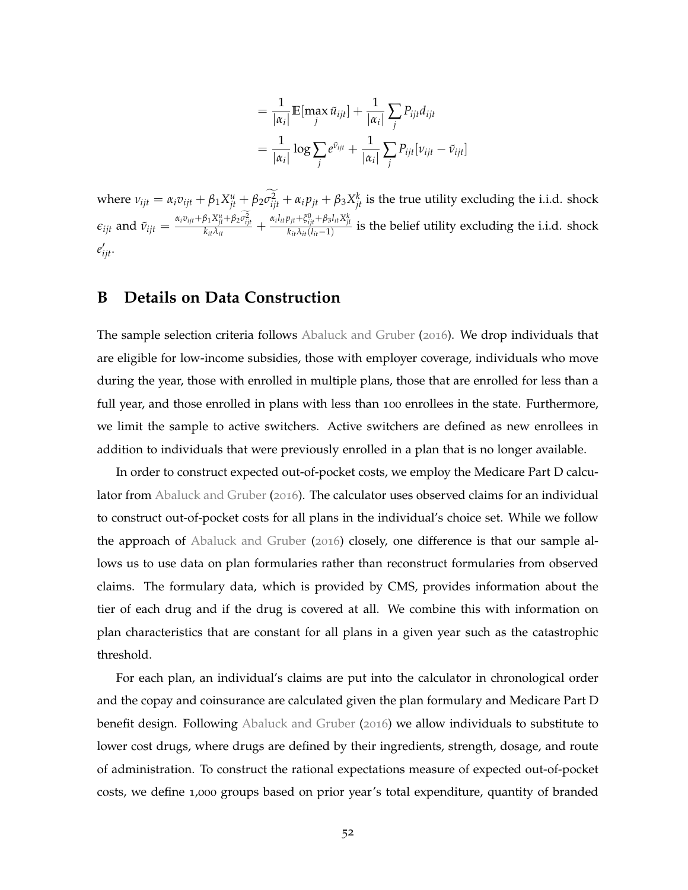$$= \frac{1}{|\alpha_i|} \mathbb{E}[\max_j \tilde{u}_{ijt}] + \frac{1}{|\alpha_i|} \sum_j P_{ijt} d_{ijt}$$

$$= \frac{1}{|\alpha_i|} \log \sum_j e^{\tilde{v}_{ijt}} + \frac{1}{|\alpha_i|} \sum_j P_{ijt} [\nu_{ijt} - \tilde{\nu}_{ijt}]$$

where $\nu_{ijt} = \alpha_i v_{ijt} + \beta_1 X^u_{jt} + \beta_2 \widetilde{\sigma^2_{ijt}} + \alpha_i p_{jt} + \beta_3 X^k_{jt}$ is the true utility excluding the i.i.d. shock $\epsilon_{ijt}$ and $\tilde{\nu}_{ijt} = \frac{\alpha_i v_{ijt} + \beta_1 X^u_{jt} + \beta_2 \widetilde{\sigma^2_{ijt}}}{k_{it} \lambda_{it}} + \frac{\alpha_i l_{it} p_{jt} + \xi^0_{ijt} + \beta_3 l_{it} X^k_{jt}}{k_{it} \lambda_{it} (l_{it} - 1)}$ is the belief utility excluding the i.i.d. shock $e'_{ijt}$.

# B Details on Data Construction

The sample selection criteria follows Abaluck and Gruber (2016). We drop individuals that are eligible for low-income subsidies, those with employer coverage, individuals who move during the year, those with enrolled in multiple plans, those that are enrolled for less than a full year, and those enrolled in plans with less than 100 enrollees in the state. Furthermore, we limit the sample to active switchers. Active switchers are defined as new enrollees in addition to individuals that were previously enrolled in a plan that is no longer available.

In order to construct expected out-of-pocket costs, we employ the Medicare Part D calculator from Abaluck and Gruber (2016). The calculator uses observed claims for an individual to construct out-of-pocket costs for all plans in the individual's choice set. While we follow the approach of Abaluck and Gruber (2016) closely, one difference is that our sample allows us to use data on plan formularies rather than reconstruct formularies from observed claims. The formulary data, which is provided by CMS, provides information about the tier of each drug and if the drug is covered at all. We combine this with information on plan characteristics that are constant for all plans in a given year such as the catastrophic threshold.

For each plan, an individual's claims are put into the calculator in chronological order and the copay and coinsurance are calculated given the plan formulary and Medicare Part D benefit design. Following Abaluck and Gruber (2016) we allow individuals to substitute to lower cost drugs, where drugs are defined by their ingredients, strength, dosage, and route of administration. To construct the rational expectations measure of expected out-of-pocket costs, we define 1,000 groups based on prior year's total expenditure, quantity of branded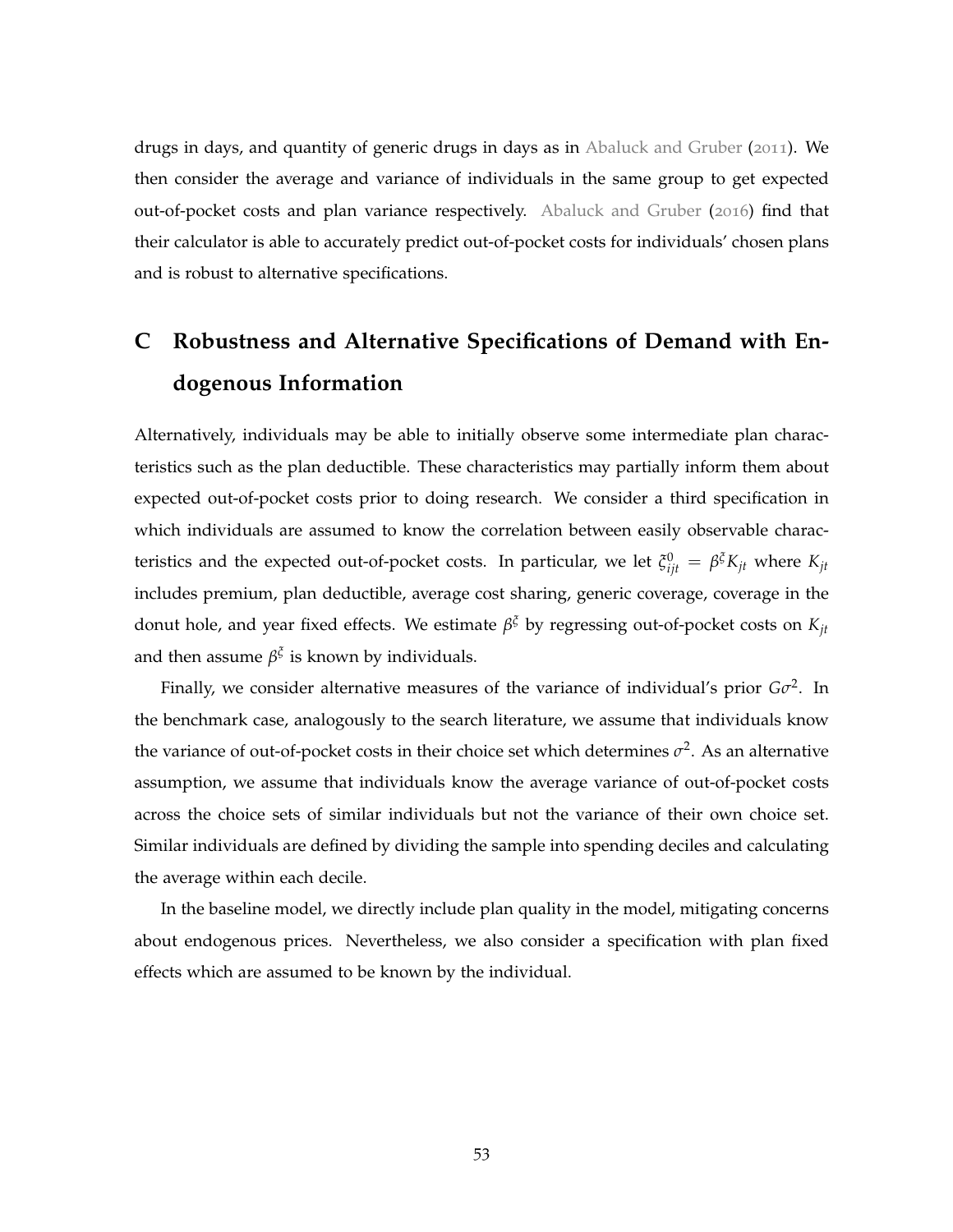drugs in days, and quantity of generic drugs in days as in Abaluck and Gruber (2011). We then consider the average and variance of individuals in the same group to get expected out-of-pocket costs and plan variance respectively. Abaluck and Gruber (2016) find that their calculator is able to accurately predict out-of-pocket costs for individuals' chosen plans and is robust to alternative specifications.

# C Robustness and Alternative Specifications of Demand with Endogenous Information

Alternatively, individuals may be able to initially observe some intermediate plan characteristics such as the plan deductible. These characteristics may partially inform them about expected out-of-pocket costs prior to doing research. We consider a third specification in which individuals are assumed to know the correlation between easily observable characteristics and the expected out-of-pocket costs. In particular, we let $\xi^0_{ijt} = \beta^{\xi} K_{jt}$ where $K_{jt}$ includes premium, plan deductible, average cost sharing, generic coverage, coverage in the donut hole, and year fixed effects. We estimate $\beta^{\xi}$ by regressing out-of-pocket costs on $K_{jt}$ and then assume $\beta^{\xi}$ is known by individuals.

Finally, we consider alternative measures of the variance of individual's prior $G\sigma^2$. In the benchmark case, analogously to the search literature, we assume that individuals know the variance of out-of-pocket costs in their choice set which determines $\sigma^2$. As an alternative assumption, we assume that individuals know the average variance of out-of-pocket costs across the choice sets of similar individuals but not the variance of their own choice set. Similar individuals are defined by dividing the sample into spending deciles and calculating the average within each decile.

In the baseline model, we directly include plan quality in the model, mitigating concerns about endogenous prices. Nevertheless, we also consider a specification with plan fixed effects which are assumed to be known by the individual.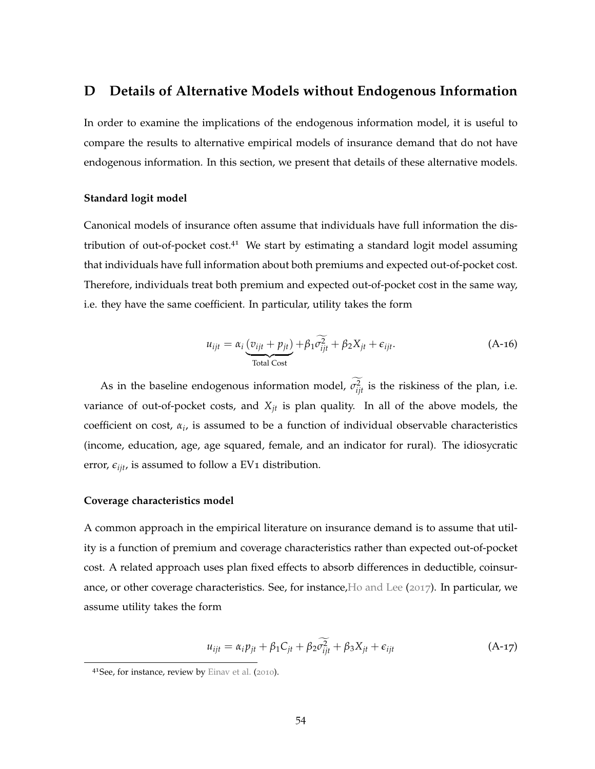# D Details of Alternative Models without Endogenous Information

In order to examine the implications of the endogenous information model, it is useful to compare the results to alternative empirical models of insurance demand that do not have endogenous information. In this section, we present that details of these alternative models.

**Standard logit model**

Canonical models of insurance often assume that individuals have full information the distribution of out-of-pocket cost.[41] We start by estimating a standard logit model assuming that individuals have full information about both premiums and expected out-of-pocket cost. Therefore, individuals treat both premium and expected out-of-pocket cost in the same way, i.e. they have the same coefficient. In particular, utility takes the form

$$u_{ijt} = \alpha_i \underbrace{(v_{ijt} + p_{jt})}_{\text{Total Cost}} + \beta_1 \widetilde{\sigma^2_{ijt}} + \beta_2 X_{jt} + \epsilon_{ijt}. \tag{A-16}$$

As in the baseline endogenous information model, $\widetilde{\sigma^2_{ijt}}$ is the riskiness of the plan, i.e. variance of out-of-pocket costs, and $X_{jt}$ is plan quality. In all of the above models, the coefficient on cost, $\alpha_i$, is assumed to be a function of individual observable characteristics (income, education, age, age squared, female, and an indicator for rural). The idiosycratic error, $\epsilon_{ijt}$, is assumed to follow a EV1 distribution.

**Coverage characteristics model**

A common approach in the empirical literature on insurance demand is to assume that utility is a function of premium and coverage characteristics rather than expected out-of-pocket cost. A related approach uses plan fixed effects to absorb differences in deductible, coinsurance, or other coverage characteristics. See, for instance,Ho and Lee (2017). In particular, we assume utility takes the form

$$u_{ijt} = \alpha_i p_{jt} + \beta_1 C_{jt} + \beta_2 \widetilde{\sigma^2_{ijt}} + \beta_3 X_{jt} + \epsilon_{ijt} \tag{A-17}$$

[41] See, for instance, review by Einav et al. (2010).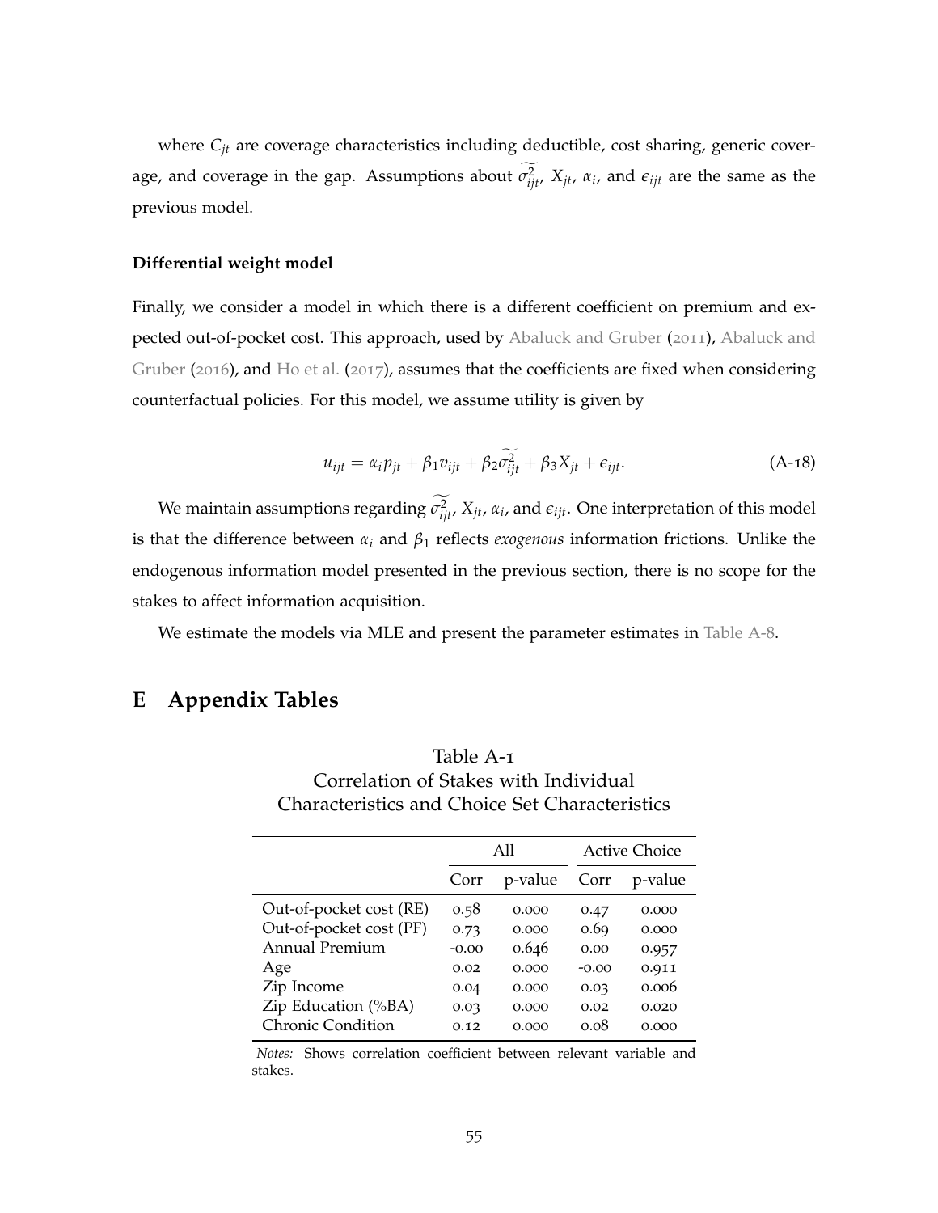where $C_{jt}$ are coverage characteristics including deductible, cost sharing, generic coverage, and coverage in the gap. Assumptions about $\widetilde{\sigma^2_{ijt}}$, $X_{jt}$, $\alpha_i$, and $\epsilon_{ijt}$ are the same as the previous model.

**Differential weight model**

Finally, we consider a model in which there is a different coefficient on premium and expected out-of-pocket cost. This approach, used by Abaluck and Gruber (2011), Abaluck and Gruber (2016), and Ho et al. (2017), assumes that the coefficients are fixed when considering counterfactual policies. For this model, we assume utility is given by

$$u_{ijt} = \alpha_i p_{jt} + \beta_1 v_{ijt} + \beta_2 \widetilde{\sigma^2_{ijt}} + \beta_3 X_{jt} + \epsilon_{ijt}. \tag{A-18}$$

We maintain assumptions regarding $\widetilde{\sigma^2_{ijt}}$, $X_{jt}$, $\alpha_i$, and $\epsilon_{ijt}$. One interpretation of this model is that the difference between $\alpha_i$ and $\beta_1$ reflects *exogenous* information frictions. Unlike the endogenous information model presented in the previous section, there is no scope for the stakes to affect information acquisition.

We estimate the models via MLE and present the parameter estimates in Table A-8.

# E Appendix Tables

Table A-1
Correlation of Stakes with Individual Characteristics and Choice Set Characteristics

| | All | | Active Choice | |
|---|---|---|---|---|
| | Corr | p-value | Corr | p-value |
| Out-of-pocket cost (RE) | 0.58 | 0.000 | 0.47 | 0.000 |
| Out-of-pocket cost (PF) | 0.73 | 0.000 | 0.69 | 0.000 |
| Annual Premium | -0.00 | 0.646 | 0.00 | 0.957 |
| Age | 0.02 | 0.000 | -0.00 | 0.911 |
| Zip Income | 0.04 | 0.000 | 0.03 | 0.006 |
| Zip Education (%BA) | 0.03 | 0.000 | 0.02 | 0.020 |
| Chronic Condition | 0.12 | 0.000 | 0.08 | 0.000 |

*Notes:* Shows correlation coefficient between relevant variable and stakes.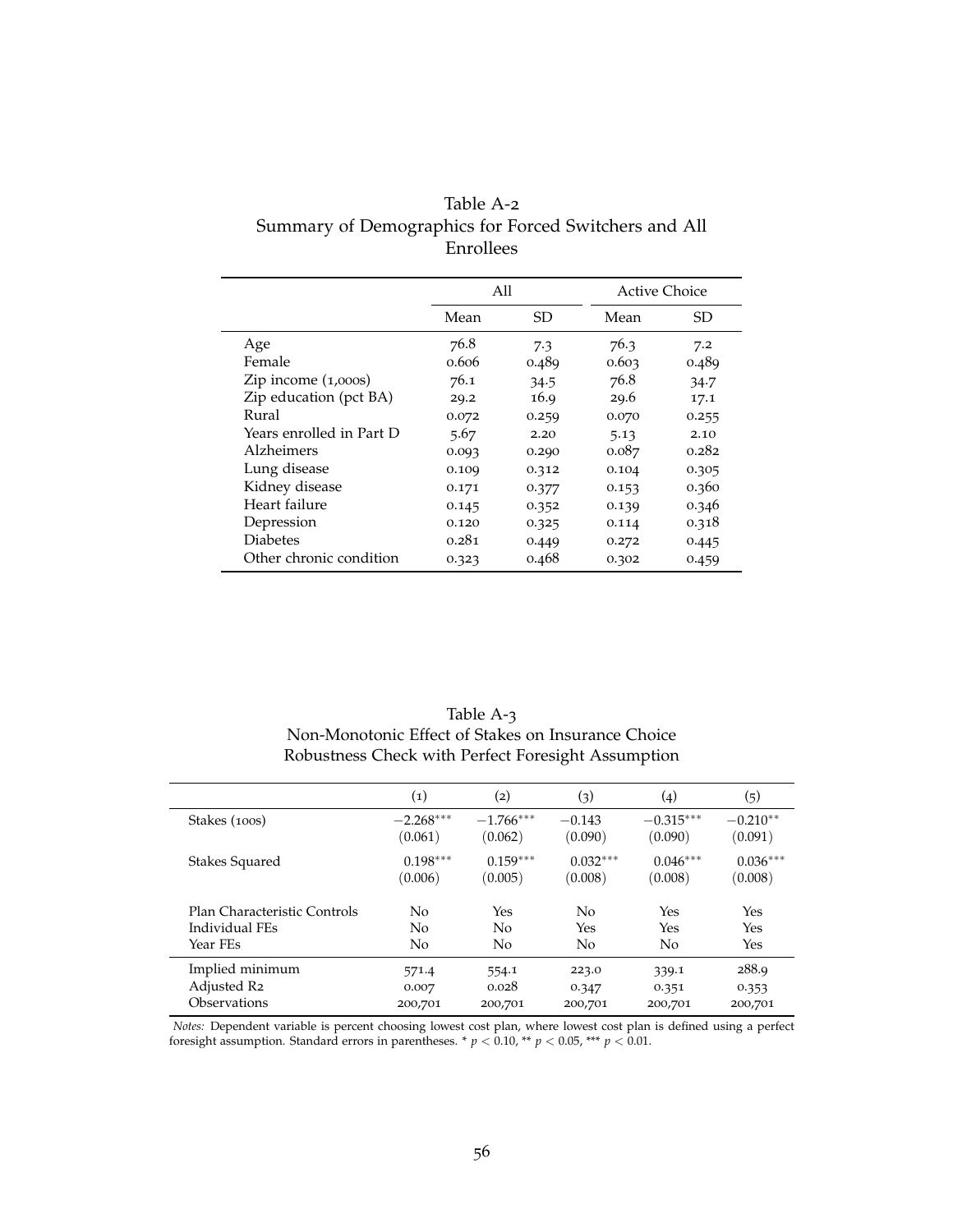Table A-2
Summary of Demographics for Forced Switchers and All Enrollees

| | All | | Active Choice | |
|---|---|---|---|---|
| | Mean | SD | Mean | SD |
| Age | 76.8 | 7.3 | 76.3 | 7.2 |
| Female | 0.606 | 0.489 | 0.603 | 0.489 |
| Zip income (1,000s) | 76.1 | 34.5 | 76.8 | 34.7 |
| Zip education (pct BA) | 29.2 | 16.9 | 29.6 | 17.1 |
| Rural | 0.072 | 0.259 | 0.070 | 0.255 |
| Years enrolled in Part D | 5.67 | 2.20 | 5.13 | 2.10 |
| Alzheimers | 0.093 | 0.290 | 0.087 | 0.282 |
| Lung disease | 0.109 | 0.312 | 0.104 | 0.305 |
| Kidney disease | 0.171 | 0.377 | 0.153 | 0.360 |
| Heart failure | 0.145 | 0.352 | 0.139 | 0.346 |
| Depression | 0.120 | 0.325 | 0.114 | 0.318 |
| Diabetes | 0.281 | 0.449 | 0.272 | 0.445 |
| Other chronic condition | 0.323 | 0.468 | 0.302 | 0.459 |

Table A-3
Non-Monotonic Effect of Stakes on Insurance Choice
Robustness Check with Perfect Foresight Assumption

| | (1) | (2) | (3) | (4) | (5) |
|---|---|---|---|---|---|
| Stakes (100s) | $-2.268^{***}$ | $-1.766^{***}$ | $-0.143$ | $-0.315^{***}$ | $-0.210^{**}$ |
| | (0.061) | (0.062) | (0.090) | (0.090) | (0.091) |
| Stakes Squared | $0.198^{***}$ | $0.159^{***}$ | $0.032^{***}$ | $0.046^{***}$ | $0.036^{***}$ |
| | (0.006) | (0.005) | (0.008) | (0.008) | (0.008) |
| Plan Characteristic Controls | No | Yes | No | Yes | Yes |
| Individual FEs | No | No | Yes | Yes | Yes |
| Year FEs | No | No | No | No | Yes |
| Implied minimum | 571.4 | 554.1 | 223.0 | 339.1 | 288.9 |
| Adjusted R2 | 0.007 | 0.028 | 0.347 | 0.351 | 0.353 |
| Observations | 200,701 | 200,701 | 200,701 | 200,701 | 200,701 |

*Notes:* Dependent variable is percent choosing lowest cost plan, where lowest cost plan is defined using a perfect foresight assumption. Standard errors in parentheses. * $p < 0.10$, ** $p < 0.05$, *** $p < 0.01$.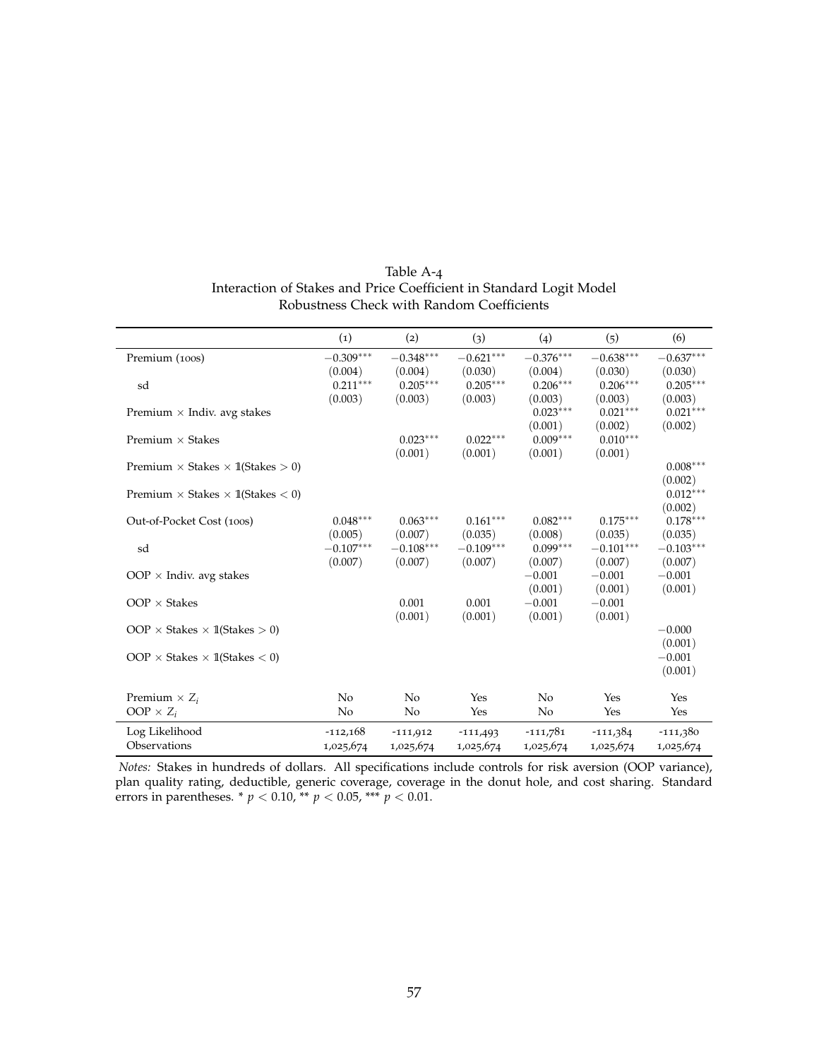Table A-4
Interaction of Stakes and Price Coefficient in Standard Logit Model
Robustness Check with Random Coefficients

| | (1) | (2) | (3) | (4) | (5) | (6) |
|---|---|---|---|---|---|---|
| Premium (100s) | $-0.309^{***}$ | $-0.348^{***}$ | $-0.621^{***}$ | $-0.376^{***}$ | $-0.638^{***}$ | $-0.637^{***}$ |
| | (0.004) | (0.004) | (0.030) | (0.004) | (0.030) | (0.030) |
| sd | $0.211^{***}$ | $0.205^{***}$ | $0.205^{***}$ | $0.206^{***}$ | $0.206^{***}$ | $0.205^{***}$ |
| | (0.003) | (0.003) | (0.003) | (0.003) | (0.003) | (0.003) |
| Premium × Indiv. avg stakes | | | | $0.023^{***}$ | $0.021^{***}$ | $0.021^{***}$ |
| | | | | (0.001) | (0.002) | (0.002) |
| Premium × Stakes | | $0.023^{***}$ | $0.022^{***}$ | $0.009^{***}$ | $0.010^{***}$ | |
| | | (0.001) | (0.001) | (0.001) | (0.001) | |
| Premium × Stakes × $\mathbb{1}$(Stakes $> 0$) | | | | | | $0.008^{***}$ |
| | | | | | | (0.002) |
| Premium × Stakes × $\mathbb{1}$(Stakes $< 0$) | | | | | | $0.012^{***}$ |
| | | | | | | (0.002) |
| Out-of-Pocket Cost (100s) | $0.048^{***}$ | $0.063^{***}$ | $0.161^{***}$ | $0.082^{***}$ | $0.175^{***}$ | $0.178^{***}$ |
| | (0.005) | (0.007) | (0.035) | (0.008) | (0.035) | (0.035) |
| sd | $-0.107^{***}$ | $-0.108^{***}$ | $-0.109^{***}$ | $0.099^{***}$ | $-0.101^{***}$ | $-0.103^{***}$ |
| | (0.007) | (0.007) | (0.007) | (0.007) | (0.007) | (0.007) |
| OOP × Indiv. avg stakes | | | | $-0.001$ | $-0.001$ | $-0.001$ |
| | | | | (0.001) | (0.001) | (0.001) |
| OOP × Stakes | | 0.001 | 0.001 | $-0.001$ | $-0.001$ | |
| | | (0.001) | (0.001) | (0.001) | (0.001) | |
| OOP × Stakes × $\mathbb{1}$(Stakes $> 0$) | | | | | | $-0.000$ |
| | | | | | | (0.001) |
| OOP × Stakes × $\mathbb{1}$(Stakes $< 0$) | | | | | | $-0.001$ |
| | | | | | | (0.001) |
| Premium × $Z_i$ | No | No | Yes | No | Yes | Yes |
| OOP × $Z_i$ | No | No | Yes | No | Yes | Yes |
| Log Likelihood | -112,168 | -111,912 | -111,493 | -111,781 | -111,384 | -111,380 |
| Observations | 1,025,674 | 1,025,674 | 1,025,674 | 1,025,674 | 1,025,674 | 1,025,674 |

*Notes:* Stakes in hundreds of dollars. All specifications include controls for risk aversion (OOP variance), plan quality rating, deductible, generic coverage, coverage in the donut hole, and cost sharing. Standard errors in parentheses. * $p < 0.10$, ** $p < 0.05$, *** $p < 0.01$.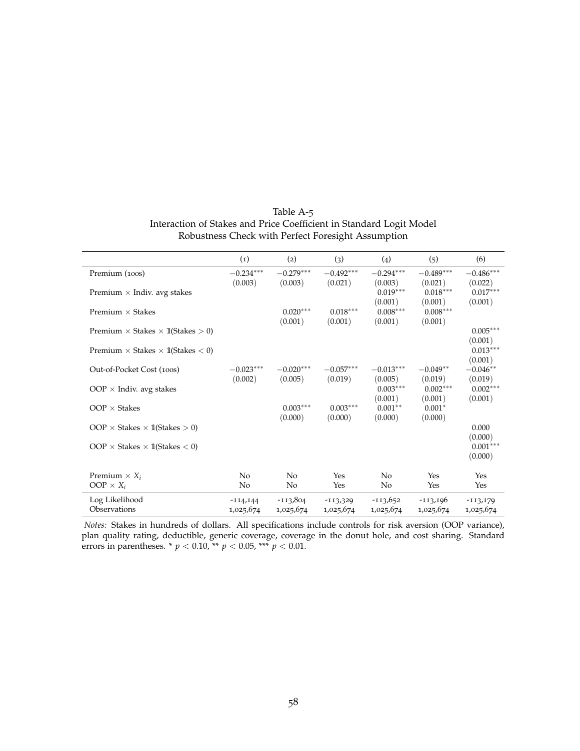Table A-5
Interaction of Stakes and Price Coefficient in Standard Logit Model
Robustness Check with Perfect Foresight Assumption

| | (1) | (2) | (3) | (4) | (5) | (6) |
|---|---|---|---|---|---|---|
| Premium (100s) | $-0.234^{***}$ | $-0.279^{***}$ | $-0.492^{***}$ | $-0.294^{***}$ | $-0.489^{***}$ | $-0.486^{***}$ |
| | (0.003) | (0.003) | (0.021) | (0.003) | (0.021) | (0.022) |
| Premium × Indiv. avg stakes | | | | $0.019^{***}$ | $0.018^{***}$ | $0.017^{***}$ |
| | | | | (0.001) | (0.001) | (0.001) |
| Premium × Stakes | | $0.020^{***}$ | $0.018^{***}$ | $0.008^{***}$ | $0.008^{***}$ | |
| | | (0.001) | (0.001) | (0.001) | (0.001) | |
| Premium × Stakes × $\mathbb{1}$(Stakes $> 0$) | | | | | | $0.005^{***}$ |
| | | | | | | (0.001) |
| Premium × Stakes × $\mathbb{1}$(Stakes $< 0$) | | | | | | $0.013^{***}$ |
| | | | | | | (0.001) |
| Out-of-Pocket Cost (100s) | $-0.023^{***}$ | $-0.020^{***}$ | $-0.057^{***}$ | $-0.013^{***}$ | $-0.049^{**}$ | $-0.046^{**}$ |
| | (0.002) | (0.005) | (0.019) | (0.005) | (0.019) | (0.019) |
| OOP × Indiv. avg stakes | | | | $0.003^{***}$ | $0.002^{***}$ | $0.002^{***}$ |
| | | | | (0.001) | (0.001) | (0.001) |
| OOP × Stakes | | $0.003^{***}$ | $0.003^{***}$ | $0.001^{**}$ | $0.001^{*}$ | |
| | | (0.000) | (0.000) | (0.000) | (0.000) | |
| OOP × Stakes × $\mathbb{1}$(Stakes $> 0$) | | | | | | 0.000 |
| | | | | | | (0.000) |
| OOP × Stakes × $\mathbb{1}$(Stakes $< 0$) | | | | | | $0.001^{***}$ |
| | | | | | | (0.000) |
| Premium × $X_i$ | No | No | Yes | No | Yes | Yes |
| OOP × $X_i$ | No | No | Yes | No | Yes | Yes |
| Log Likelihood | -114,144 | -113,804 | -113,329 | -113,652 | -113,196 | -113,179 |
| Observations | 1,025,674 | 1,025,674 | 1,025,674 | 1,025,674 | 1,025,674 | 1,025,674 |

*Notes:* Stakes in hundreds of dollars. All specifications include controls for risk aversion (OOP variance), plan quality rating, deductible, generic coverage, coverage in the donut hole, and cost sharing. Standard errors in parentheses. * $p < 0.10$, ** $p < 0.05$, *** $p < 0.01$.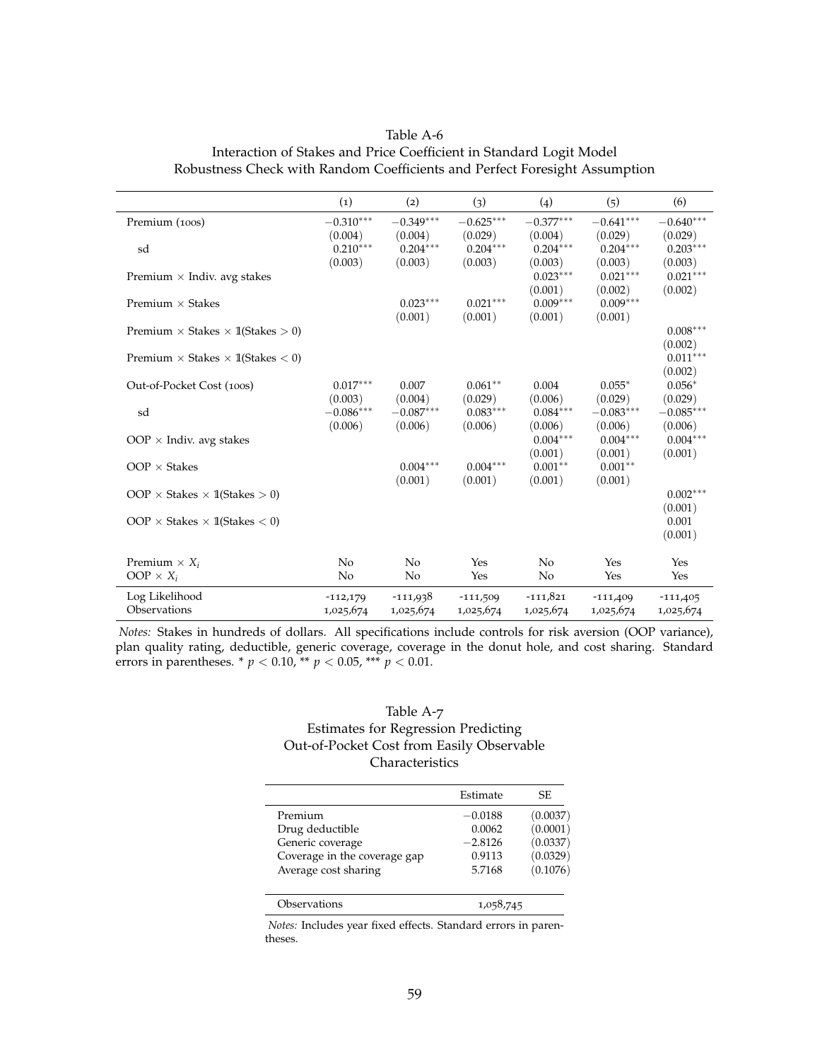Table A-6
Interaction of Stakes and Price Coefficient in Standard Logit Model
Robustness Check with Random Coefficients and Perfect Foresight Assumption

| | (1) | (2) | (3) | (4) | (5) | (6) |
|---|---|---|---|---|---|---|
| Premium (100s) | $-0.310^{***}$ | $-0.349^{***}$ | $-0.625^{***}$ | $-0.377^{***}$ | $-0.641^{***}$ | $-0.640^{***}$ |
| | (0.004) | (0.004) | (0.029) | (0.004) | (0.029) | (0.029) |
| sd | $0.210^{***}$ | $0.204^{***}$ | $0.204^{***}$ | $0.204^{***}$ | $0.204^{***}$ | $0.203^{***}$ |
| | (0.003) | (0.003) | (0.003) | (0.003) | (0.003) | (0.003) |
| Premium × Indiv. avg stakes | | | | $0.023^{***}$ | $0.021^{***}$ | $0.021^{***}$ |
| | | | | (0.001) | (0.002) | (0.002) |
| Premium × Stakes | | $0.023^{***}$ | $0.021^{***}$ | $0.009^{***}$ | $0.009^{***}$ | |
| | | (0.001) | (0.001) | (0.001) | (0.001) | |
| Premium × Stakes × $\mathbb{1}(\text{Stakes} > 0)$ | | | | | | $0.008^{***}$ |
| | | | | | | (0.002) |
| Premium × Stakes × $\mathbb{1}(\text{Stakes} < 0)$ | | | | | | $0.011^{***}$ |
| | | | | | | (0.002) |
| Out-of-Pocket Cost (100s) | $0.017^{***}$ | 0.007 | $0.061^{**}$ | 0.004 | $0.055^{*}$ | $0.056^{*}$ |
| | (0.003) | (0.004) | (0.029) | (0.006) | (0.029) | (0.029) |
| sd | $-0.086^{***}$ | $-0.087^{***}$ | $0.083^{***}$ | $0.084^{***}$ | $-0.083^{***}$ | $-0.085^{***}$ |
| | (0.006) | (0.006) | (0.006) | (0.006) | (0.006) | (0.006) |
| OOP × Indiv. avg stakes | | | | $0.004^{***}$ | $0.004^{***}$ | $0.004^{***}$ |
| | | | | (0.001) | (0.001) | (0.001) |
| OOP × Stakes | | $0.004^{***}$ | $0.004^{***}$ | $0.001^{**}$ | $0.001^{**}$ | |
| | | (0.001) | (0.001) | (0.001) | (0.001) | |
| OOP × Stakes × $\mathbb{1}(\text{Stakes} > 0)$ | | | | | | $0.002^{***}$ |
| | | | | | | (0.001) |
| OOP × Stakes × $\mathbb{1}(\text{Stakes} < 0)$ | | | | | | 0.001 |
| | | | | | | (0.001) |
| Premium × $X_i$ | No | No | Yes | No | Yes | Yes |
| OOP × $X_i$ | No | No | Yes | No | Yes | Yes |
| Log Likelihood | -112,179 | -111,938 | -111,509 | -111,821 | -111,409 | -111,405 |
| Observations | 1,025,674 | 1,025,674 | 1,025,674 | 1,025,674 | 1,025,674 | 1,025,674 |

*Notes:* Stakes in hundreds of dollars. All specifications include controls for risk aversion (OOP variance), plan quality rating, deductible, generic coverage, coverage in the donut hole, and cost sharing. Standard errors in parentheses. * $p < 0.10$, ** $p < 0.05$, *** $p < 0.01$.

Table A-7
Estimates for Regression Predicting
Out-of-Pocket Cost from Easily Observable
Characteristics

| | Estimate | SE |
|---|---|---|
| Premium | −0.0188 | (0.0037) |
| Drug deductible | 0.0062 | (0.0001) |
| Generic coverage | −2.8126 | (0.0337) |
| Coverage in the coverage gap | 0.9113 | (0.0329) |
| Average cost sharing | 5.7168 | (0.1076) |
| Observations | 1,058,745 | |

*Notes:* Includes year fixed effects. Standard errors in parentheses.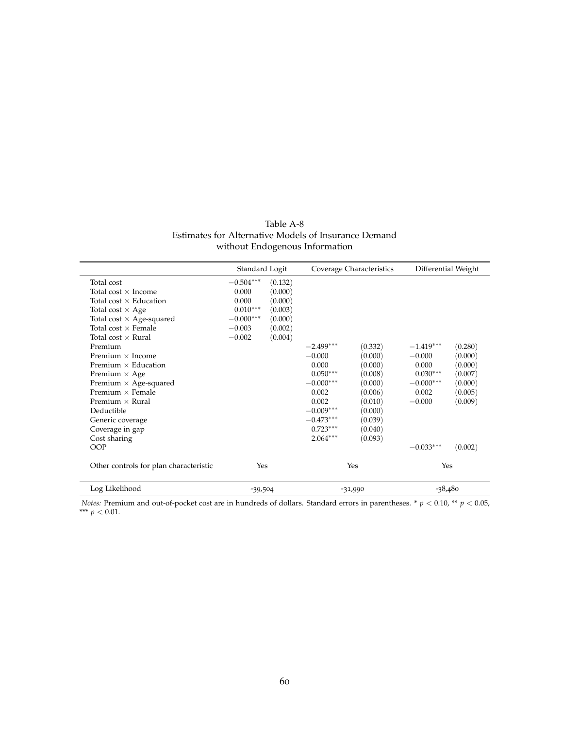Table A-8
Estimates for Alternative Models of Insurance Demand
without Endogenous Information

| | Standard Logit | | Coverage Characteristics | | Differential Weight | |
|---|---|---|---|---|---|---|
| Total cost | $-0.504^{***}$ | (0.132) | | | | |
| Total cost × Income | 0.000 | (0.000) | | | | |
| Total cost × Education | 0.000 | (0.000) | | | | |
| Total cost × Age | $0.010^{***}$ | (0.003) | | | | |
| Total cost × Age-squared | $-0.000^{***}$ | (0.000) | | | | |
| Total cost × Female | $-0.003$ | (0.002) | | | | |
| Total cost × Rural | $-0.002$ | (0.004) | | | | |
| Premium | | | $-2.499^{***}$ | (0.332) | $-1.419^{***}$ | (0.280) |
| Premium × Income | | | $-0.000$ | (0.000) | $-0.000$ | (0.000) |
| Premium × Education | | | 0.000 | (0.000) | 0.000 | (0.000) |
| Premium × Age | | | $0.050^{***}$ | (0.008) | $0.030^{***}$ | (0.007) |
| Premium × Age-squared | | | $-0.000^{***}$ | (0.000) | $-0.000^{***}$ | (0.000) |
| Premium × Female | | | 0.002 | (0.006) | 0.002 | (0.005) |
| Premium × Rural | | | 0.002 | (0.010) | $-0.000$ | (0.009) |
| Deductible | | | $-0.009^{***}$ | (0.000) | | |
| Generic coverage | | | $-0.473^{***}$ | (0.039) | | |
| Coverage in gap | | | $0.723^{***}$ | (0.040) | | |
| Cost sharing | | | $2.064^{***}$ | (0.093) | | |
| OOP | | | | | $-0.033^{***}$ | (0.002) |
| Other controls for plan characteristic | Yes | | Yes | | Yes | |
| Log Likelihood | -39,504 | | -31,990 | | -38,480 | |

*Notes:* Premium and out-of-pocket cost are in hundreds of dollars. Standard errors in parentheses. * $p < 0.10$, ** $p < 0.05$, *** $p < 0.01$.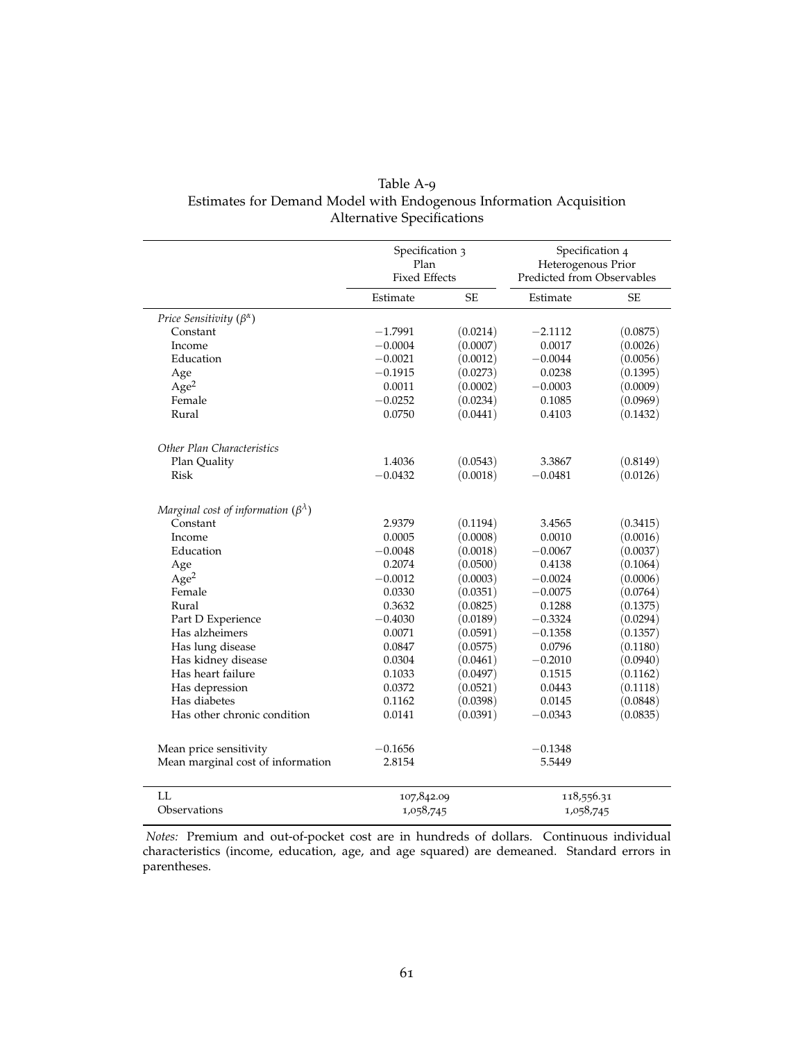Table A-9
Estimates for Demand Model with Endogenous Information Acquisition
Alternative Specifications

| | Specification 3 Plan Fixed Effects | | Specification 4 Heterogenous Prior Predicted from Observables | |
|---|---|---|---|---|
| | Estimate | SE | Estimate | SE |
| *Price Sensitivity* ($\beta^{\alpha}$) | | | | |
| Constant | −1.7991 | (0.0214) | −2.1112 | (0.0875) |
| Income | −0.0004 | (0.0007) | 0.0017 | (0.0026) |
| Education | −0.0021 | (0.0012) | −0.0044 | (0.0056) |
| Age | −0.1915 | (0.0273) | 0.0238 | (0.1395) |
| Age$^2$ | 0.0011 | (0.0002) | −0.0003 | (0.0009) |
| Female | −0.0252 | (0.0234) | 0.1085 | (0.0969) |
| Rural | 0.0750 | (0.0441) | 0.4103 | (0.1432) |
| *Other Plan Characteristics* | | | | |
| Plan Quality | 1.4036 | (0.0543) | 3.3867 | (0.8149) |
| Risk | −0.0432 | (0.0018) | −0.0481 | (0.0126) |
| *Marginal cost of information* ($\beta^{\lambda}$) | | | | |
| Constant | 2.9379 | (0.1194) | 3.4565 | (0.3415) |
| Income | 0.0005 | (0.0008) | 0.0010 | (0.0016) |
| Education | −0.0048 | (0.0018) | −0.0067 | (0.0037) |
| Age | 0.2074 | (0.0500) | 0.4138 | (0.1064) |
| Age$^2$ | −0.0012 | (0.0003) | −0.0024 | (0.0006) |
| Female | 0.0330 | (0.0351) | −0.0075 | (0.0764) |
| Rural | 0.3632 | (0.0825) | 0.1288 | (0.1375) |
| Part D Experience | −0.4030 | (0.0189) | −0.3324 | (0.0294) |
| Has alzheimers | 0.0071 | (0.0591) | −0.1358 | (0.1357) |
| Has lung disease | 0.0847 | (0.0575) | 0.0796 | (0.1180) |
| Has kidney disease | 0.0304 | (0.0461) | −0.2010 | (0.0940) |
| Has heart failure | 0.1033 | (0.0497) | 0.1515 | (0.1162) |
| Has depression | 0.0372 | (0.0521) | 0.0443 | (0.1118) |
| Has diabetes | 0.1162 | (0.0398) | 0.0145 | (0.0848) |
| Has other chronic condition | 0.0141 | (0.0391) | −0.0343 | (0.0835) |
| Mean price sensitivity | −0.1656 | | −0.1348 | |
| Mean marginal cost of information | 2.8154 | | 5.5449 | |
| LL | 107,842.09 | | 118,556.31 | |
| Observations | 1,058,745 | | 1,058,745 | |

*Notes:* Premium and out-of-pocket cost are in hundreds of dollars. Continuous individual characteristics (income, education, age, and age squared) are demeaned. Standard errors in parentheses.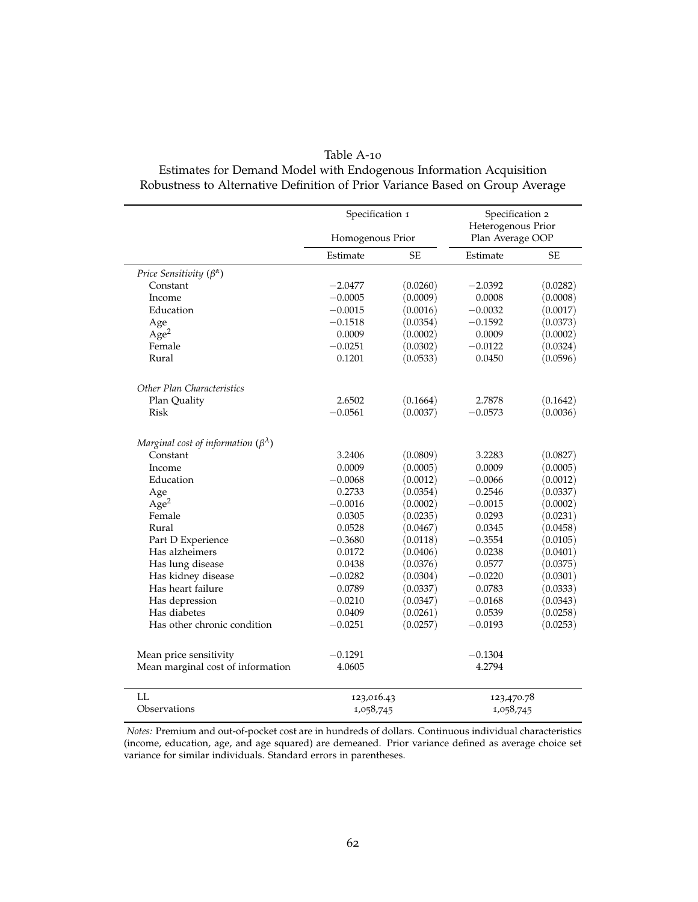Table A-10

Estimates for Demand Model with Endogenous Information Acquisition

Robustness to Alternative Definition of Prior Variance Based on Group Average

| | Specification 1 Homogenous Prior | | Specification 2 Heterogenous Prior Plan Average OOP | |
|---|---|---|---|---|
| | Estimate | SE | Estimate | SE |
| *Price Sensitivity* ($\beta^{\alpha}$) | | | | |
| Constant | −2.0477 | (0.0260) | −2.0392 | (0.0282) |
| Income | −0.0005 | (0.0009) | 0.0008 | (0.0008) |
| Education | −0.0015 | (0.0016) | −0.0032 | (0.0017) |
| Age | −0.1518 | (0.0354) | −0.1592 | (0.0373) |
| Age$^2$ | 0.0009 | (0.0002) | 0.0009 | (0.0002) |
| Female | −0.0251 | (0.0302) | −0.0122 | (0.0324) |
| Rural | 0.1201 | (0.0533) | 0.0450 | (0.0596) |
| *Other Plan Characteristics* | | | | |
| Plan Quality | 2.6502 | (0.1664) | 2.7878 | (0.1642) |
| Risk | −0.0561 | (0.0037) | −0.0573 | (0.0036) |
| *Marginal cost of information* ($\beta^{\lambda}$) | | | | |
| Constant | 3.2406 | (0.0809) | 3.2283 | (0.0827) |
| Income | 0.0009 | (0.0005) | 0.0009 | (0.0005) |
| Education | −0.0068 | (0.0012) | −0.0066 | (0.0012) |
| Age | 0.2733 | (0.0354) | 0.2546 | (0.0337) |
| Age$^2$ | −0.0016 | (0.0002) | −0.0015 | (0.0002) |
| Female | 0.0305 | (0.0235) | 0.0293 | (0.0231) |
| Rural | 0.0528 | (0.0467) | 0.0345 | (0.0458) |
| Part D Experience | −0.3680 | (0.0118) | −0.3554 | (0.0105) |
| Has alzheimers | 0.0172 | (0.0406) | 0.0238 | (0.0401) |
| Has lung disease | 0.0438 | (0.0376) | 0.0577 | (0.0375) |
| Has kidney disease | −0.0282 | (0.0304) | −0.0220 | (0.0301) |
| Has heart failure | 0.0789 | (0.0337) | 0.0783 | (0.0333) |
| Has depression | −0.0210 | (0.0347) | −0.0168 | (0.0343) |
| Has diabetes | 0.0409 | (0.0261) | 0.0539 | (0.0258) |
| Has other chronic condition | −0.0251 | (0.0257) | −0.0193 | (0.0253) |
| Mean price sensitivity | −0.1291 | | −0.1304 | |
| Mean marginal cost of information | 4.0605 | | 4.2794 | |
| LL | 123,016.43 | | 123,470.78 | |
| Observations | 1,058,745 | | 1,058,745 | |

*Notes:* Premium and out-of-pocket cost are in hundreds of dollars. Continuous individual characteristics (income, education, age, and age squared) are demeaned. Prior variance defined as average choice set variance for similar individuals. Standard errors in parentheses.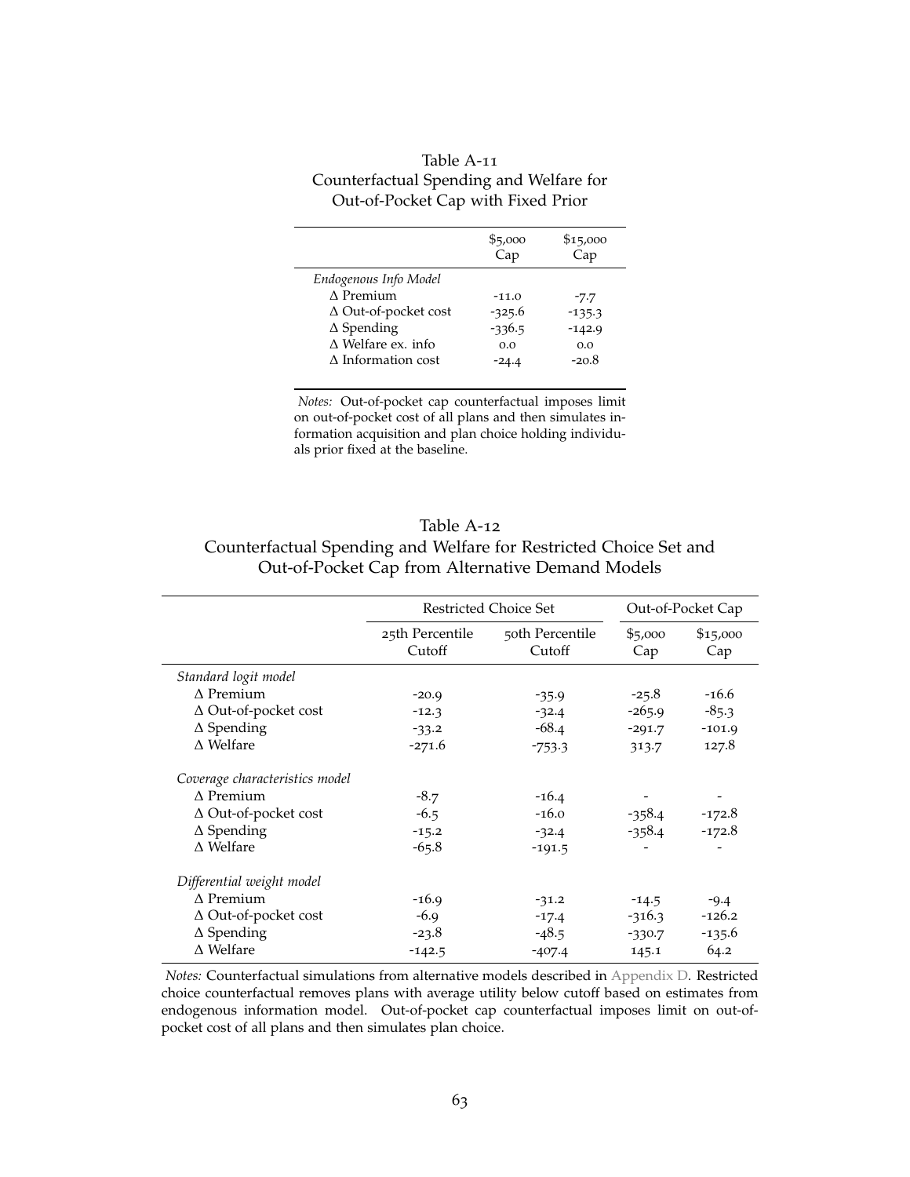Table A-11
Counterfactual Spending and Welfare for Out-of-Pocket Cap with Fixed Prior

| | \$5,000 Cap | \$15,000 Cap |
|---|---|---|
| *Endogenous Info Model* | | |
| Δ Premium | -11.0 | -7.7 |
| Δ Out-of-pocket cost | -325.6 | -135.3 |
| Δ Spending | -336.5 | -142.9 |
| Δ Welfare ex. info | 0.0 | 0.0 |
| Δ Information cost | -24.4 | -20.8 |

*Notes:* Out-of-pocket cap counterfactual imposes limit on out-of-pocket cost of all plans and then simulates information acquisition and plan choice holding individuals prior fixed at the baseline.

Table A-12
Counterfactual Spending and Welfare for Restricted Choice Set and Out-of-Pocket Cap from Alternative Demand Models

| | Restricted Choice Set | | Out-of-Pocket Cap | |
|---|---|---|---|---|
| | 25th Percentile Cutoff | 50th Percentile Cutoff | \$5,000 Cap | \$15,000 Cap |
| *Standard logit model* | | | | |
| Δ Premium | -20.9 | -35.9 | -25.8 | -16.6 |
| Δ Out-of-pocket cost | -12.3 | -32.4 | -265.9 | -85.3 |
| Δ Spending | -33.2 | -68.4 | -291.7 | -101.9 |
| Δ Welfare | -271.6 | -753.3 | 313.7 | 127.8 |
| *Coverage characteristics model* | | | | |
| Δ Premium | -8.7 | -16.4 | - | - |
| Δ Out-of-pocket cost | -6.5 | -16.0 | -358.4 | -172.8 |
| Δ Spending | -15.2 | -32.4 | -358.4 | -172.8 |
| Δ Welfare | -65.8 | -191.5 | - | - |
| *Differential weight model* | | | | |
| Δ Premium | -16.9 | -31.2 | -14.5 | -9.4 |
| Δ Out-of-pocket cost | -6.9 | -17.4 | -316.3 | -126.2 |
| Δ Spending | -23.8 | -48.5 | -330.7 | -135.6 |
| Δ Welfare | -142.5 | -407.4 | 145.1 | 64.2 |

*Notes:* Counterfactual simulations from alternative models described in Appendix D. Restricted choice counterfactual removes plans with average utility below cutoff based on estimates from endogenous information model. Out-of-pocket cap counterfactual imposes limit on out-of-pocket cost of all plans and then simulates plan choice.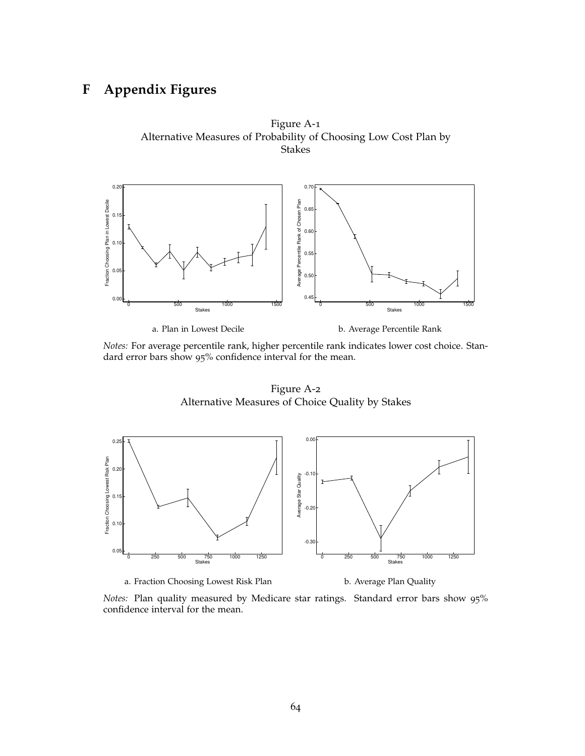# F Appendix Figures

Figure A-1
Alternative Measures of Probability of Choosing Low Cost Plan by Stakes

a. Plan in Lowest Decile

b. Average Percentile Rank

*Notes:* For average percentile rank, higher percentile rank indicates lower cost choice. Standard error bars show 95% confidence interval for the mean.

Figure A-2
Alternative Measures of Choice Quality by Stakes

a. Fraction Choosing Lowest Risk Plan

b. Average Plan Quality

*Notes:* Plan quality measured by Medicare star ratings. Standard error bars show 95% confidence interval for the mean.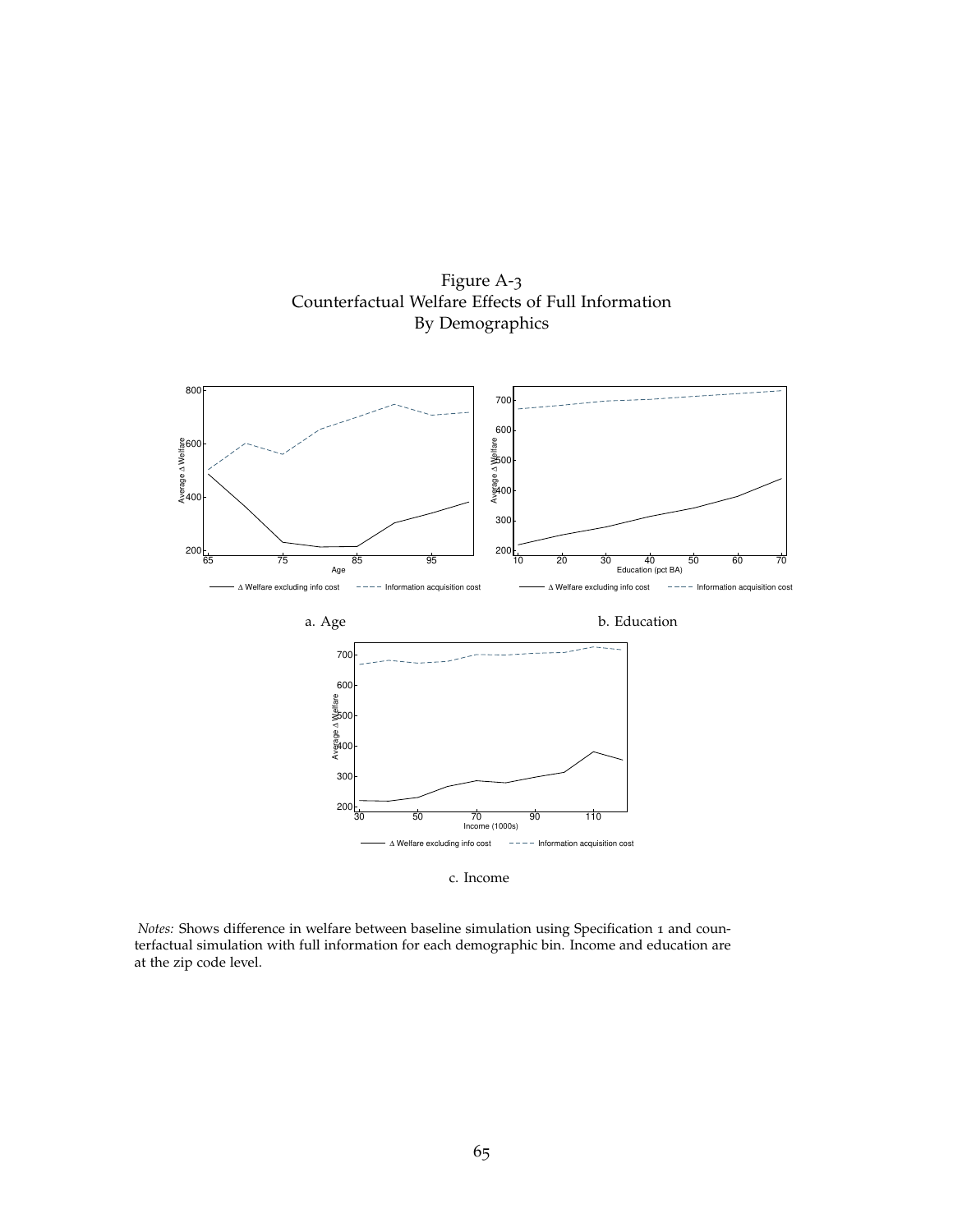Figure A-3
Counterfactual Welfare Effects of Full Information
By Demographics

a. Age

b. Education

c. Income

*Notes:* Shows difference in welfare between baseline simulation using Specification 1 and counterfactual simulation with full information for each demographic bin. Income and education are at the zip code level.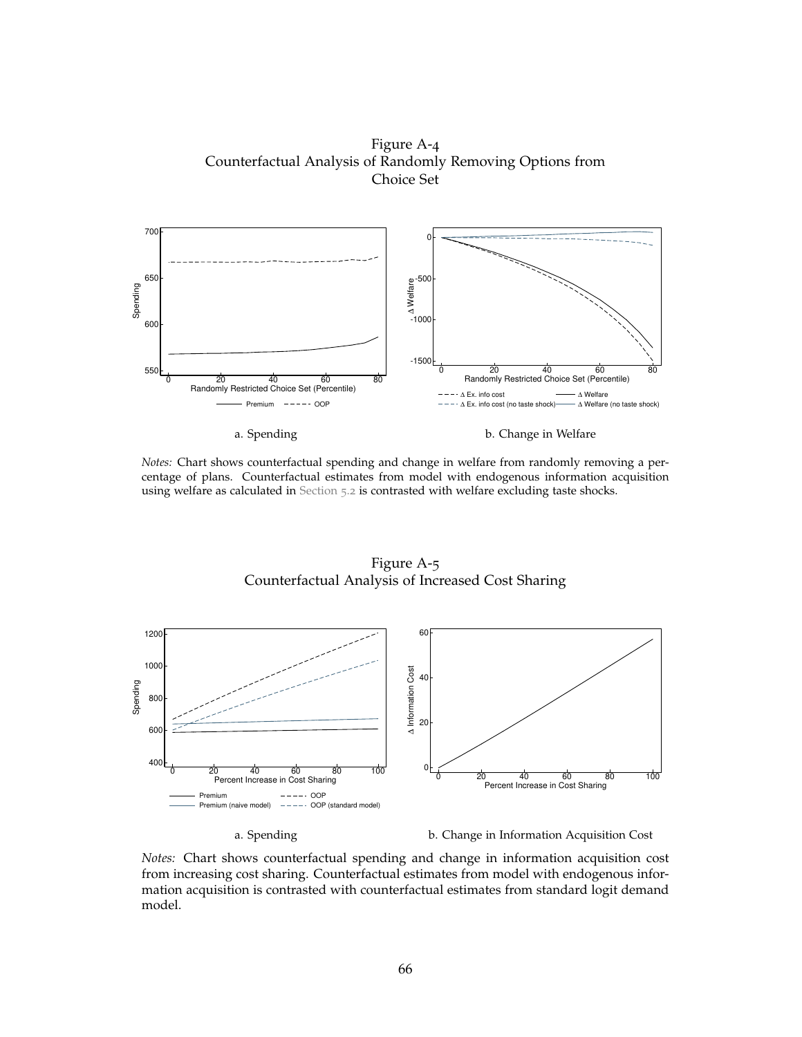Figure A-4
Counterfactual Analysis of Randomly Removing Options from Choice Set

a. Spending

b. Change in Welfare

*Notes:* Chart shows counterfactual spending and change in welfare from randomly removing a percentage of plans. Counterfactual estimates from model with endogenous information acquisition using welfare as calculated in Section 5.2 is contrasted with welfare excluding taste shocks.

Figure A-5
Counterfactual Analysis of Increased Cost Sharing

a. Spending

b. Change in Information Acquisition Cost

*Notes:* Chart shows counterfactual spending and change in information acquisition cost from increasing cost sharing. Counterfactual estimates from model with endogenous information acquisition is contrasted with counterfactual estimates from standard logit demand model.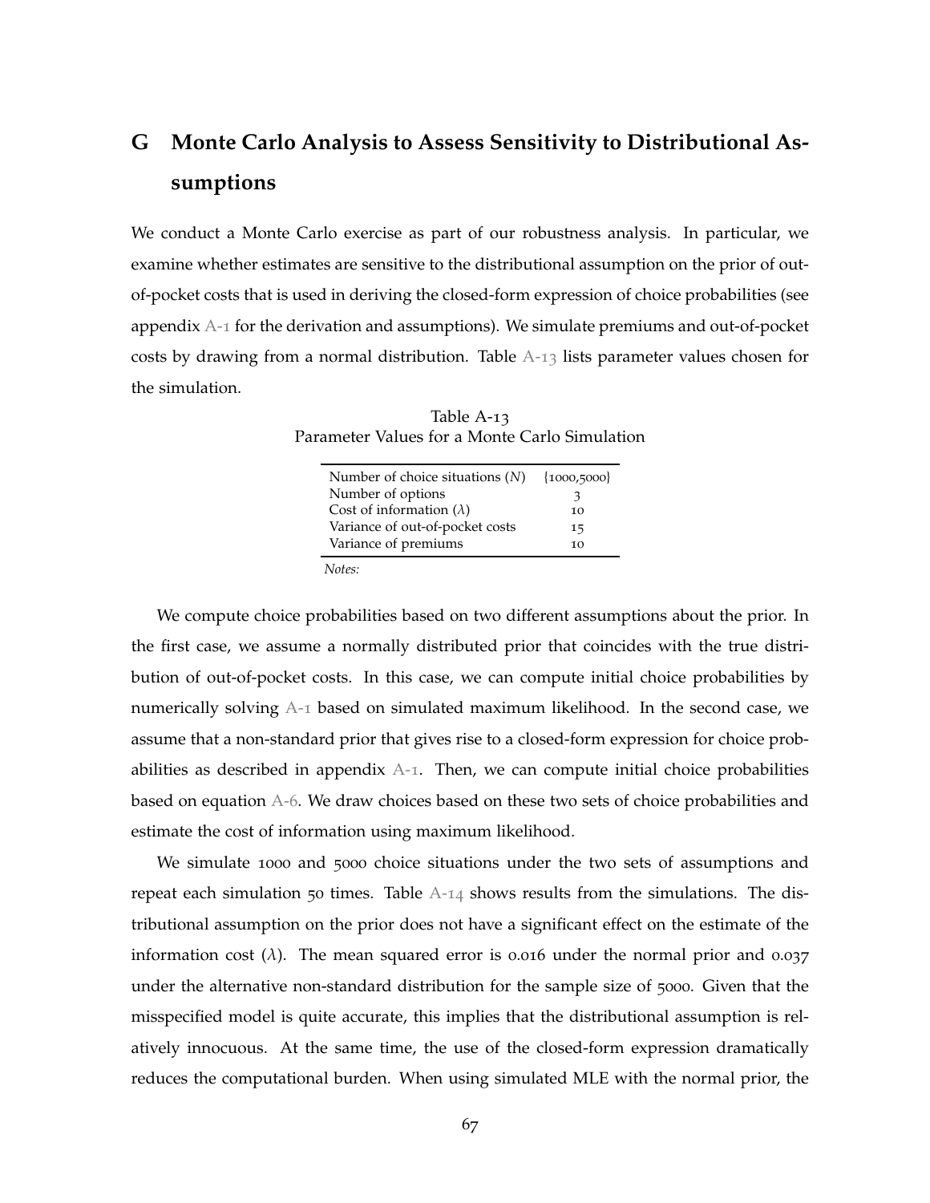# G Monte Carlo Analysis to Assess Sensitivity to Distributional Assumptions

We conduct a Monte Carlo exercise as part of our robustness analysis. In particular, we examine whether estimates are sensitive to the distributional assumption on the prior of out-of-pocket costs that is used in deriving the closed-form expression of choice probabilities (see appendix A-1 for the derivation and assumptions). We simulate premiums and out-of-pocket costs by drawing from a normal distribution. Table A-13 lists parameter values chosen for the simulation.

Table A-13
Parameter Values for a Monte Carlo Simulation

| | |
|---|---|
| Number of choice situations ($N$) | {1000,5000} |
| Number of options | 3 |
| Cost of information ($\lambda$) | 10 |
| Variance of out-of-pocket costs | 15 |
| Variance of premiums | 10 |

*Notes:*

We compute choice probabilities based on two different assumptions about the prior. In the first case, we assume a normally distributed prior that coincides with the true distribution of out-of-pocket costs. In this case, we can compute initial choice probabilities by numerically solving A-1 based on simulated maximum likelihood. In the second case, we assume that a non-standard prior that gives rise to a closed-form expression for choice probabilities as described in appendix A-1. Then, we can compute initial choice probabilities based on equation A-6. We draw choices based on these two sets of choice probabilities and estimate the cost of information using maximum likelihood.

We simulate 1000 and 5000 choice situations under the two sets of assumptions and repeat each simulation 50 times. Table A-14 shows results from the simulations. The distributional assumption on the prior does not have a significant effect on the estimate of the information cost ($\lambda$). The mean squared error is 0.016 under the normal prior and 0.037 under the alternative non-standard distribution for the sample size of 5000. Given that the misspecified model is quite accurate, this implies that the distributional assumption is relatively innocuous. At the same time, the use of the closed-form expression dramatically reduces the computational burden. When using simulated MLE with the normal prior, the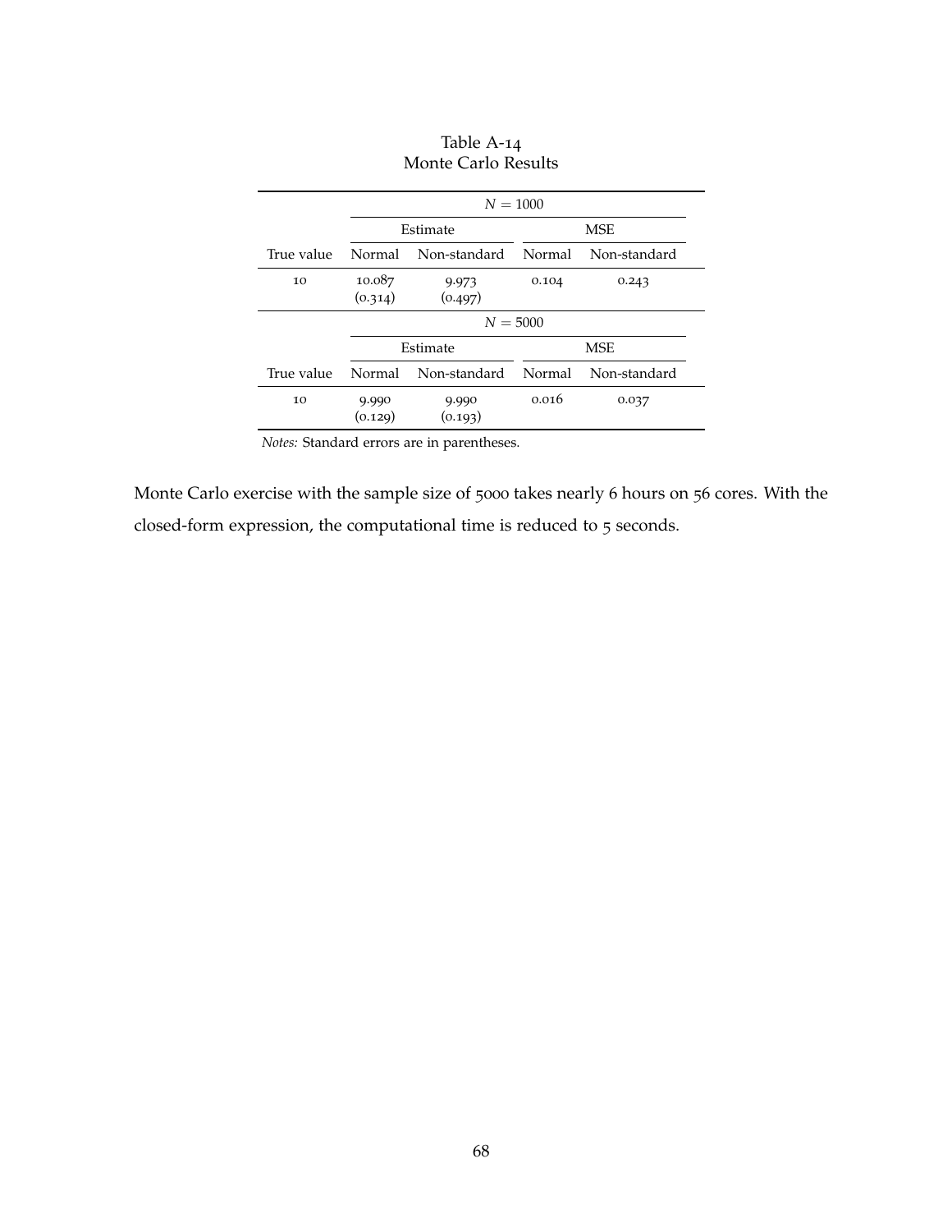Table A-14
Monte Carlo Results

| | $N = 1000$ | | | |
|---|---|---|---|---|
| | Estimate | | MSE | |
| True value | Normal | Non-standard | Normal | Non-standard |
| 10 | 10.087<br>(0.314) | 9.973<br>(0.497) | 0.104 | 0.243 |
| | $N = 5000$ | | | |
| | Estimate | | MSE | |
| True value | Normal | Non-standard | Normal | Non-standard |
| 10 | 9.990<br>(0.129) | 9.990<br>(0.193) | 0.016 | 0.037 |

*Notes:* Standard errors are in parentheses.

Monte Carlo exercise with the sample size of 5000 takes nearly 6 hours on 56 cores. With the closed-form expression, the computational time is reduced to 5 seconds.